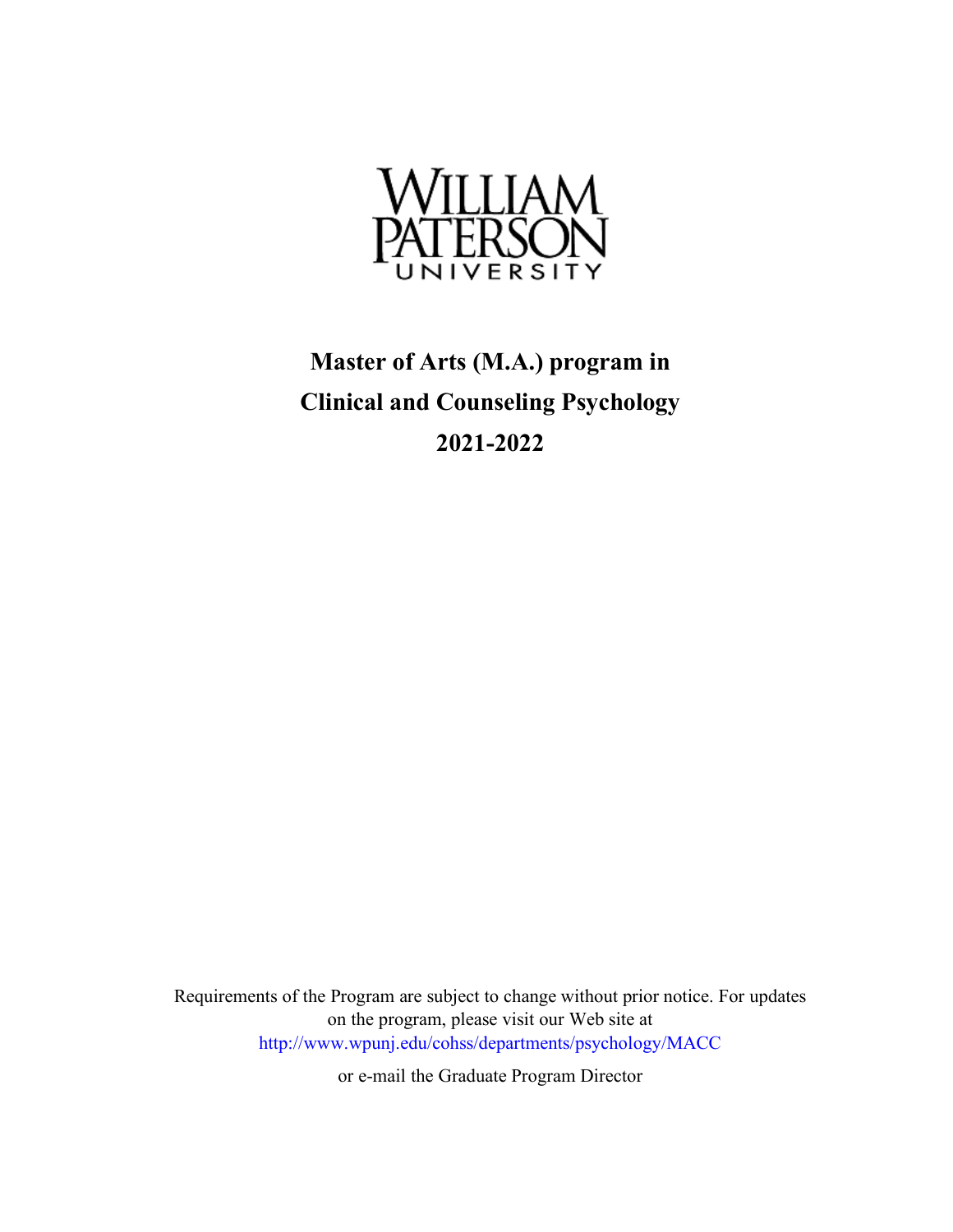# William Paterson University

# Master of Arts (M.A.) program in Clinical and Counseling Psychology 2021-2022

Requirements of the Program are subject to change without prior notice. For updates on the program, please visit our Web site at http://www.wpunj.edu/cohss/departments/psychology/MACC

or e-mail the Graduate Program Director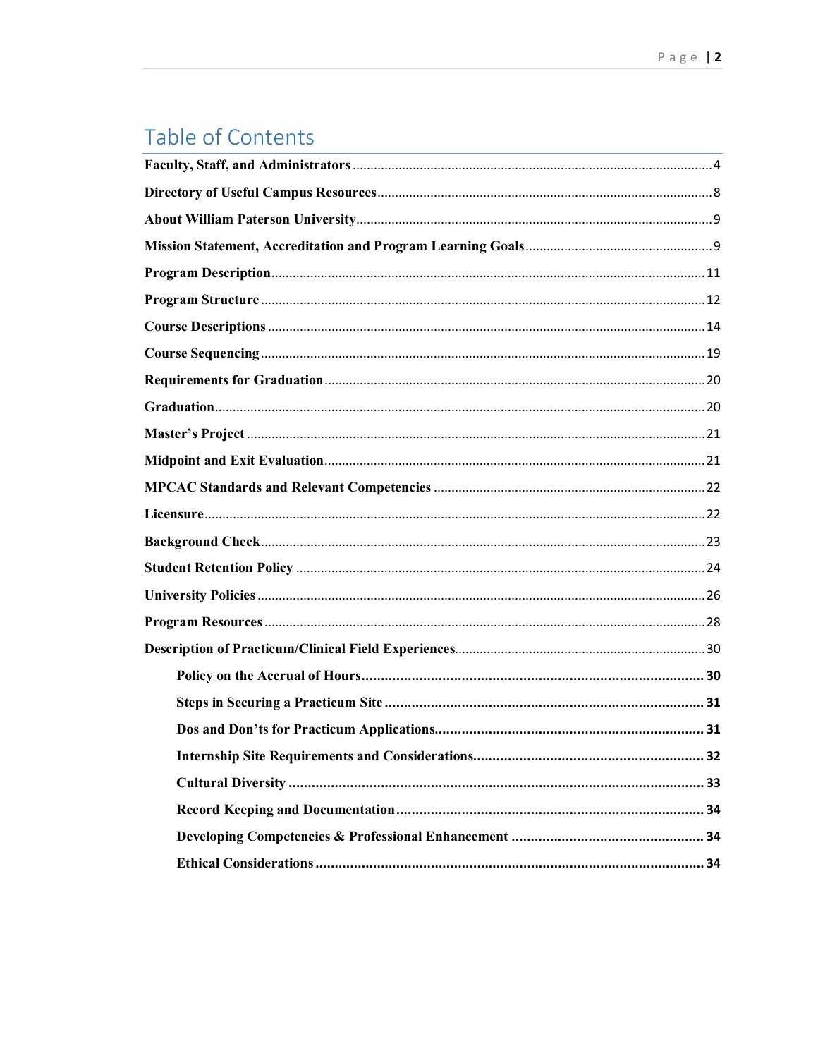# Table of Contents

**Faculty, Staff, and Administrators** .......... 4

**Directory of Useful Campus Resources** .......... 8

**About William Paterson University** .......... 9

**Mission Statement, Accreditation and Program Learning Goals** .......... 9

**Program Description** .......... 11

**Program Structure** .......... 12

**Course Descriptions** .......... 14

**Course Sequencing** .......... 19

**Requirements for Graduation** .......... 20

**Graduation** .......... 20

**Master's Project** .......... 21

**Midpoint and Exit Evaluation** .......... 21

**MPCAC Standards and Relevant Competencies** .......... 22

**Licensure** .......... 22

**Background Check** .......... 23

**Student Retention Policy** .......... 24

**University Policies** .......... 26

**Program Resources** .......... 28

**Description of Practicum/Clinical Field Experiences** .......... 30

- **Policy on the Accrual of Hours** .......... **30**
- **Steps in Securing a Practicum Site** .......... **31**
- **Dos and Don'ts for Practicum Applications** .......... **31**
- **Internship Site Requirements and Considerations** .......... **32**
- **Cultural Diversity** .......... **33**
- **Record Keeping and Documentation** .......... **34**
- **Developing Competencies & Professional Enhancement** .......... **34**
- **Ethical Considerations** .......... **34**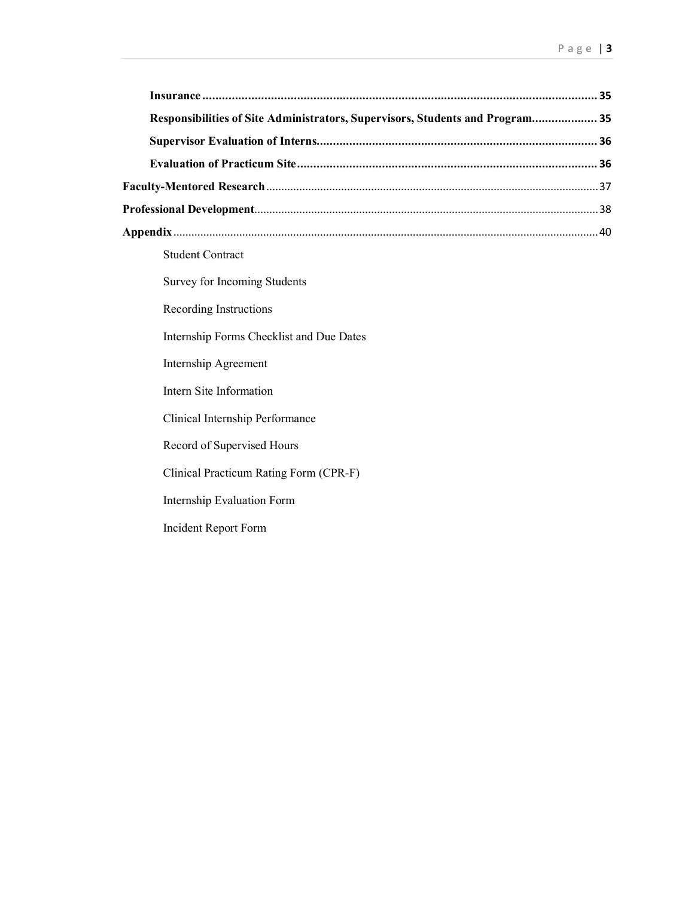**Insurance** .......................................................................................................... **35**

**Responsibilities of Site Administrators, Supervisors, Students and Program**.................... **35**

**Supervisor Evaluation of Interns**...................................................................................... **36**

**Evaluation of Practicum Site** ............................................................................................ **36**

**Faculty-Mentored Research** ............................................................................................. 37

**Professional Development**................................................................................................ 38

**Appendix** ............................................................................................................................ 40

Student Contract

Survey for Incoming Students

Recording Instructions

Internship Forms Checklist and Due Dates

Internship Agreement

Intern Site Information

Clinical Internship Performance

Record of Supervised Hours

Clinical Practicum Rating Form (CPR-F)

Internship Evaluation Form

Incident Report Form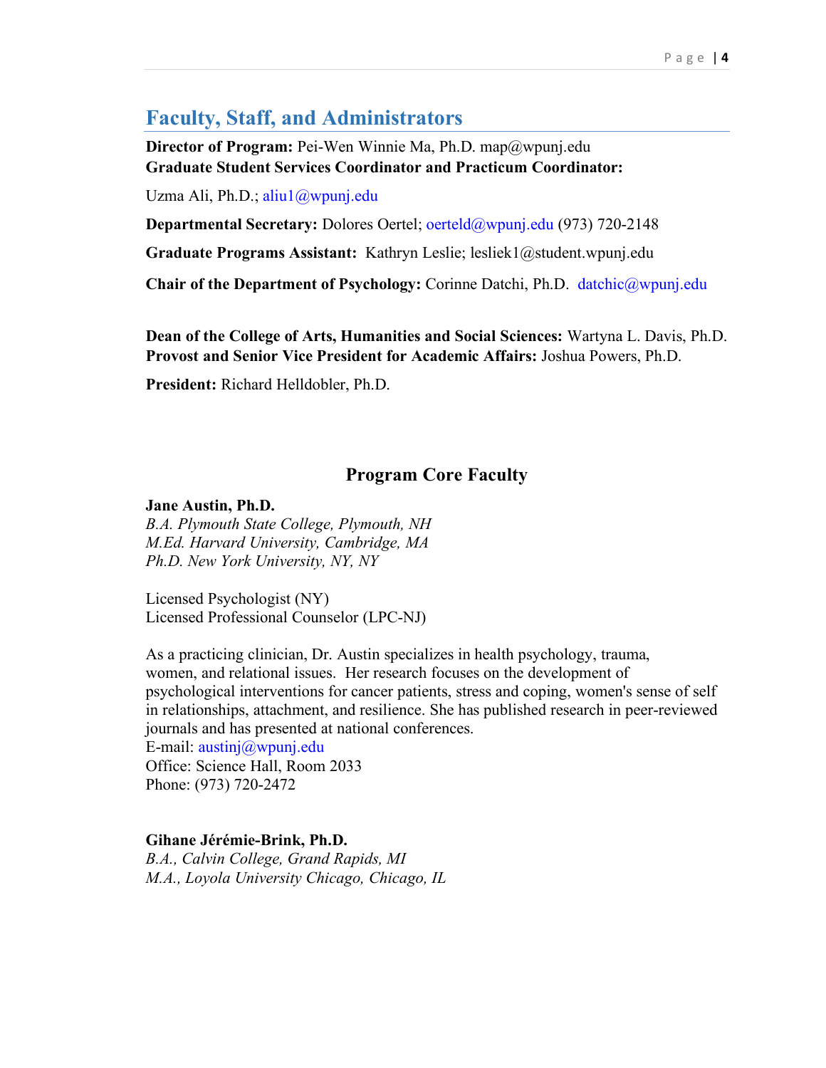## Faculty, Staff, and Administrators

**Director of Program:** Pei-Wen Winnie Ma, Ph.D. map@wpunj.edu
**Graduate Student Services Coordinator and Practicum Coordinator:**

Uzma Ali, Ph.D.; aliu1@wpunj.edu

**Departmental Secretary:** Dolores Oertel; oerteld@wpunj.edu (973) 720-2148

**Graduate Programs Assistant:** Kathryn Leslie; lesliek1@student.wpunj.edu

**Chair of the Department of Psychology:** Corinne Datchi, Ph.D. datchic@wpunj.edu

**Dean of the College of Arts, Humanities and Social Sciences:** Wartyna L. Davis, Ph.D.
**Provost and Senior Vice President for Academic Affairs:** Joshua Powers, Ph.D.

**President:** Richard Helldobler, Ph.D.

### Program Core Faculty

**Jane Austin, Ph.D.**
*B.A. Plymouth State College, Plymouth, NH*
*M.Ed. Harvard University, Cambridge, MA*
*Ph.D. New York University, NY, NY*

Licensed Psychologist (NY)
Licensed Professional Counselor (LPC-NJ)

As a practicing clinician, Dr. Austin specializes in health psychology, trauma, women, and relational issues. Her research focuses on the development of psychological interventions for cancer patients, stress and coping, women's sense of self in relationships, attachment, and resilience. She has published research in peer-reviewed journals and has presented at national conferences.
E-mail: austinj@wpunj.edu
Office: Science Hall, Room 2033
Phone: (973) 720-2472

**Gihane Jérémie-Brink, Ph.D.**
*B.A., Calvin College, Grand Rapids, MI*
*M.A., Loyola University Chicago, Chicago, IL*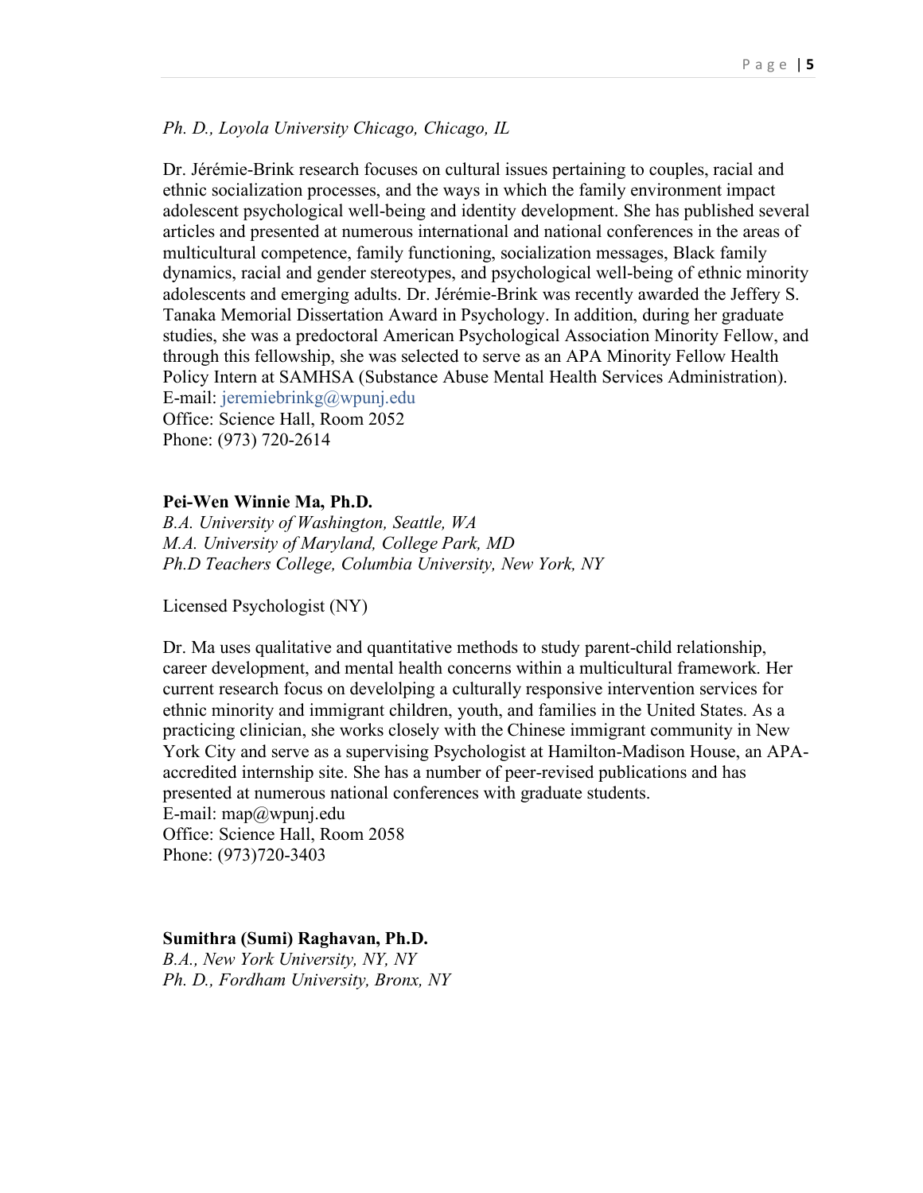*Ph. D., Loyola University Chicago, Chicago, IL*

Dr. Jérémie-Brink research focuses on cultural issues pertaining to couples, racial and ethnic socialization processes, and the ways in which the family environment impact adolescent psychological well-being and identity development. She has published several articles and presented at numerous international and national conferences in the areas of multicultural competence, family functioning, socialization messages, Black family dynamics, racial and gender stereotypes, and psychological well-being of ethnic minority adolescents and emerging adults. Dr. Jérémie-Brink was recently awarded the Jeffery S. Tanaka Memorial Dissertation Award in Psychology. In addition, during her graduate studies, she was a predoctoral American Psychological Association Minority Fellow, and through this fellowship, she was selected to serve as an APA Minority Fellow Health Policy Intern at SAMHSA (Substance Abuse Mental Health Services Administration).
E-mail: jeremiebrinkg@wpunj.edu
Office: Science Hall, Room 2052
Phone: (973) 720-2614

**Pei-Wen Winnie Ma, Ph.D.**
*B.A. University of Washington, Seattle, WA*
*M.A. University of Maryland, College Park, MD*
*Ph.D Teachers College, Columbia University, New York, NY*

Licensed Psychologist (NY)

Dr. Ma uses qualitative and quantitative methods to study parent-child relationship, career development, and mental health concerns within a multicultural framework. Her current research focus on develolping a culturally responsive intervention services for ethnic minority and immigrant children, youth, and families in the United States. As a practicing clinician, she works closely with the Chinese immigrant community in New York City and serve as a supervising Psychologist at Hamilton-Madison House, an APA-accredited internship site. She has a number of peer-revised publications and has presented at numerous national conferences with graduate students.
E-mail: map@wpunj.edu
Office: Science Hall, Room 2058
Phone: (973)720-3403

**Sumithra (Sumi) Raghavan, Ph.D.**
*B.A., New York University, NY, NY*
*Ph. D., Fordham University, Bronx, NY*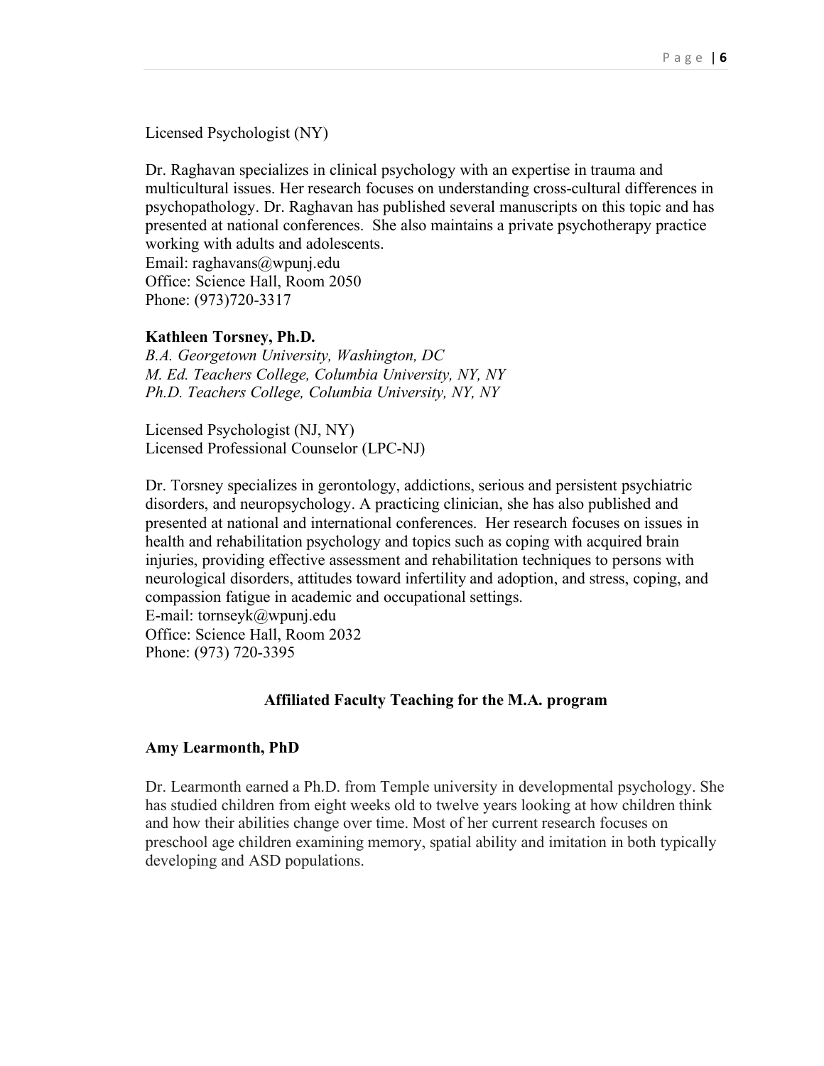Licensed Psychologist (NY)

Dr. Raghavan specializes in clinical psychology with an expertise in trauma and multicultural issues. Her research focuses on understanding cross-cultural differences in psychopathology. Dr. Raghavan has published several manuscripts on this topic and has presented at national conferences. She also maintains a private psychotherapy practice working with adults and adolescents.
Email: raghavans@wpunj.edu
Office: Science Hall, Room 2050
Phone: (973)720-3317

**Kathleen Torsney, Ph.D.**
*B.A. Georgetown University, Washington, DC*
*M. Ed. Teachers College, Columbia University, NY, NY*
*Ph.D. Teachers College, Columbia University, NY, NY*

Licensed Psychologist (NJ, NY)
Licensed Professional Counselor (LPC-NJ)

Dr. Torsney specializes in gerontology, addictions, serious and persistent psychiatric disorders, and neuropsychology. A practicing clinician, she has also published and presented at national and international conferences. Her research focuses on issues in health and rehabilitation psychology and topics such as coping with acquired brain injuries, providing effective assessment and rehabilitation techniques to persons with neurological disorders, attitudes toward infertility and adoption, and stress, coping, and compassion fatigue in academic and occupational settings.
E-mail: tornseyk@wpunj.edu
Office: Science Hall, Room 2032
Phone: (973) 720-3395

## Affiliated Faculty Teaching for the M.A. program

**Amy Learmonth, PhD**

Dr. Learmonth earned a Ph.D. from Temple university in developmental psychology. She has studied children from eight weeks old to twelve years looking at how children think and how their abilities change over time. Most of her current research focuses on preschool age children examining memory, spatial ability and imitation in both typically developing and ASD populations.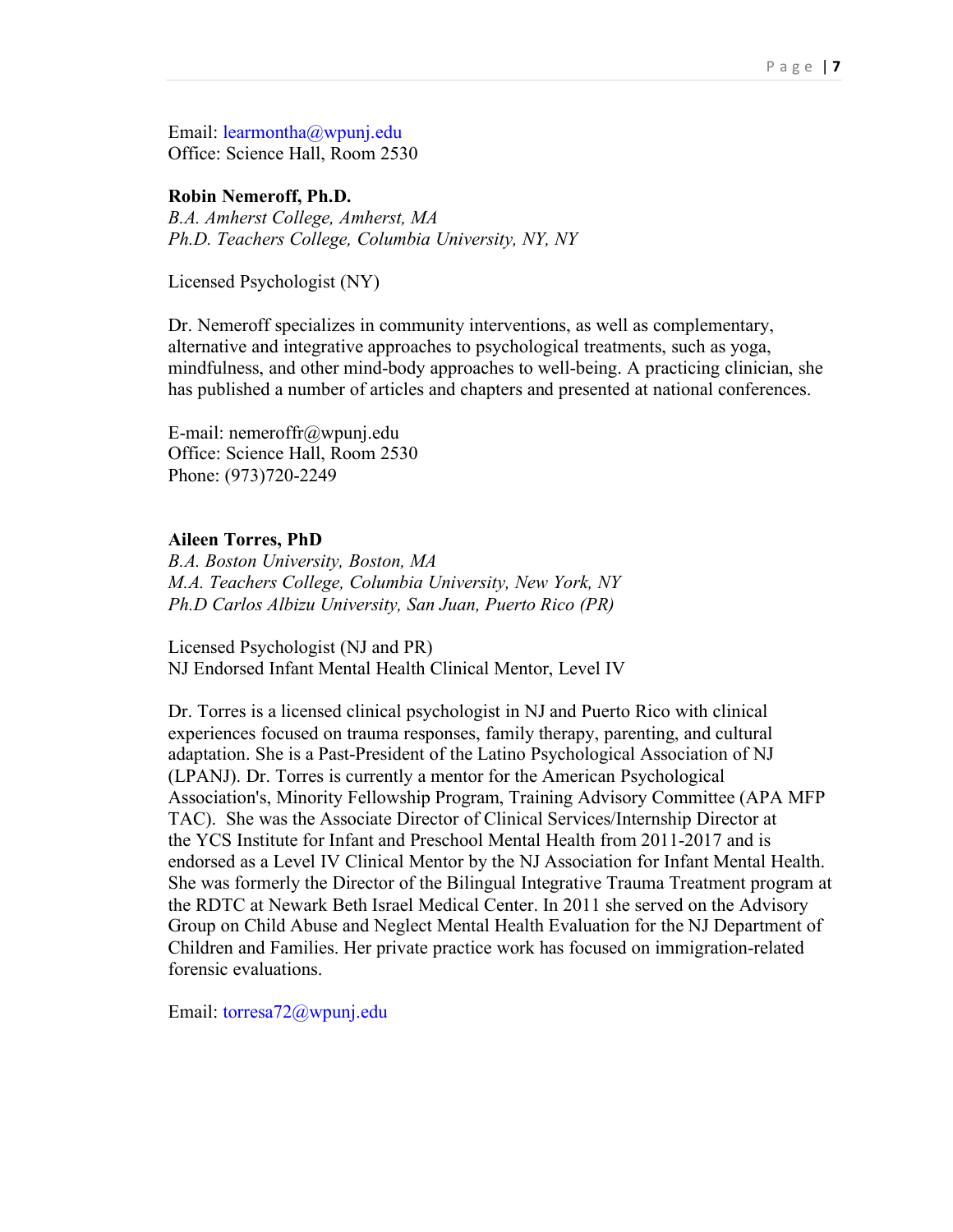Email: learmontha@wpunj.edu
Office: Science Hall, Room 2530

**Robin Nemeroff, Ph.D.**
*B.A. Amherst College, Amherst, MA*
*Ph.D. Teachers College, Columbia University, NY, NY*

Licensed Psychologist (NY)

Dr. Nemeroff specializes in community interventions, as well as complementary, alternative and integrative approaches to psychological treatments, such as yoga, mindfulness, and other mind-body approaches to well-being. A practicing clinician, she has published a number of articles and chapters and presented at national conferences.

E-mail: nemeroffr@wpunj.edu
Office: Science Hall, Room 2530
Phone: (973)720-2249

**Aileen Torres, PhD**
*B.A. Boston University, Boston, MA*
*M.A. Teachers College, Columbia University, New York, NY*
*Ph.D Carlos Albizu University, San Juan, Puerto Rico (PR)*

Licensed Psychologist (NJ and PR)
NJ Endorsed Infant Mental Health Clinical Mentor, Level IV

Dr. Torres is a licensed clinical psychologist in NJ and Puerto Rico with clinical experiences focused on trauma responses, family therapy, parenting, and cultural adaptation. She is a Past-President of the Latino Psychological Association of NJ (LPANJ). Dr. Torres is currently a mentor for the American Psychological Association's, Minority Fellowship Program, Training Advisory Committee (APA MFP TAC). She was the Associate Director of Clinical Services/Internship Director at the YCS Institute for Infant and Preschool Mental Health from 2011-2017 and is endorsed as a Level IV Clinical Mentor by the NJ Association for Infant Mental Health. She was formerly the Director of the Bilingual Integrative Trauma Treatment program at the RDTC at Newark Beth Israel Medical Center. In 2011 she served on the Advisory Group on Child Abuse and Neglect Mental Health Evaluation for the NJ Department of Children and Families. Her private practice work has focused on immigration-related forensic evaluations.

Email: torresa72@wpunj.edu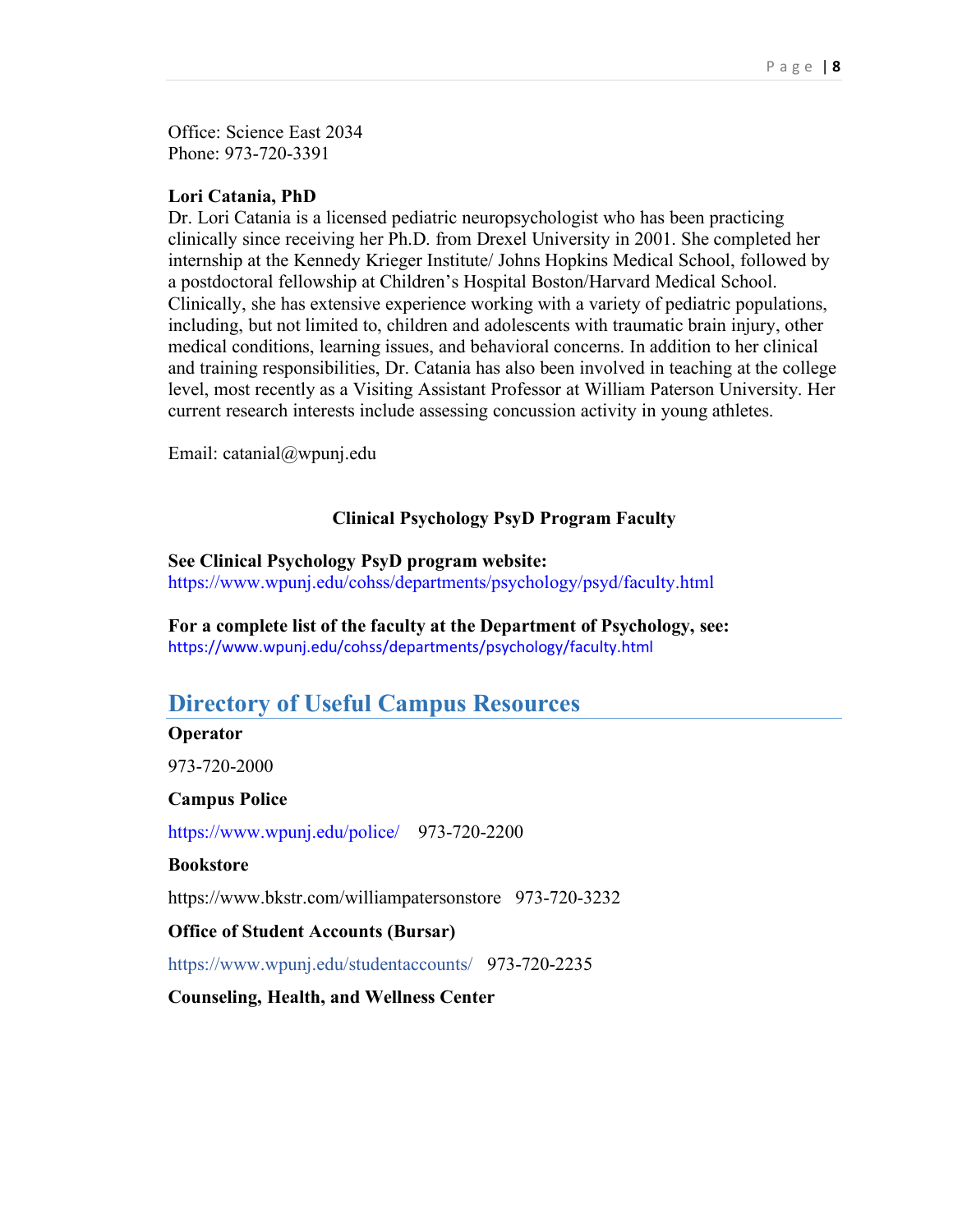Office: Science East 2034
Phone: 973-720-3391

**Lori Catania, PhD**
Dr. Lori Catania is a licensed pediatric neuropsychologist who has been practicing clinically since receiving her Ph.D. from Drexel University in 2001. She completed her internship at the Kennedy Krieger Institute/ Johns Hopkins Medical School, followed by a postdoctoral fellowship at Children's Hospital Boston/Harvard Medical School. Clinically, she has extensive experience working with a variety of pediatric populations, including, but not limited to, children and adolescents with traumatic brain injury, other medical conditions, learning issues, and behavioral concerns. In addition to her clinical and training responsibilities, Dr. Catania has also been involved in teaching at the college level, most recently as a Visiting Assistant Professor at William Paterson University. Her current research interests include assessing concussion activity in young athletes.

Email: catanial@wpunj.edu

### Clinical Psychology PsyD Program Faculty

**See Clinical Psychology PsyD program website:**
https://www.wpunj.edu/cohss/departments/psychology/psyd/faculty.html

**For a complete list of the faculty at the Department of Psychology, see:**
https://www.wpunj.edu/cohss/departments/psychology/faculty.html

## Directory of Useful Campus Resources

**Operator**

973-720-2000

**Campus Police**

https://www.wpunj.edu/police/ 973-720-2200

**Bookstore**

https://www.bkstr.com/williampatersonstore 973-720-3232

**Office of Student Accounts (Bursar)**

https://www.wpunj.edu/studentaccounts/ 973-720-2235

**Counseling, Health, and Wellness Center**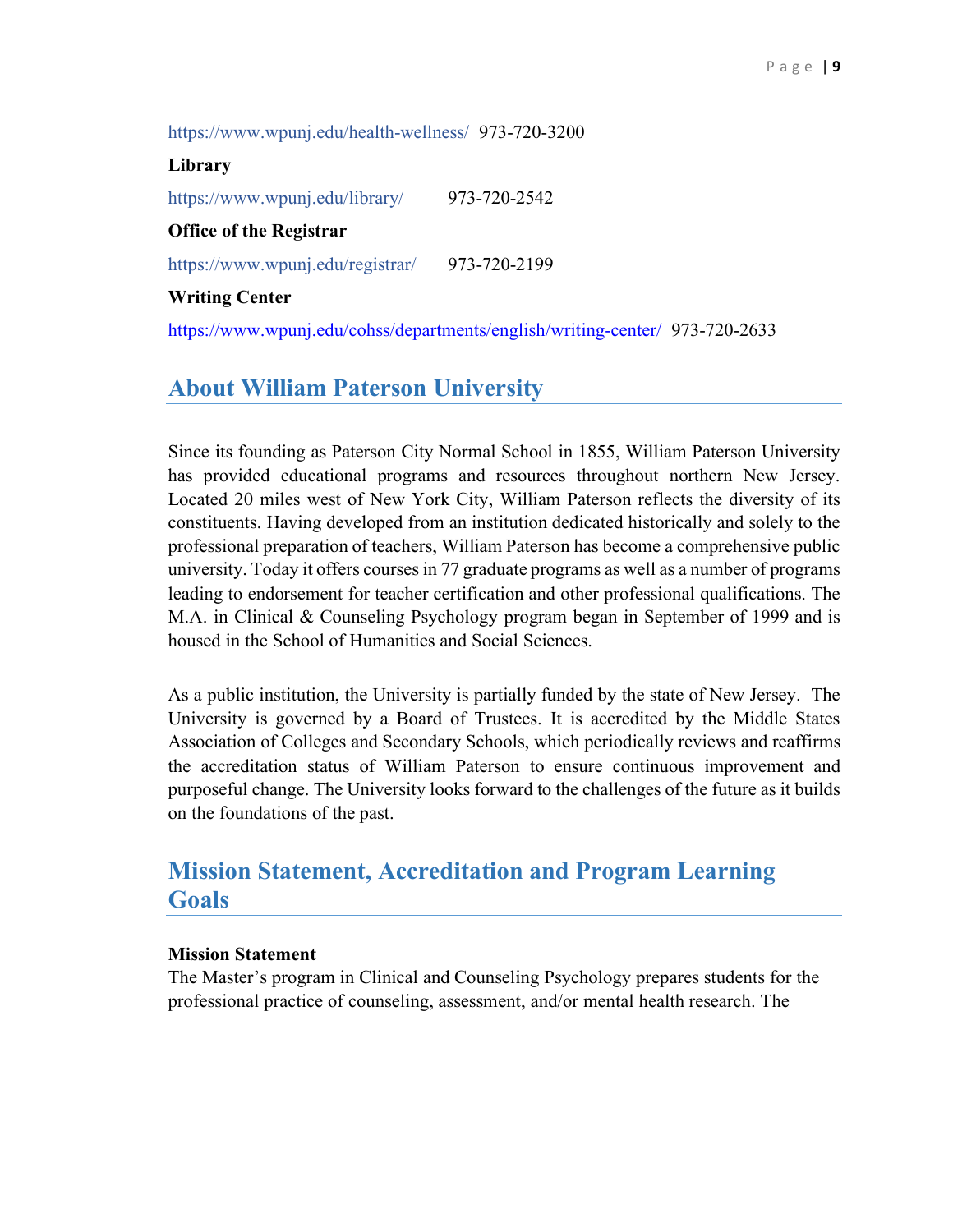https://www.wpunj.edu/health-wellness/ 973-720-3200

**Library**

https://www.wpunj.edu/library/ 973-720-2542

**Office of the Registrar**

https://www.wpunj.edu/registrar/ 973-720-2199

**Writing Center**

https://www.wpunj.edu/cohss/departments/english/writing-center/ 973-720-2633

## About William Paterson University

Since its founding as Paterson City Normal School in 1855, William Paterson University has provided educational programs and resources throughout northern New Jersey. Located 20 miles west of New York City, William Paterson reflects the diversity of its constituents. Having developed from an institution dedicated historically and solely to the professional preparation of teachers, William Paterson has become a comprehensive public university. Today it offers courses in 77 graduate programs as well as a number of programs leading to endorsement for teacher certification and other professional qualifications. The M.A. in Clinical & Counseling Psychology program began in September of 1999 and is housed in the School of Humanities and Social Sciences.

As a public institution, the University is partially funded by the state of New Jersey. The University is governed by a Board of Trustees. It is accredited by the Middle States Association of Colleges and Secondary Schools, which periodically reviews and reaffirms the accreditation status of William Paterson to ensure continuous improvement and purposeful change. The University looks forward to the challenges of the future as it builds on the foundations of the past.

## Mission Statement, Accreditation and Program Learning Goals

**Mission Statement**

The Master's program in Clinical and Counseling Psychology prepares students for the professional practice of counseling, assessment, and/or mental health research. The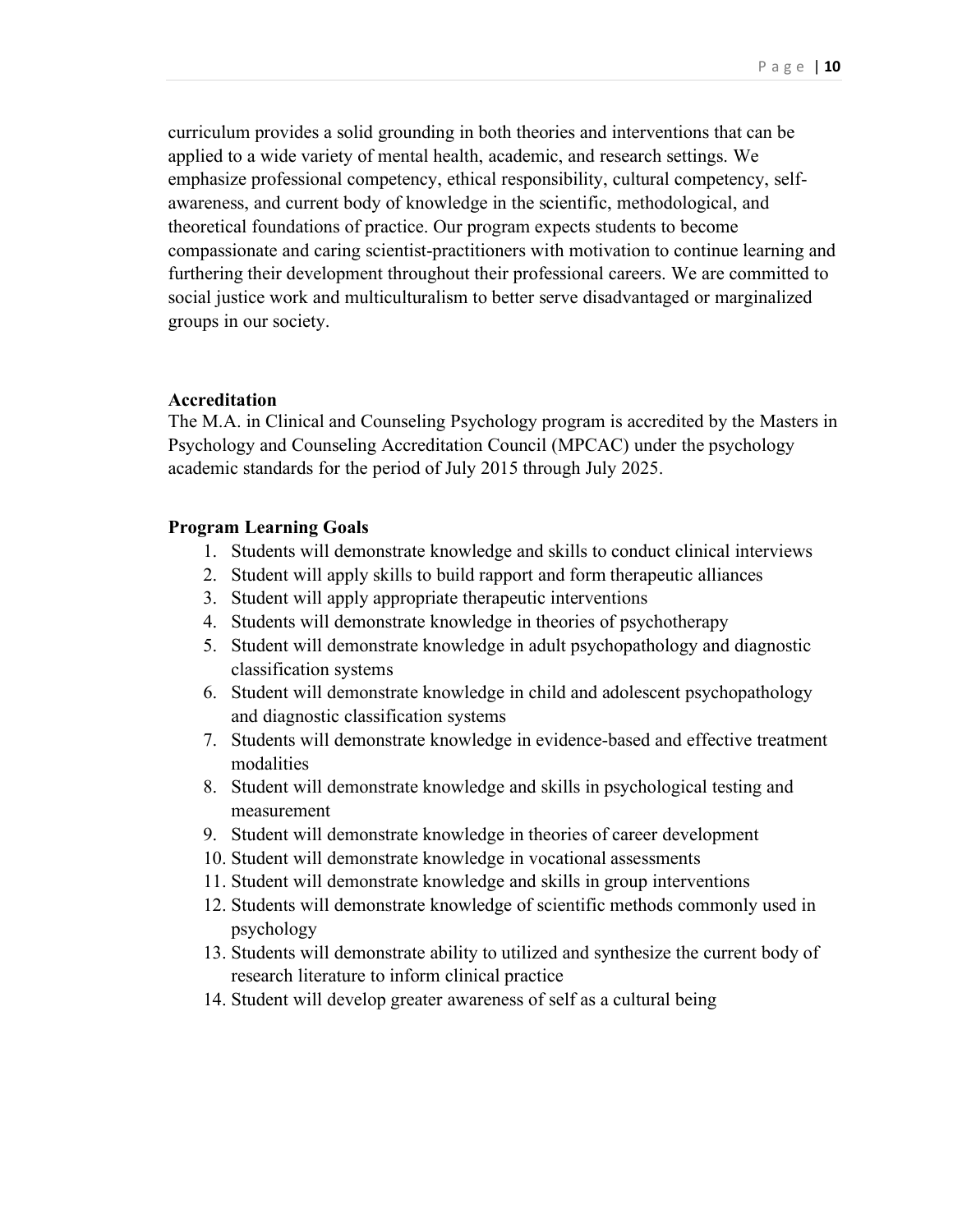curriculum provides a solid grounding in both theories and interventions that can be applied to a wide variety of mental health, academic, and research settings. We emphasize professional competency, ethical responsibility, cultural competency, self-awareness, and current body of knowledge in the scientific, methodological, and theoretical foundations of practice. Our program expects students to become compassionate and caring scientist-practitioners with motivation to continue learning and furthering their development throughout their professional careers. We are committed to social justice work and multiculturalism to better serve disadvantaged or marginalized groups in our society.

**Accreditation**

The M.A. in Clinical and Counseling Psychology program is accredited by the Masters in Psychology and Counseling Accreditation Council (MPCAC) under the psychology academic standards for the period of July 2015 through July 2025.

**Program Learning Goals**

1. Students will demonstrate knowledge and skills to conduct clinical interviews
2. Student will apply skills to build rapport and form therapeutic alliances
3. Student will apply appropriate therapeutic interventions
4. Students will demonstrate knowledge in theories of psychotherapy
5. Student will demonstrate knowledge in adult psychopathology and diagnostic classification systems
6. Student will demonstrate knowledge in child and adolescent psychopathology and diagnostic classification systems
7. Students will demonstrate knowledge in evidence-based and effective treatment modalities
8. Student will demonstrate knowledge and skills in psychological testing and measurement
9. Student will demonstrate knowledge in theories of career development
10. Student will demonstrate knowledge in vocational assessments
11. Student will demonstrate knowledge and skills in group interventions
12. Students will demonstrate knowledge of scientific methods commonly used in psychology
13. Students will demonstrate ability to utilized and synthesize the current body of research literature to inform clinical practice
14. Student will develop greater awareness of self as a cultural being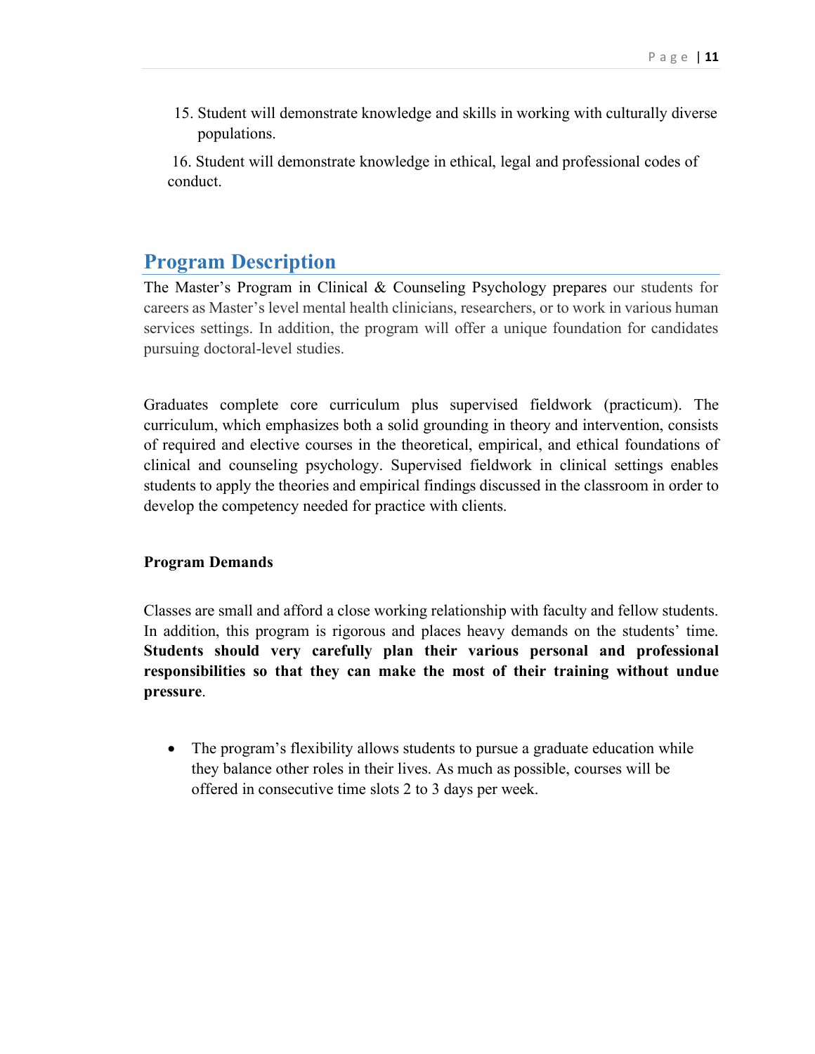15. Student will demonstrate knowledge and skills in working with culturally diverse populations.

16. Student will demonstrate knowledge in ethical, legal and professional codes of conduct.

## Program Description

The Master's Program in Clinical & Counseling Psychology prepares our students for careers as Master's level mental health clinicians, researchers, or to work in various human services settings. In addition, the program will offer a unique foundation for candidates pursuing doctoral-level studies.

Graduates complete core curriculum plus supervised fieldwork (practicum). The curriculum, which emphasizes both a solid grounding in theory and intervention, consists of required and elective courses in the theoretical, empirical, and ethical foundations of clinical and counseling psychology. Supervised fieldwork in clinical settings enables students to apply the theories and empirical findings discussed in the classroom in order to develop the competency needed for practice with clients.

**Program Demands**

Classes are small and afford a close working relationship with faculty and fellow students. In addition, this program is rigorous and places heavy demands on the students' time. **Students should very carefully plan their various personal and professional responsibilities so that they can make the most of their training without undue pressure**.

- The program's flexibility allows students to pursue a graduate education while they balance other roles in their lives. As much as possible, courses will be offered in consecutive time slots 2 to 3 days per week.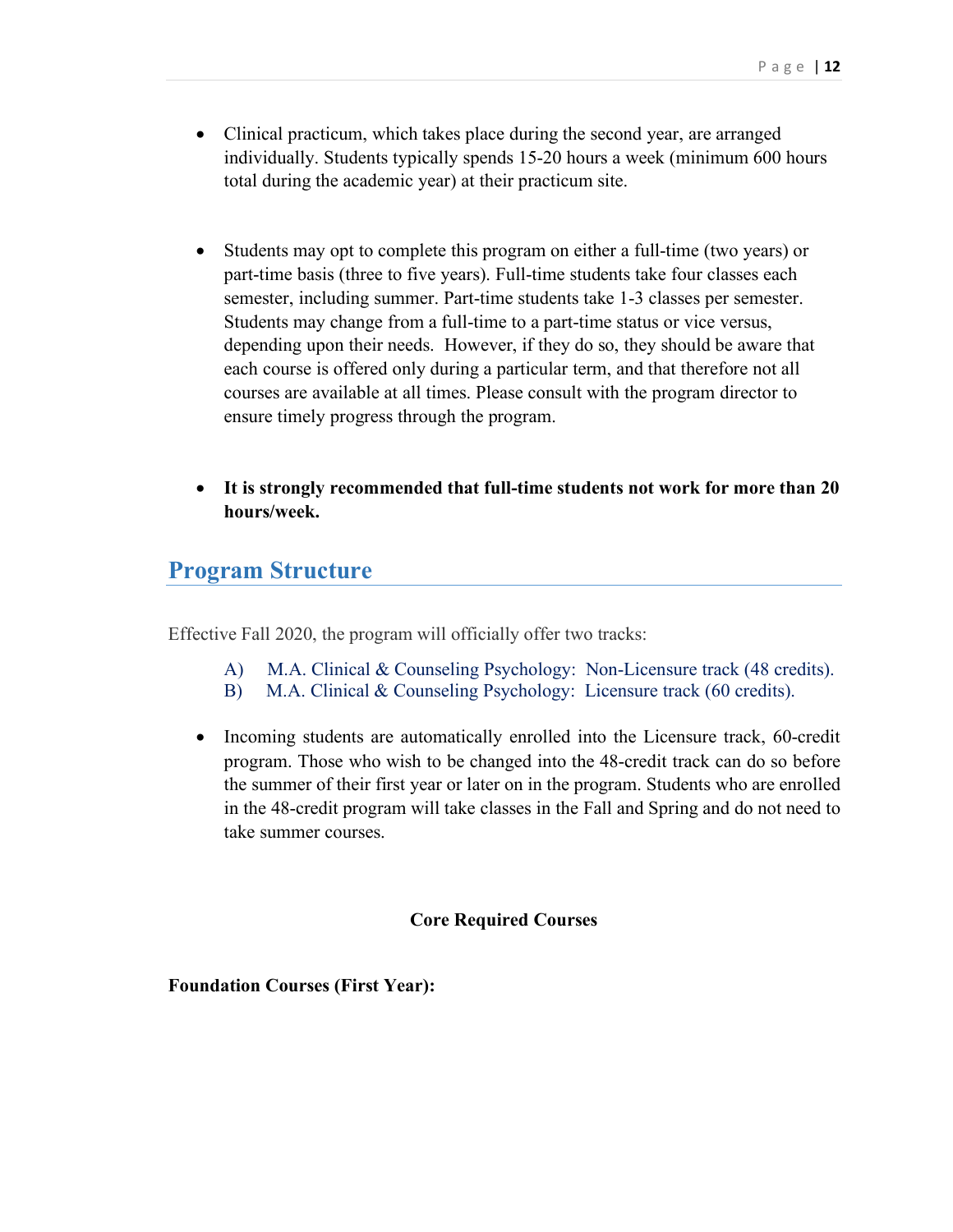- Clinical practicum, which takes place during the second year, are arranged individually. Students typically spends 15-20 hours a week (minimum 600 hours total during the academic year) at their practicum site.

- Students may opt to complete this program on either a full-time (two years) or part-time basis (three to five years). Full-time students take four classes each semester, including summer. Part-time students take 1-3 classes per semester. Students may change from a full-time to a part-time status or vice versus, depending upon their needs. However, if they do so, they should be aware that each course is offered only during a particular term, and that therefore not all courses are available at all times. Please consult with the program director to ensure timely progress through the program.

- **It is strongly recommended that full-time students not work for more than 20 hours/week.**

## Program Structure

Effective Fall 2020, the program will officially offer two tracks:

A) M.A. Clinical & Counseling Psychology: Non-Licensure track (48 credits).
B) M.A. Clinical & Counseling Psychology: Licensure track (60 credits).

- Incoming students are automatically enrolled into the Licensure track, 60-credit program. Those who wish to be changed into the 48-credit track can do so before the summer of their first year or later on in the program. Students who are enrolled in the 48-credit program will take classes in the Fall and Spring and do not need to take summer courses.

**Core Required Courses**

**Foundation Courses (First Year):**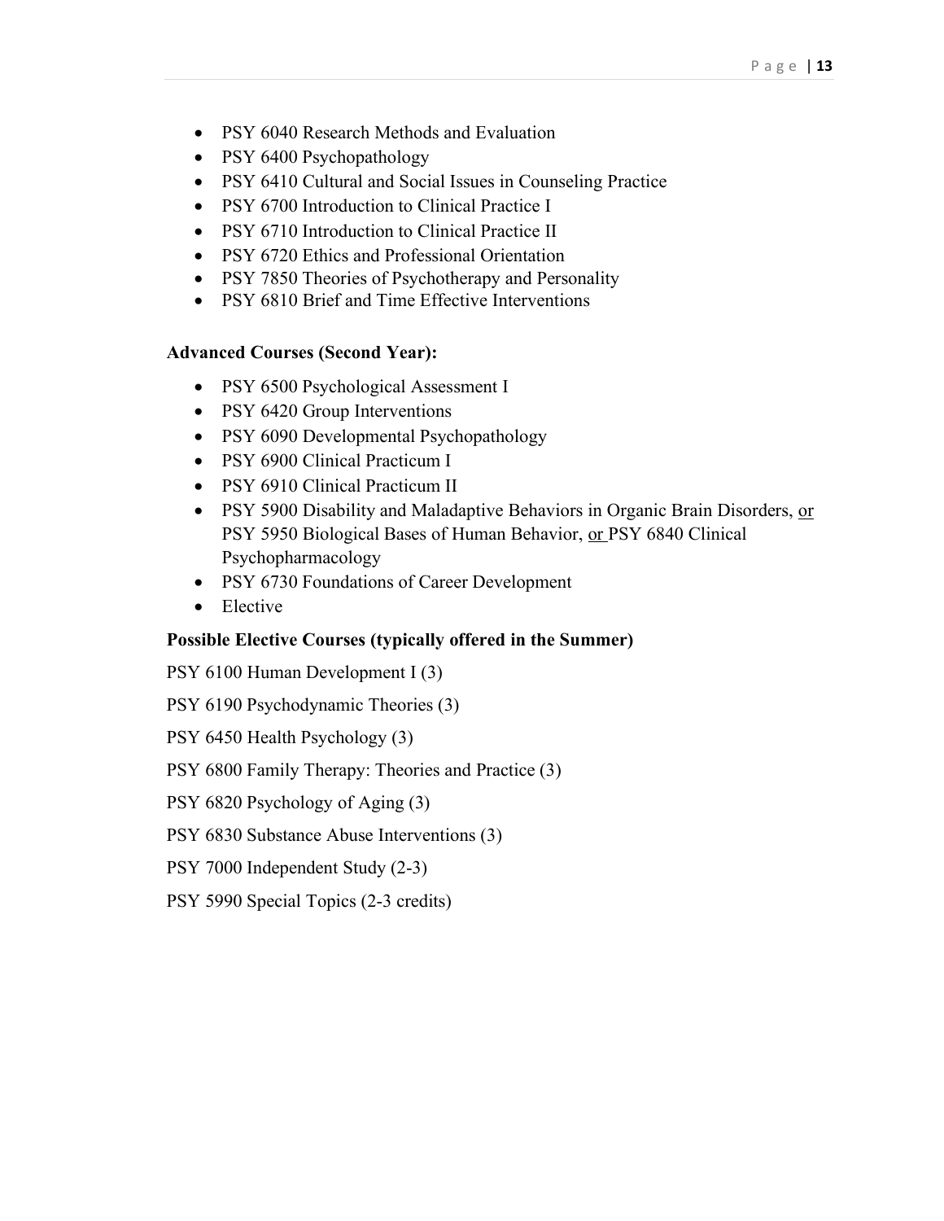- PSY 6040 Research Methods and Evaluation
- PSY 6400 Psychopathology
- PSY 6410 Cultural and Social Issues in Counseling Practice
- PSY 6700 Introduction to Clinical Practice I
- PSY 6710 Introduction to Clinical Practice II
- PSY 6720 Ethics and Professional Orientation
- PSY 7850 Theories of Psychotherapy and Personality
- PSY 6810 Brief and Time Effective Interventions

**Advanced Courses (Second Year):**

- PSY 6500 Psychological Assessment I
- PSY 6420 Group Interventions
- PSY 6090 Developmental Psychopathology
- PSY 6900 Clinical Practicum I
- PSY 6910 Clinical Practicum II
- PSY 5900 Disability and Maladaptive Behaviors in Organic Brain Disorders, or PSY 5950 Biological Bases of Human Behavior, or PSY 6840 Clinical Psychopharmacology
- PSY 6730 Foundations of Career Development
- Elective

**Possible Elective Courses (typically offered in the Summer)**

PSY 6100 Human Development I (3)

PSY 6190 Psychodynamic Theories (3)

PSY 6450 Health Psychology (3)

PSY 6800 Family Therapy: Theories and Practice (3)

PSY 6820 Psychology of Aging (3)

PSY 6830 Substance Abuse Interventions (3)

PSY 7000 Independent Study (2-3)

PSY 5990 Special Topics (2-3 credits)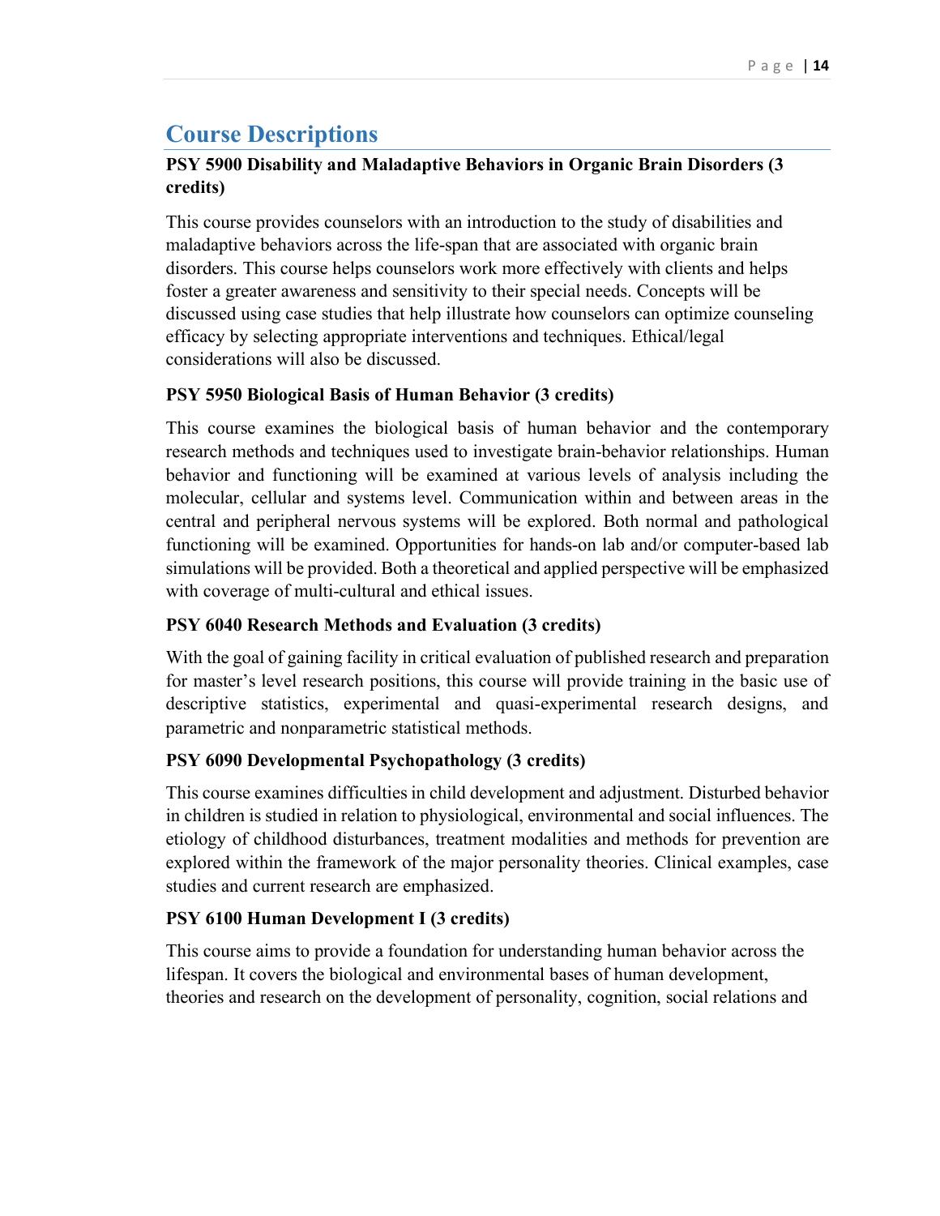## Course Descriptions

### PSY 5900 Disability and Maladaptive Behaviors in Organic Brain Disorders (3 credits)

This course provides counselors with an introduction to the study of disabilities and maladaptive behaviors across the life-span that are associated with organic brain disorders. This course helps counselors work more effectively with clients and helps foster a greater awareness and sensitivity to their special needs. Concepts will be discussed using case studies that help illustrate how counselors can optimize counseling efficacy by selecting appropriate interventions and techniques. Ethical/legal considerations will also be discussed.

### PSY 5950 Biological Basis of Human Behavior (3 credits)

This course examines the biological basis of human behavior and the contemporary research methods and techniques used to investigate brain-behavior relationships. Human behavior and functioning will be examined at various levels of analysis including the molecular, cellular and systems level. Communication within and between areas in the central and peripheral nervous systems will be explored. Both normal and pathological functioning will be examined. Opportunities for hands-on lab and/or computer-based lab simulations will be provided. Both a theoretical and applied perspective will be emphasized with coverage of multi-cultural and ethical issues.

### PSY 6040 Research Methods and Evaluation (3 credits)

With the goal of gaining facility in critical evaluation of published research and preparation for master's level research positions, this course will provide training in the basic use of descriptive statistics, experimental and quasi-experimental research designs, and parametric and nonparametric statistical methods.

### PSY 6090 Developmental Psychopathology (3 credits)

This course examines difficulties in child development and adjustment. Disturbed behavior in children is studied in relation to physiological, environmental and social influences. The etiology of childhood disturbances, treatment modalities and methods for prevention are explored within the framework of the major personality theories. Clinical examples, case studies and current research are emphasized.

### PSY 6100 Human Development I (3 credits)

This course aims to provide a foundation for understanding human behavior across the lifespan. It covers the biological and environmental bases of human development, theories and research on the development of personality, cognition, social relations and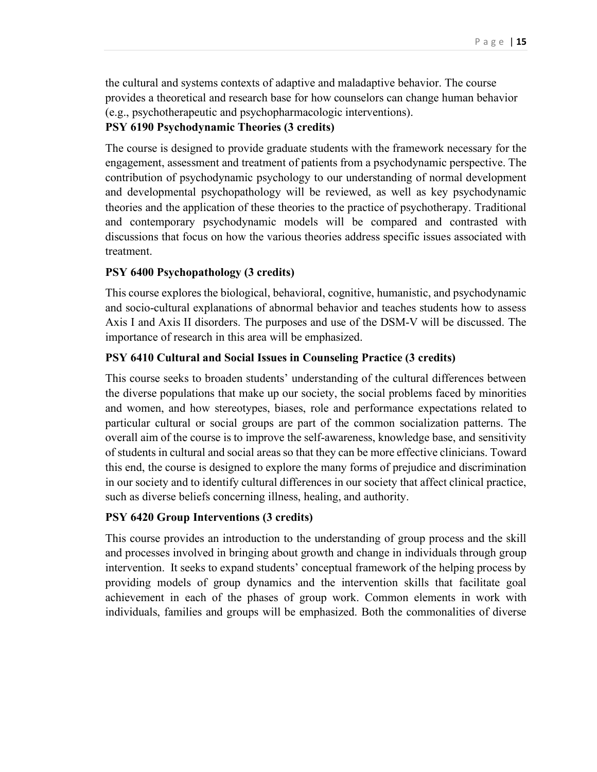the cultural and systems contexts of adaptive and maladaptive behavior. The course provides a theoretical and research base for how counselors can change human behavior (e.g., psychotherapeutic and psychopharmacologic interventions).

### PSY 6190 Psychodynamic Theories (3 credits)

The course is designed to provide graduate students with the framework necessary for the engagement, assessment and treatment of patients from a psychodynamic perspective. The contribution of psychodynamic psychology to our understanding of normal development and developmental psychopathology will be reviewed, as well as key psychodynamic theories and the application of these theories to the practice of psychotherapy. Traditional and contemporary psychodynamic models will be compared and contrasted with discussions that focus on how the various theories address specific issues associated with treatment.

### PSY 6400 Psychopathology (3 credits)

This course explores the biological, behavioral, cognitive, humanistic, and psychodynamic and socio-cultural explanations of abnormal behavior and teaches students how to assess Axis I and Axis II disorders. The purposes and use of the DSM-V will be discussed. The importance of research in this area will be emphasized.

### PSY 6410 Cultural and Social Issues in Counseling Practice (3 credits)

This course seeks to broaden students' understanding of the cultural differences between the diverse populations that make up our society, the social problems faced by minorities and women, and how stereotypes, biases, role and performance expectations related to particular cultural or social groups are part of the common socialization patterns. The overall aim of the course is to improve the self-awareness, knowledge base, and sensitivity of students in cultural and social areas so that they can be more effective clinicians. Toward this end, the course is designed to explore the many forms of prejudice and discrimination in our society and to identify cultural differences in our society that affect clinical practice, such as diverse beliefs concerning illness, healing, and authority.

### PSY 6420 Group Interventions (3 credits)

This course provides an introduction to the understanding of group process and the skill and processes involved in bringing about growth and change in individuals through group intervention. It seeks to expand students' conceptual framework of the helping process by providing models of group dynamics and the intervention skills that facilitate goal achievement in each of the phases of group work. Common elements in work with individuals, families and groups will be emphasized. Both the commonalities of diverse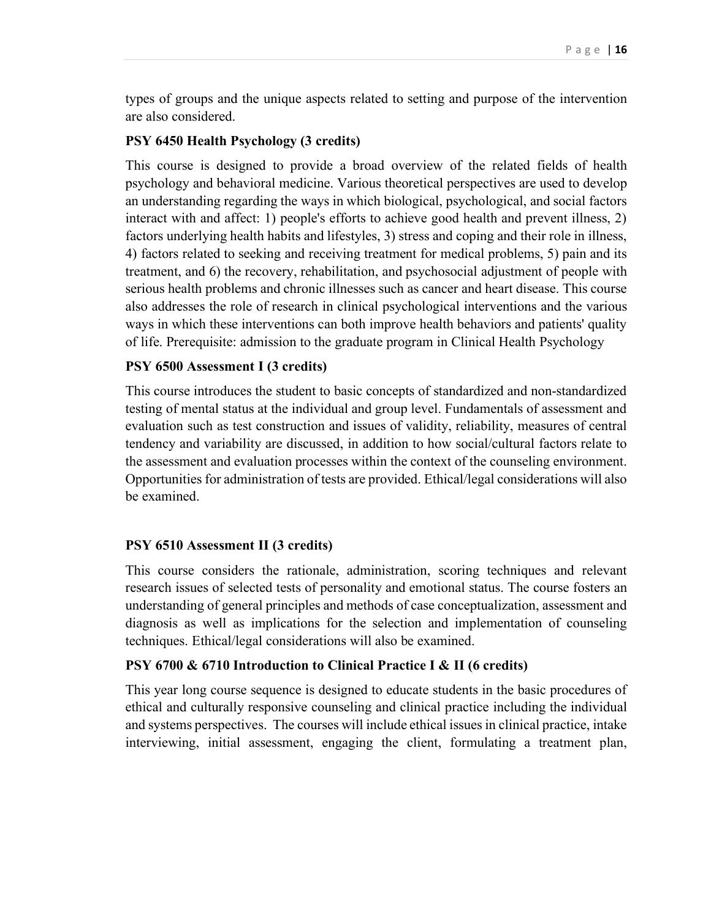types of groups and the unique aspects related to setting and purpose of the intervention are also considered.

**PSY 6450 Health Psychology (3 credits)**

This course is designed to provide a broad overview of the related fields of health psychology and behavioral medicine. Various theoretical perspectives are used to develop an understanding regarding the ways in which biological, psychological, and social factors interact with and affect: 1) people's efforts to achieve good health and prevent illness, 2) factors underlying health habits and lifestyles, 3) stress and coping and their role in illness, 4) factors related to seeking and receiving treatment for medical problems, 5) pain and its treatment, and 6) the recovery, rehabilitation, and psychosocial adjustment of people with serious health problems and chronic illnesses such as cancer and heart disease. This course also addresses the role of research in clinical psychological interventions and the various ways in which these interventions can both improve health behaviors and patients' quality of life. Prerequisite: admission to the graduate program in Clinical Health Psychology

**PSY 6500 Assessment I (3 credits)**

This course introduces the student to basic concepts of standardized and non-standardized testing of mental status at the individual and group level. Fundamentals of assessment and evaluation such as test construction and issues of validity, reliability, measures of central tendency and variability are discussed, in addition to how social/cultural factors relate to the assessment and evaluation processes within the context of the counseling environment. Opportunities for administration of tests are provided. Ethical/legal considerations will also be examined.

**PSY 6510 Assessment II (3 credits)**

This course considers the rationale, administration, scoring techniques and relevant research issues of selected tests of personality and emotional status. The course fosters an understanding of general principles and methods of case conceptualization, assessment and diagnosis as well as implications for the selection and implementation of counseling techniques. Ethical/legal considerations will also be examined.

**PSY 6700 & 6710 Introduction to Clinical Practice I & II (6 credits)**

This year long course sequence is designed to educate students in the basic procedures of ethical and culturally responsive counseling and clinical practice including the individual and systems perspectives. The courses will include ethical issues in clinical practice, intake interviewing, initial assessment, engaging the client, formulating a treatment plan,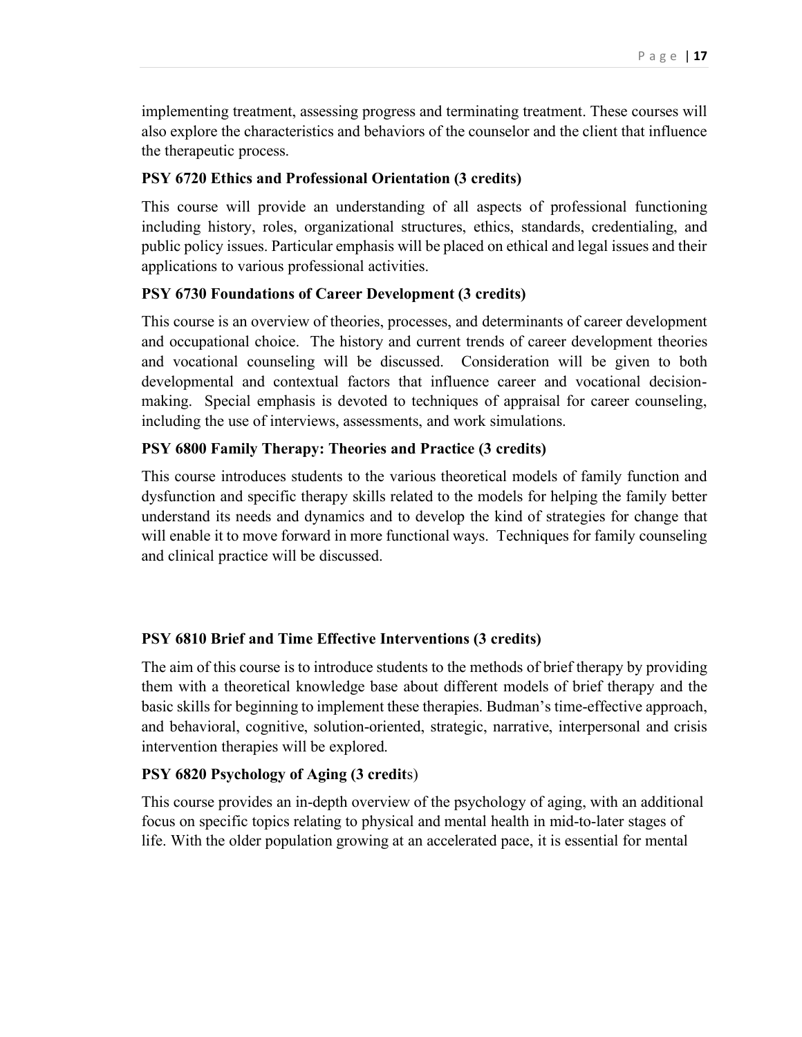implementing treatment, assessing progress and terminating treatment. These courses will also explore the characteristics and behaviors of the counselor and the client that influence the therapeutic process.

**PSY 6720 Ethics and Professional Orientation (3 credits)**

This course will provide an understanding of all aspects of professional functioning including history, roles, organizational structures, ethics, standards, credentialing, and public policy issues. Particular emphasis will be placed on ethical and legal issues and their applications to various professional activities.

**PSY 6730 Foundations of Career Development (3 credits)**

This course is an overview of theories, processes, and determinants of career development and occupational choice. The history and current trends of career development theories and vocational counseling will be discussed. Consideration will be given to both developmental and contextual factors that influence career and vocational decision-making. Special emphasis is devoted to techniques of appraisal for career counseling, including the use of interviews, assessments, and work simulations.

**PSY 6800 Family Therapy: Theories and Practice (3 credits)**

This course introduces students to the various theoretical models of family function and dysfunction and specific therapy skills related to the models for helping the family better understand its needs and dynamics and to develop the kind of strategies for change that will enable it to move forward in more functional ways. Techniques for family counseling and clinical practice will be discussed.

**PSY 6810 Brief and Time Effective Interventions (3 credits)**

The aim of this course is to introduce students to the methods of brief therapy by providing them with a theoretical knowledge base about different models of brief therapy and the basic skills for beginning to implement these therapies. Budman's time-effective approach, and behavioral, cognitive, solution-oriented, strategic, narrative, interpersonal and crisis intervention therapies will be explored.

**PSY 6820 Psychology of Aging (3 credits)**

This course provides an in-depth overview of the psychology of aging, with an additional focus on specific topics relating to physical and mental health in mid-to-later stages of life. With the older population growing at an accelerated pace, it is essential for mental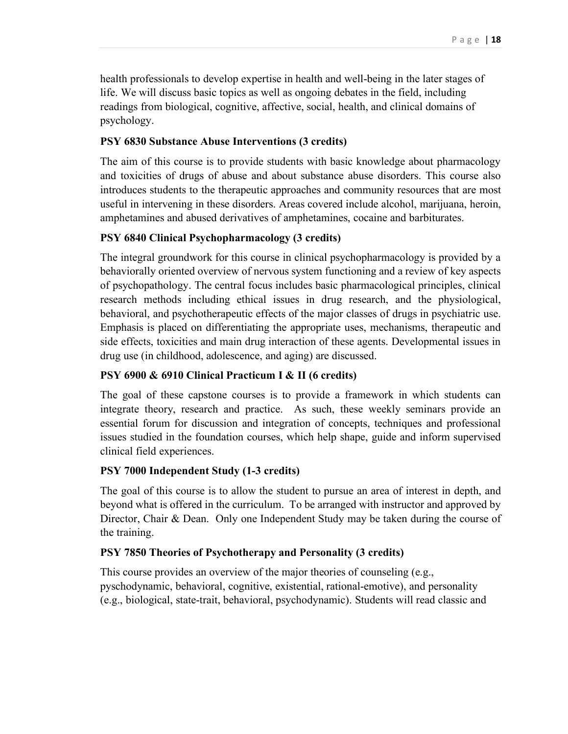health professionals to develop expertise in health and well-being in the later stages of life. We will discuss basic topics as well as ongoing debates in the field, including readings from biological, cognitive, affective, social, health, and clinical domains of psychology.

**PSY 6830 Substance Abuse Interventions (3 credits)**

The aim of this course is to provide students with basic knowledge about pharmacology and toxicities of drugs of abuse and about substance abuse disorders. This course also introduces students to the therapeutic approaches and community resources that are most useful in intervening in these disorders. Areas covered include alcohol, marijuana, heroin, amphetamines and abused derivatives of amphetamines, cocaine and barbiturates.

**PSY 6840 Clinical Psychopharmacology (3 credits)**

The integral groundwork for this course in clinical psychopharmacology is provided by a behaviorally oriented overview of nervous system functioning and a review of key aspects of psychopathology. The central focus includes basic pharmacological principles, clinical research methods including ethical issues in drug research, and the physiological, behavioral, and psychotherapeutic effects of the major classes of drugs in psychiatric use. Emphasis is placed on differentiating the appropriate uses, mechanisms, therapeutic and side effects, toxicities and main drug interaction of these agents. Developmental issues in drug use (in childhood, adolescence, and aging) are discussed.

**PSY 6900 & 6910 Clinical Practicum I & II (6 credits)**

The goal of these capstone courses is to provide a framework in which students can integrate theory, research and practice. As such, these weekly seminars provide an essential forum for discussion and integration of concepts, techniques and professional issues studied in the foundation courses, which help shape, guide and inform supervised clinical field experiences.

**PSY 7000 Independent Study (1-3 credits)**

The goal of this course is to allow the student to pursue an area of interest in depth, and beyond what is offered in the curriculum. To be arranged with instructor and approved by Director, Chair & Dean. Only one Independent Study may be taken during the course of the training.

**PSY 7850 Theories of Psychotherapy and Personality (3 credits)**

This course provides an overview of the major theories of counseling (e.g., pyschodynamic, behavioral, cognitive, existential, rational-emotive), and personality (e.g., biological, state-trait, behavioral, psychodynamic). Students will read classic and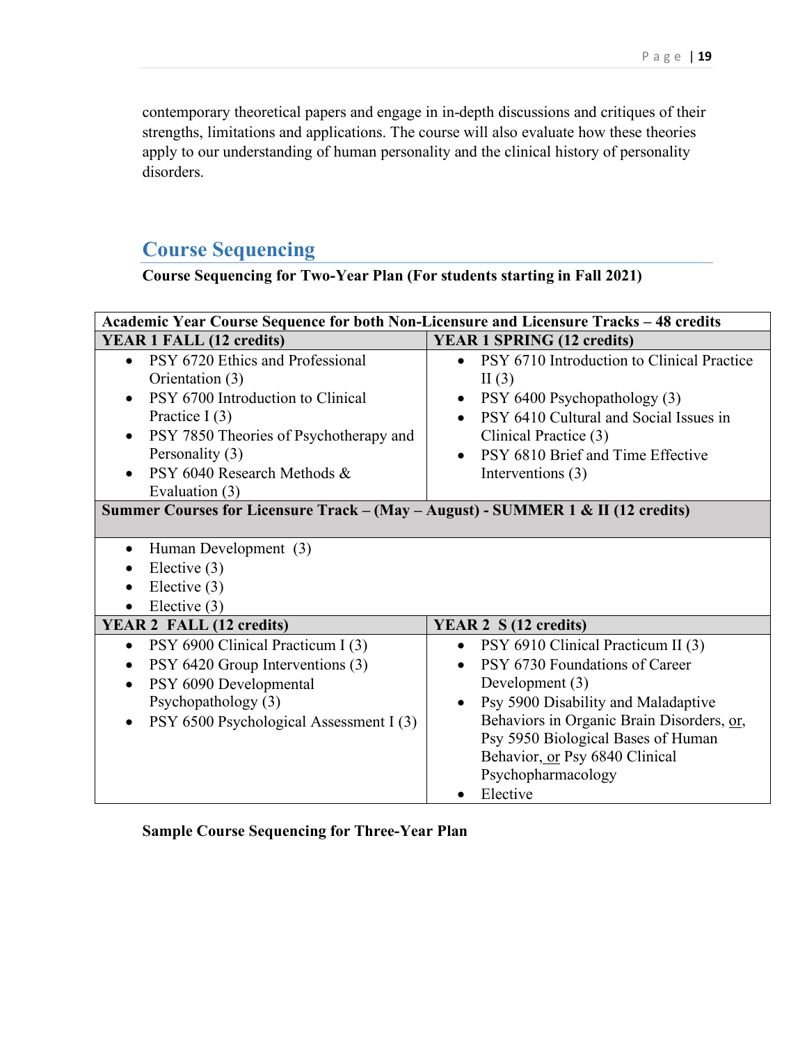contemporary theoretical papers and engage in in-depth discussions and critiques of their strengths, limitations and applications. The course will also evaluate how these theories apply to our understanding of human personality and the clinical history of personality disorders.

## Course Sequencing

**Course Sequencing for Two-Year Plan (For students starting in Fall 2021)**

| **Academic Year Course Sequence for both Non-Licensure and Licensure Tracks – 48 credits** | |
|---|---|
| **YEAR 1 FALL (12 credits)** | **YEAR 1 SPRING (12 credits)** |
| • PSY 6720 Ethics and Professional Orientation (3)<br>• PSY 6700 Introduction to Clinical Practice I (3)<br>• PSY 7850 Theories of Psychotherapy and Personality (3)<br>• PSY 6040 Research Methods & Evaluation (3) | • PSY 6710 Introduction to Clinical Practice II (3)<br>• PSY 6400 Psychopathology (3)<br>• PSY 6410 Cultural and Social Issues in Clinical Practice (3)<br>• PSY 6810 Brief and Time Effective Interventions (3) |
| **Summer Courses for Licensure Track – (May – August) - SUMMER 1 & II (12 credits)** | |
| • Human Development (3)<br>• Elective (3)<br>• Elective (3)<br>• Elective (3) | |
| **YEAR 2 FALL (12 credits)** | **YEAR 2 S (12 credits)** |
| • PSY 6900 Clinical Practicum I (3)<br>• PSY 6420 Group Interventions (3)<br>• PSY 6090 Developmental Psychopathology (3)<br>• PSY 6500 Psychological Assessment I (3) | • PSY 6910 Clinical Practicum II (3)<br>• PSY 6730 Foundations of Career Development (3)<br>• Psy 5900 Disability and Maladaptive Behaviors in Organic Brain Disorders, or, Psy 5950 Biological Bases of Human Behavior, or Psy 6840 Clinical Psychopharmacology<br>• Elective |

**Sample Course Sequencing for Three-Year Plan**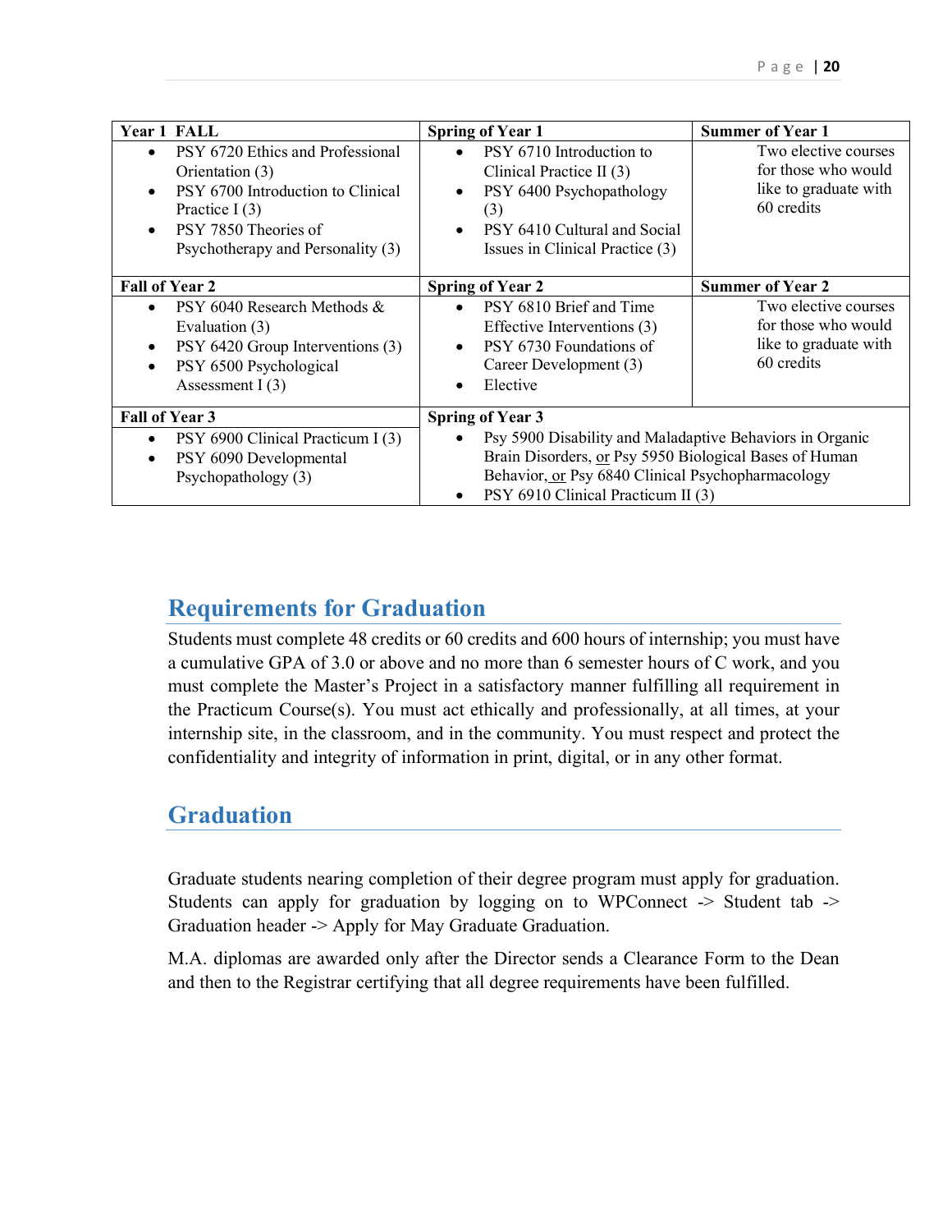| Year 1 FALL | Spring of Year 1 | Summer of Year 1 |
|---|---|---|
| • PSY 6720 Ethics and Professional Orientation (3)<br>• PSY 6700 Introduction to Clinical Practice I (3)<br>• PSY 7850 Theories of Psychotherapy and Personality (3) | • PSY 6710 Introduction to Clinical Practice II (3)<br>• PSY 6400 Psychopathology (3)<br>• PSY 6410 Cultural and Social Issues in Clinical Practice (3) | Two elective courses for those who would like to graduate with 60 credits |
| **Fall of Year 2** | **Spring of Year 2** | **Summer of Year 2** |
| • PSY 6040 Research Methods & Evaluation (3)<br>• PSY 6420 Group Interventions (3)<br>• PSY 6500 Psychological Assessment I (3) | • PSY 6810 Brief and Time Effective Interventions (3)<br>• PSY 6730 Foundations of Career Development (3)<br>• Elective | Two elective courses for those who would like to graduate with 60 credits |
| **Fall of Year 3** | **Spring of Year 3** | |
| • PSY 6900 Clinical Practicum I (3)<br>• PSY 6090 Developmental Psychopathology (3) | • Psy 5900 Disability and Maladaptive Behaviors in Organic Brain Disorders, or Psy 5950 Biological Bases of Human Behavior, or Psy 6840 Clinical Psychopharmacology<br>• PSY 6910 Clinical Practicum II (3) | |

## Requirements for Graduation

Students must complete 48 credits or 60 credits and 600 hours of internship; you must have a cumulative GPA of 3.0 or above and no more than 6 semester hours of C work, and you must complete the Master's Project in a satisfactory manner fulfilling all requirement in the Practicum Course(s). You must act ethically and professionally, at all times, at your internship site, in the classroom, and in the community. You must respect and protect the confidentiality and integrity of information in print, digital, or in any other format.

## Graduation

Graduate students nearing completion of their degree program must apply for graduation. Students can apply for graduation by logging on to WPConnect -> Student tab -> Graduation header -> Apply for May Graduate Graduation.

M.A. diplomas are awarded only after the Director sends a Clearance Form to the Dean and then to the Registrar certifying that all degree requirements have been fulfilled.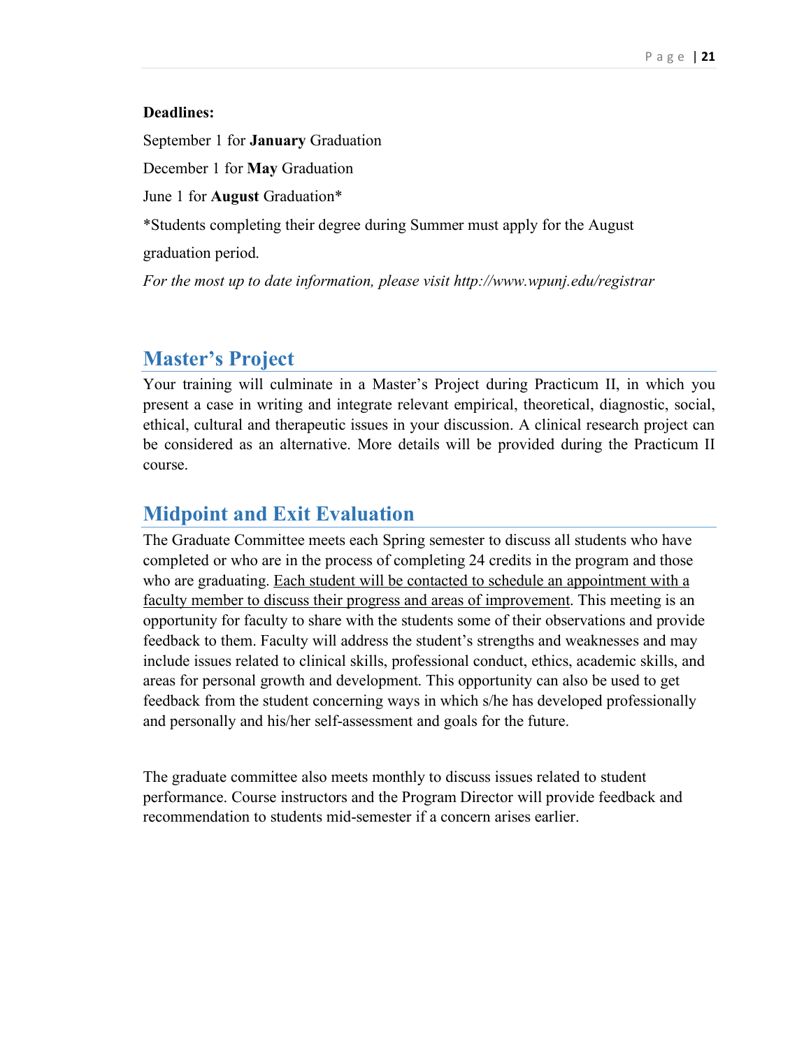**Deadlines:**

September 1 for **January** Graduation

December 1 for **May** Graduation

June 1 for **August** Graduation*

*Students completing their degree during Summer must apply for the August graduation period.

*For the most up to date information, please visit http://www.wpunj.edu/registrar*

## Master's Project

Your training will culminate in a Master's Project during Practicum II, in which you present a case in writing and integrate relevant empirical, theoretical, diagnostic, social, ethical, cultural and therapeutic issues in your discussion. A clinical research project can be considered as an alternative. More details will be provided during the Practicum II course.

## Midpoint and Exit Evaluation

The Graduate Committee meets each Spring semester to discuss all students who have completed or who are in the process of completing 24 credits in the program and those who are graduating. <u>Each student will be contacted to schedule an appointment with a faculty member to discuss their progress and areas of improvement</u>. This meeting is an opportunity for faculty to share with the students some of their observations and provide feedback to them. Faculty will address the student's strengths and weaknesses and may include issues related to clinical skills, professional conduct, ethics, academic skills, and areas for personal growth and development. This opportunity can also be used to get feedback from the student concerning ways in which s/he has developed professionally and personally and his/her self-assessment and goals for the future.

The graduate committee also meets monthly to discuss issues related to student performance. Course instructors and the Program Director will provide feedback and recommendation to students mid-semester if a concern arises earlier.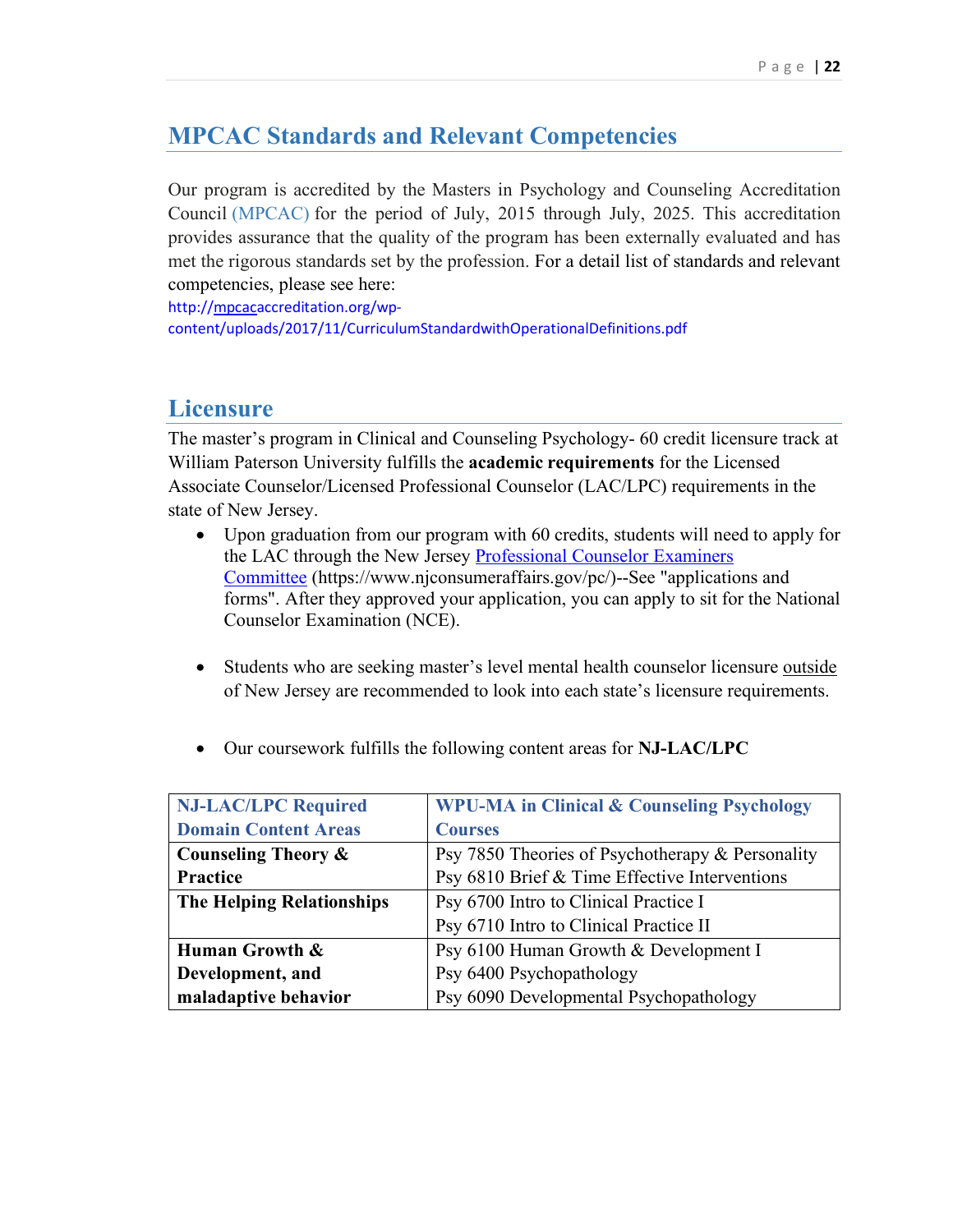## MPCAC Standards and Relevant Competencies

Our program is accredited by the Masters in Psychology and Counseling Accreditation Council (MPCAC) for the period of July, 2015 through July, 2025. This accreditation provides assurance that the quality of the program has been externally evaluated and has met the rigorous standards set by the profession. For a detail list of standards and relevant competencies, please see here:
http://mpcacaccreditation.org/wp-content/uploads/2017/11/CurriculumStandardwithOperationalDefinitions.pdf

## Licensure

The master's program in Clinical and Counseling Psychology- 60 credit licensure track at William Paterson University fulfills the **academic requirements** for the Licensed Associate Counselor/Licensed Professional Counselor (LAC/LPC) requirements in the state of New Jersey.

- Upon graduation from our program with 60 credits, students will need to apply for the LAC through the New Jersey Professional Counselor Examiners Committee (https://www.njconsumeraffairs.gov/pc/)--See "applications and forms". After they approved your application, you can apply to sit for the National Counselor Examination (NCE).

- Students who are seeking master's level mental health counselor licensure outside of New Jersey are recommended to look into each state's licensure requirements.

- Our coursework fulfills the following content areas for **NJ-LAC/LPC**

| NJ-LAC/LPC Required Domain Content Areas | WPU-MA in Clinical & Counseling Psychology Courses |
|---|---|
| **Counseling Theory & Practice** | Psy 7850 Theories of Psychotherapy & Personality<br>Psy 6810 Brief & Time Effective Interventions |
| **The Helping Relationships** | Psy 6700 Intro to Clinical Practice I<br>Psy 6710 Intro to Clinical Practice II |
| **Human Growth & Development, and maladaptive behavior** | Psy 6100 Human Growth & Development I<br>Psy 6400 Psychopathology<br>Psy 6090 Developmental Psychopathology |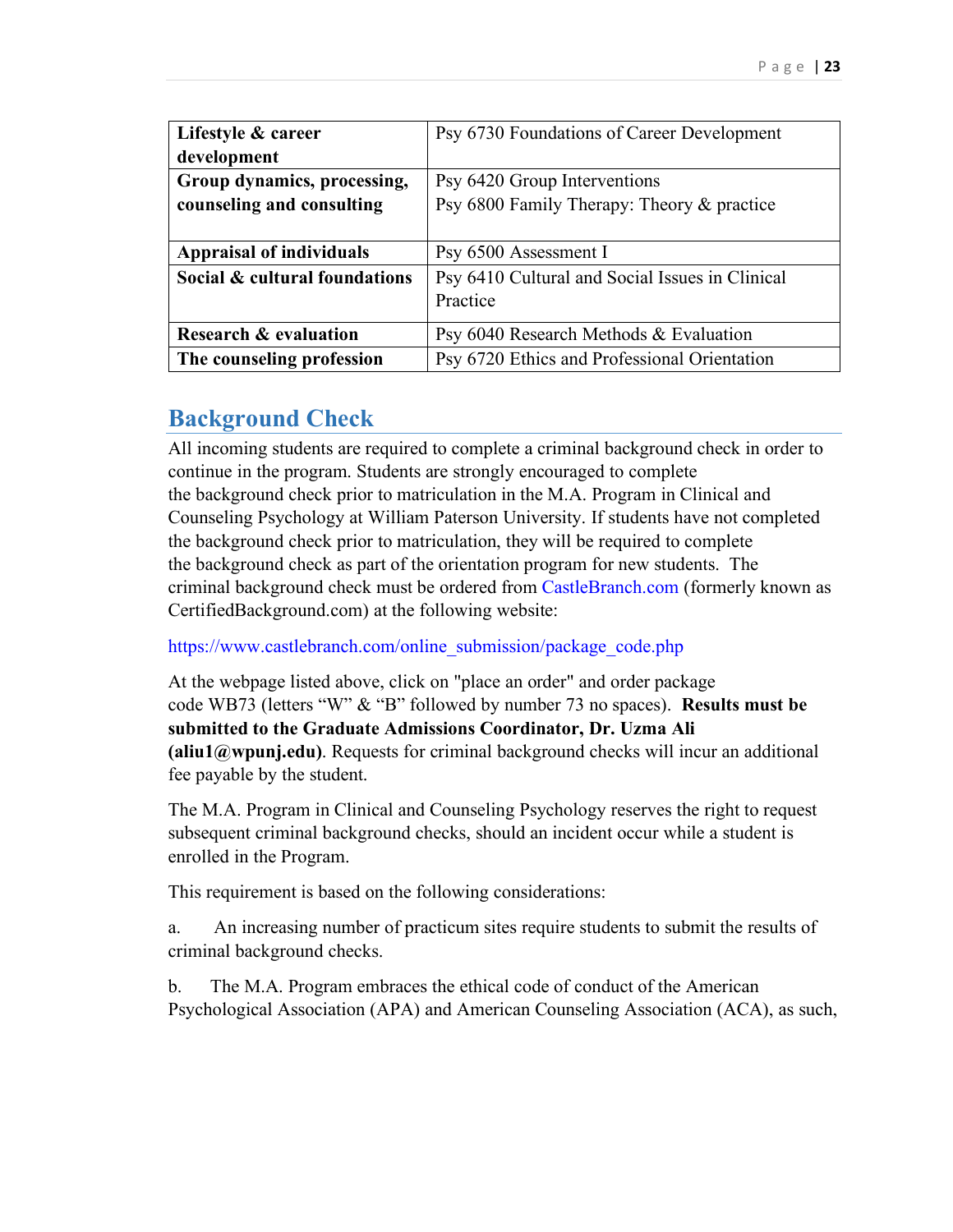| Lifestyle & career development | Psy 6730 Foundations of Career Development |
|---|---|
| **Group dynamics, processing, counseling and consulting** | Psy 6420 Group Interventions<br>Psy 6800 Family Therapy: Theory & practice |
| **Appraisal of individuals** | Psy 6500 Assessment I |
| **Social & cultural foundations** | Psy 6410 Cultural and Social Issues in Clinical Practice |
| **Research & evaluation** | Psy 6040 Research Methods & Evaluation |
| **The counseling profession** | Psy 6720 Ethics and Professional Orientation |

## Background Check

All incoming students are required to complete a criminal background check in order to continue in the program. Students are strongly encouraged to complete the background check prior to matriculation in the M.A. Program in Clinical and Counseling Psychology at William Paterson University. If students have not completed the background check prior to matriculation, they will be required to complete the background check as part of the orientation program for new students. The criminal background check must be ordered from CastleBranch.com (formerly known as CertifiedBackground.com) at the following website:

https://www.castlebranch.com/online_submission/package_code.php

At the webpage listed above, click on "place an order" and order package code WB73 (letters "W" & "B" followed by number 73 no spaces). **Results must be submitted to the Graduate Admissions Coordinator, Dr. Uzma Ali (aliu1@wpunj.edu)**. Requests for criminal background checks will incur an additional fee payable by the student.

The M.A. Program in Clinical and Counseling Psychology reserves the right to request subsequent criminal background checks, should an incident occur while a student is enrolled in the Program.

This requirement is based on the following considerations:

a. An increasing number of practicum sites require students to submit the results of criminal background checks.

b. The M.A. Program embraces the ethical code of conduct of the American Psychological Association (APA) and American Counseling Association (ACA), as such,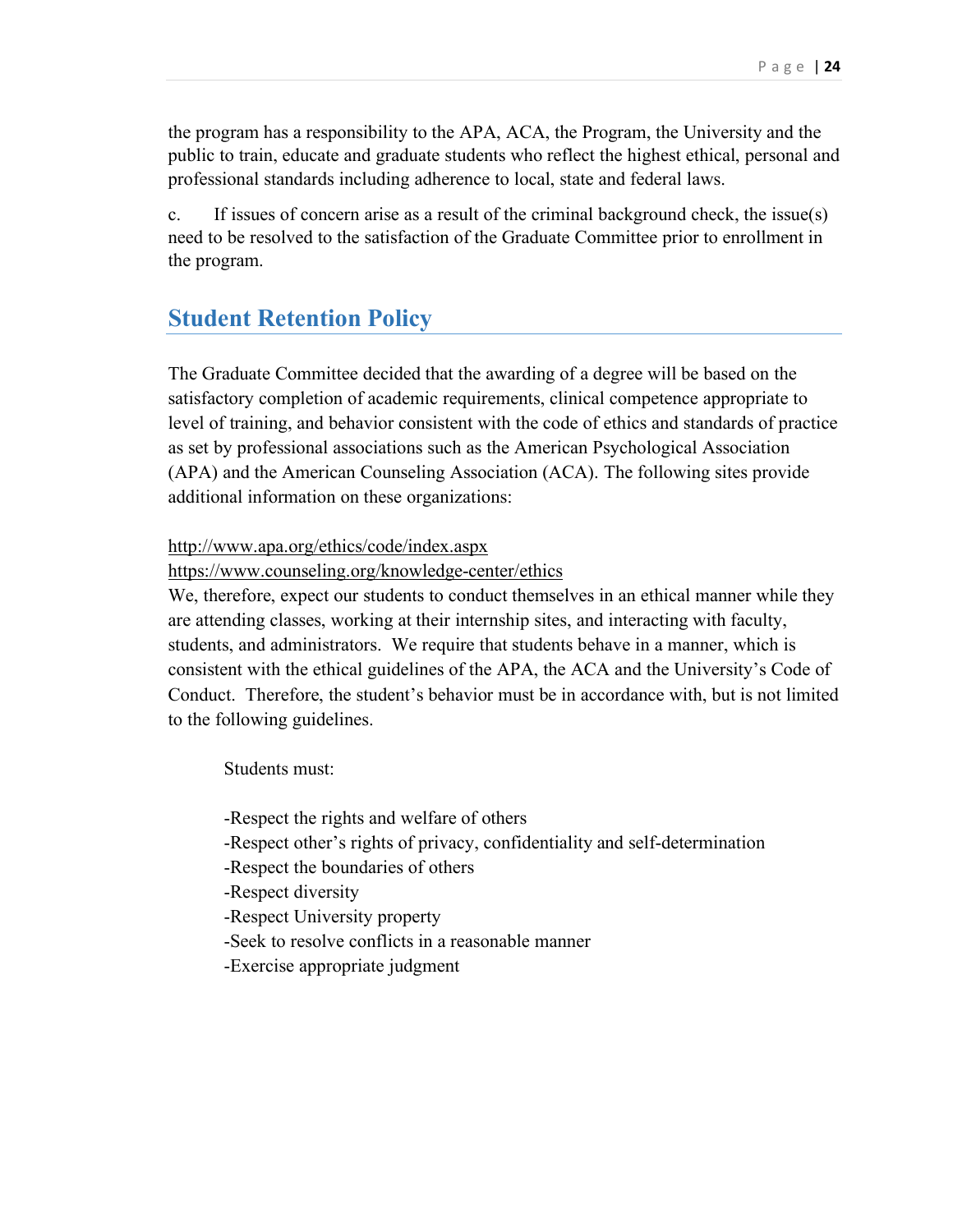the program has a responsibility to the APA, ACA, the Program, the University and the public to train, educate and graduate students who reflect the highest ethical, personal and professional standards including adherence to local, state and federal laws.

c. If issues of concern arise as a result of the criminal background check, the issue(s) need to be resolved to the satisfaction of the Graduate Committee prior to enrollment in the program.

## Student Retention Policy

The Graduate Committee decided that the awarding of a degree will be based on the satisfactory completion of academic requirements, clinical competence appropriate to level of training, and behavior consistent with the code of ethics and standards of practice as set by professional associations such as the American Psychological Association (APA) and the American Counseling Association (ACA). The following sites provide additional information on these organizations:

http://www.apa.org/ethics/code/index.aspx
https://www.counseling.org/knowledge-center/ethics
We, therefore, expect our students to conduct themselves in an ethical manner while they are attending classes, working at their internship sites, and interacting with faculty, students, and administrators. We require that students behave in a manner, which is consistent with the ethical guidelines of the APA, the ACA and the University's Code of Conduct. Therefore, the student's behavior must be in accordance with, but is not limited to the following guidelines.

Students must:

- Respect the rights and welfare of others
- Respect other's rights of privacy, confidentiality and self-determination
- Respect the boundaries of others
- Respect diversity
- Respect University property
- Seek to resolve conflicts in a reasonable manner
- Exercise appropriate judgment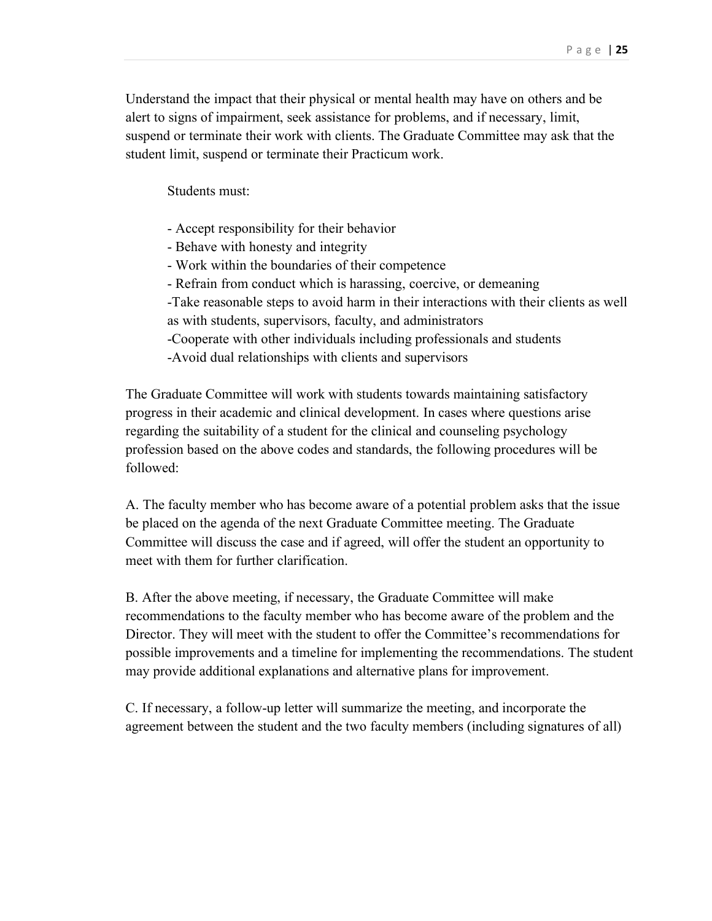Understand the impact that their physical or mental health may have on others and be alert to signs of impairment, seek assistance for problems, and if necessary, limit, suspend or terminate their work with clients. The Graduate Committee may ask that the student limit, suspend or terminate their Practicum work.

Students must:

- Accept responsibility for their behavior
- Behave with honesty and integrity
- Work within the boundaries of their competence
- Refrain from conduct which is harassing, coercive, or demeaning
- Take reasonable steps to avoid harm in their interactions with their clients as well as with students, supervisors, faculty, and administrators
- Cooperate with other individuals including professionals and students
- Avoid dual relationships with clients and supervisors

The Graduate Committee will work with students towards maintaining satisfactory progress in their academic and clinical development. In cases where questions arise regarding the suitability of a student for the clinical and counseling psychology profession based on the above codes and standards, the following procedures will be followed:

A. The faculty member who has become aware of a potential problem asks that the issue be placed on the agenda of the next Graduate Committee meeting. The Graduate Committee will discuss the case and if agreed, will offer the student an opportunity to meet with them for further clarification.

B. After the above meeting, if necessary, the Graduate Committee will make recommendations to the faculty member who has become aware of the problem and the Director. They will meet with the student to offer the Committee's recommendations for possible improvements and a timeline for implementing the recommendations. The student may provide additional explanations and alternative plans for improvement.

C. If necessary, a follow-up letter will summarize the meeting, and incorporate the agreement between the student and the two faculty members (including signatures of all)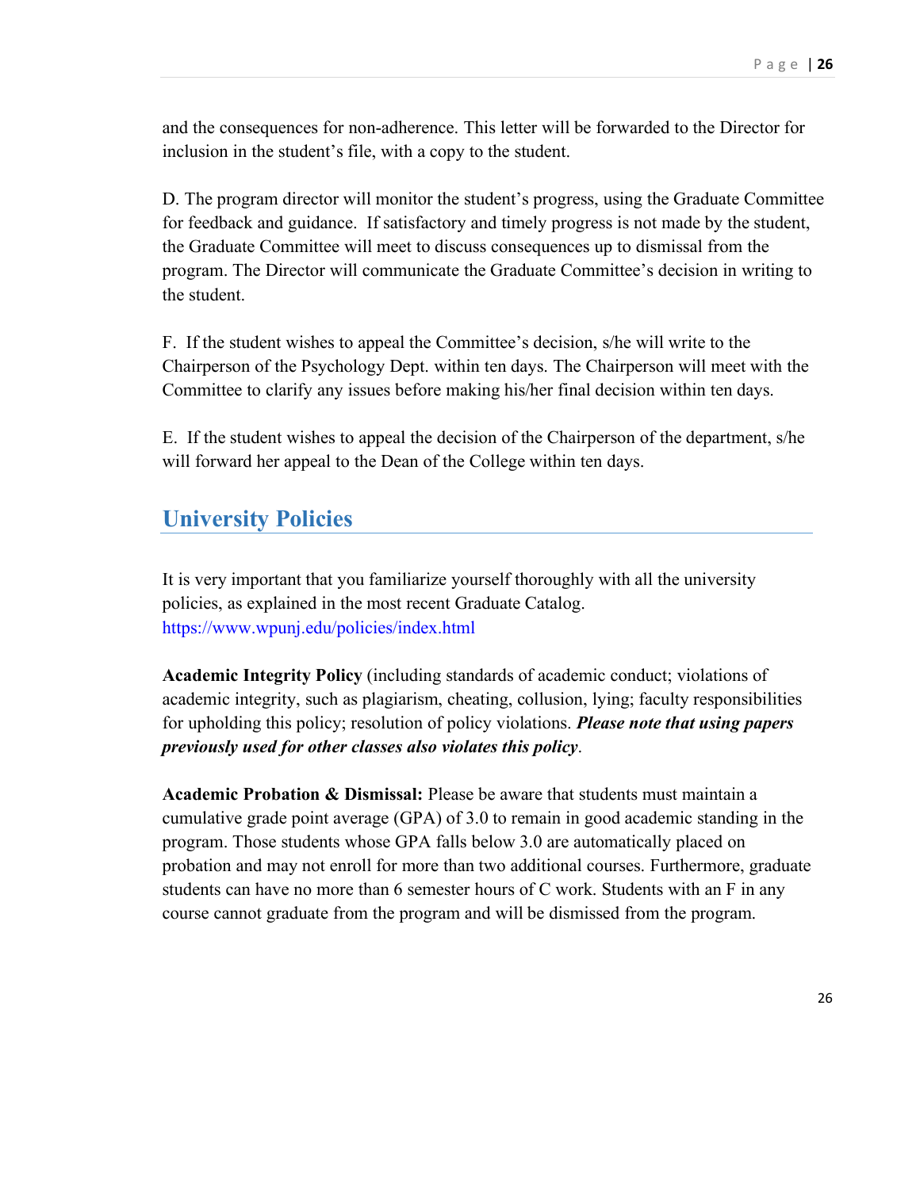and the consequences for non-adherence. This letter will be forwarded to the Director for inclusion in the student's file, with a copy to the student.

D. The program director will monitor the student's progress, using the Graduate Committee for feedback and guidance. If satisfactory and timely progress is not made by the student, the Graduate Committee will meet to discuss consequences up to dismissal from the program. The Director will communicate the Graduate Committee's decision in writing to the student.

F. If the student wishes to appeal the Committee's decision, s/he will write to the Chairperson of the Psychology Dept. within ten days. The Chairperson will meet with the Committee to clarify any issues before making his/her final decision within ten days.

E. If the student wishes to appeal the decision of the Chairperson of the department, s/he will forward her appeal to the Dean of the College within ten days.

## University Policies

It is very important that you familiarize yourself thoroughly with all the university policies, as explained in the most recent Graduate Catalog. https://www.wpunj.edu/policies/index.html

**Academic Integrity Policy** (including standards of academic conduct; violations of academic integrity, such as plagiarism, cheating, collusion, lying; faculty responsibilities for upholding this policy; resolution of policy violations. ***Please note that using papers previously used for other classes also violates this policy***.

**Academic Probation & Dismissal:** Please be aware that students must maintain a cumulative grade point average (GPA) of 3.0 to remain in good academic standing in the program. Those students whose GPA falls below 3.0 are automatically placed on probation and may not enroll for more than two additional courses. Furthermore, graduate students can have no more than 6 semester hours of C work. Students with an F in any course cannot graduate from the program and will be dismissed from the program.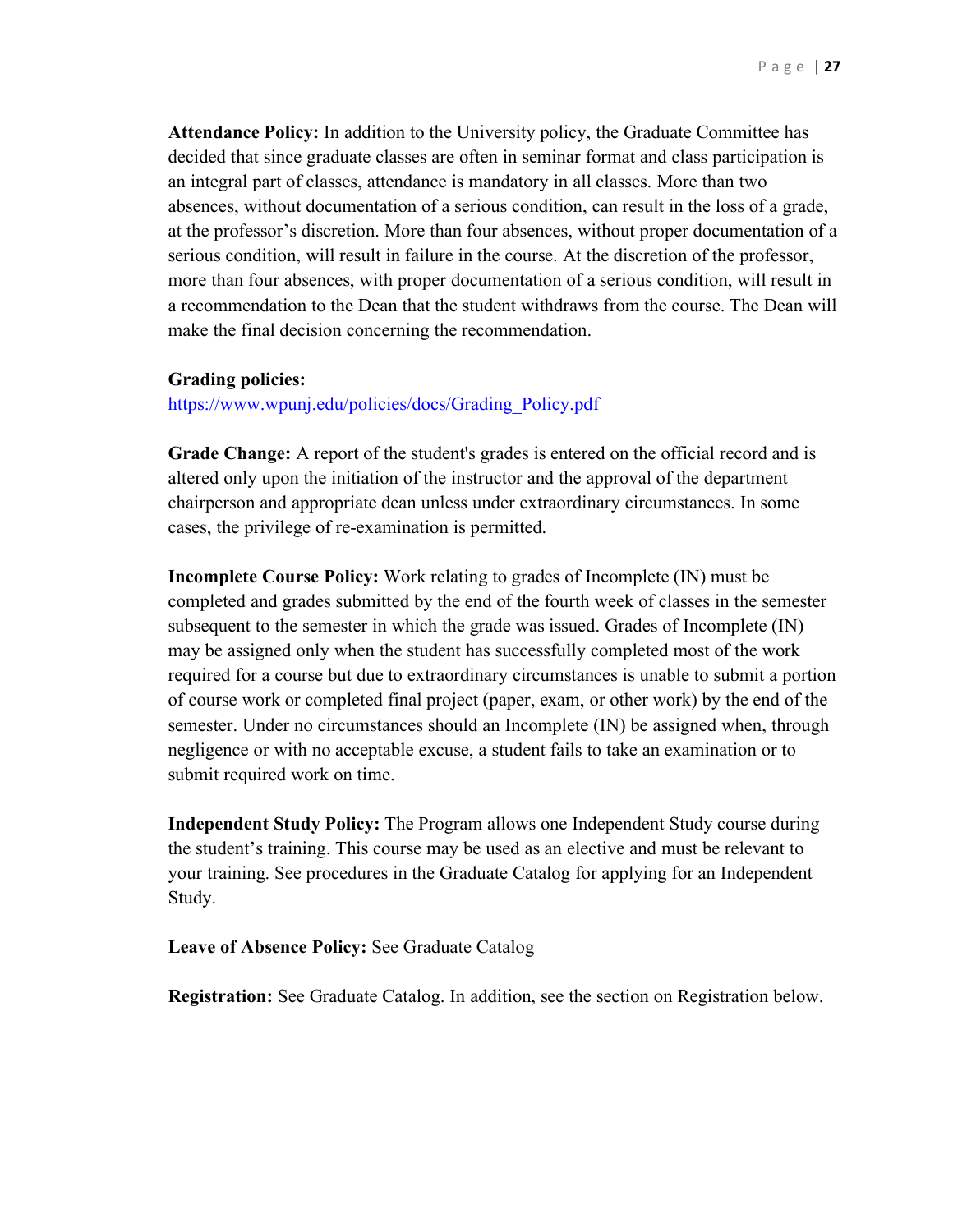**Attendance Policy:** In addition to the University policy, the Graduate Committee has decided that since graduate classes are often in seminar format and class participation is an integral part of classes, attendance is mandatory in all classes. More than two absences, without documentation of a serious condition, can result in the loss of a grade, at the professor's discretion. More than four absences, without proper documentation of a serious condition, will result in failure in the course. At the discretion of the professor, more than four absences, with proper documentation of a serious condition, will result in a recommendation to the Dean that the student withdraws from the course. The Dean will make the final decision concerning the recommendation.

**Grading policies:**
https://www.wpunj.edu/policies/docs/Grading_Policy.pdf

**Grade Change:** A report of the student's grades is entered on the official record and is altered only upon the initiation of the instructor and the approval of the department chairperson and appropriate dean unless under extraordinary circumstances. In some cases, the privilege of re-examination is permitted.

**Incomplete Course Policy:** Work relating to grades of Incomplete (IN) must be completed and grades submitted by the end of the fourth week of classes in the semester subsequent to the semester in which the grade was issued. Grades of Incomplete (IN) may be assigned only when the student has successfully completed most of the work required for a course but due to extraordinary circumstances is unable to submit a portion of course work or completed final project (paper, exam, or other work) by the end of the semester. Under no circumstances should an Incomplete (IN) be assigned when, through negligence or with no acceptable excuse, a student fails to take an examination or to submit required work on time.

**Independent Study Policy:** The Program allows one Independent Study course during the student's training. This course may be used as an elective and must be relevant to your training. See procedures in the Graduate Catalog for applying for an Independent Study.

**Leave of Absence Policy:** See Graduate Catalog

**Registration:** See Graduate Catalog. In addition, see the section on Registration below.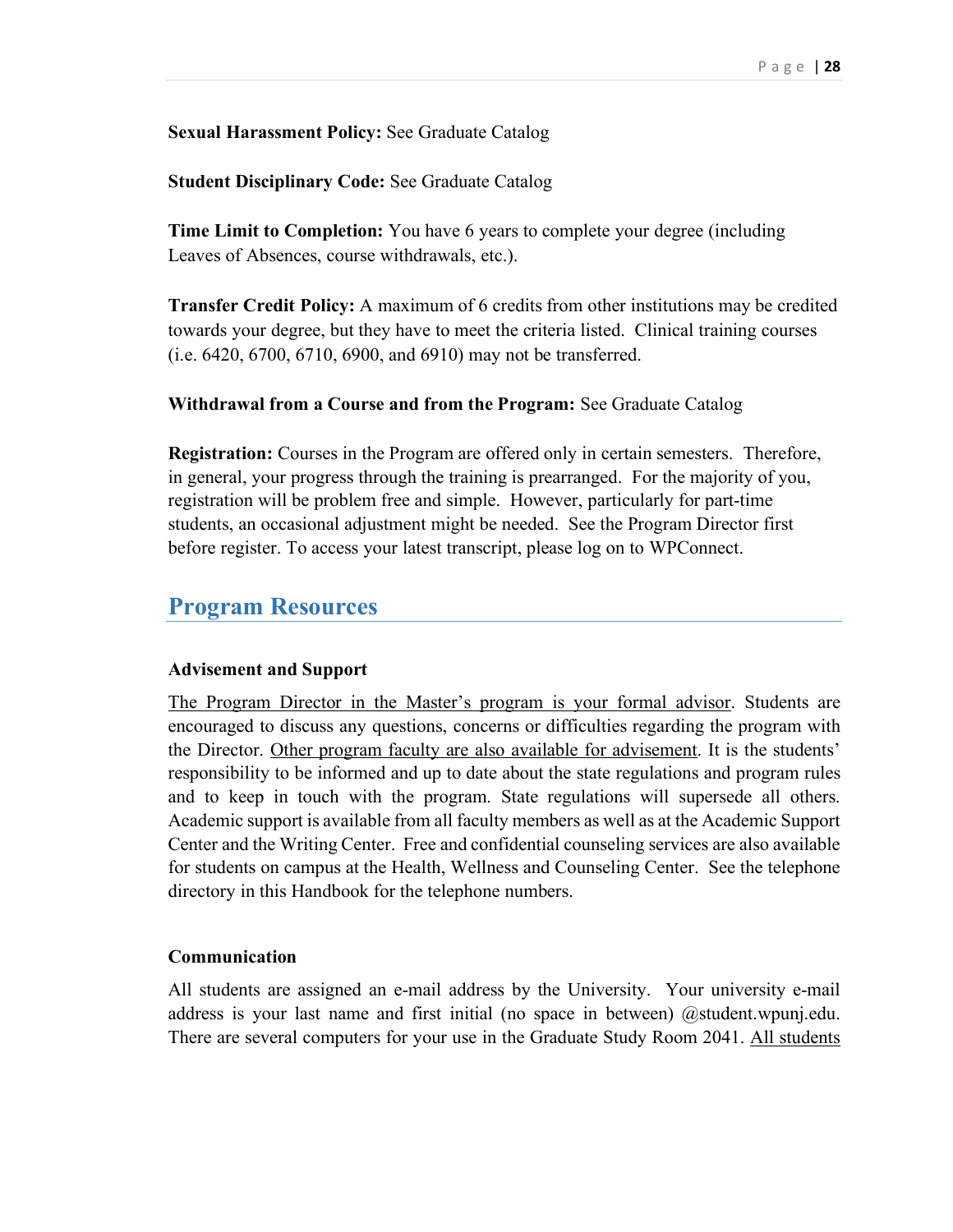**Sexual Harassment Policy:** See Graduate Catalog

**Student Disciplinary Code:** See Graduate Catalog

**Time Limit to Completion:** You have 6 years to complete your degree (including Leaves of Absences, course withdrawals, etc.).

**Transfer Credit Policy:** A maximum of 6 credits from other institutions may be credited towards your degree, but they have to meet the criteria listed. Clinical training courses (i.e. 6420, 6700, 6710, 6900, and 6910) may not be transferred.

**Withdrawal from a Course and from the Program:** See Graduate Catalog

**Registration:** Courses in the Program are offered only in certain semesters. Therefore, in general, your progress through the training is prearranged. For the majority of you, registration will be problem free and simple. However, particularly for part-time students, an occasional adjustment might be needed. See the Program Director first before register. To access your latest transcript, please log on to WPConnect.

## Program Resources

### Advisement and Support

<u>The Program Director in the Master's program is your formal advisor</u>. Students are encouraged to discuss any questions, concerns or difficulties regarding the program with the Director. <u>Other program faculty are also available for advisement</u>. It is the students' responsibility to be informed and up to date about the state regulations and program rules and to keep in touch with the program. State regulations will supersede all others. Academic support is available from all faculty members as well as at the Academic Support Center and the Writing Center. Free and confidential counseling services are also available for students on campus at the Health, Wellness and Counseling Center. See the telephone directory in this Handbook for the telephone numbers.

### Communication

All students are assigned an e-mail address by the University. Your university e-mail address is your last name and first initial (no space in between) @student.wpunj.edu. There are several computers for your use in the Graduate Study Room 2041. <u>All students</u>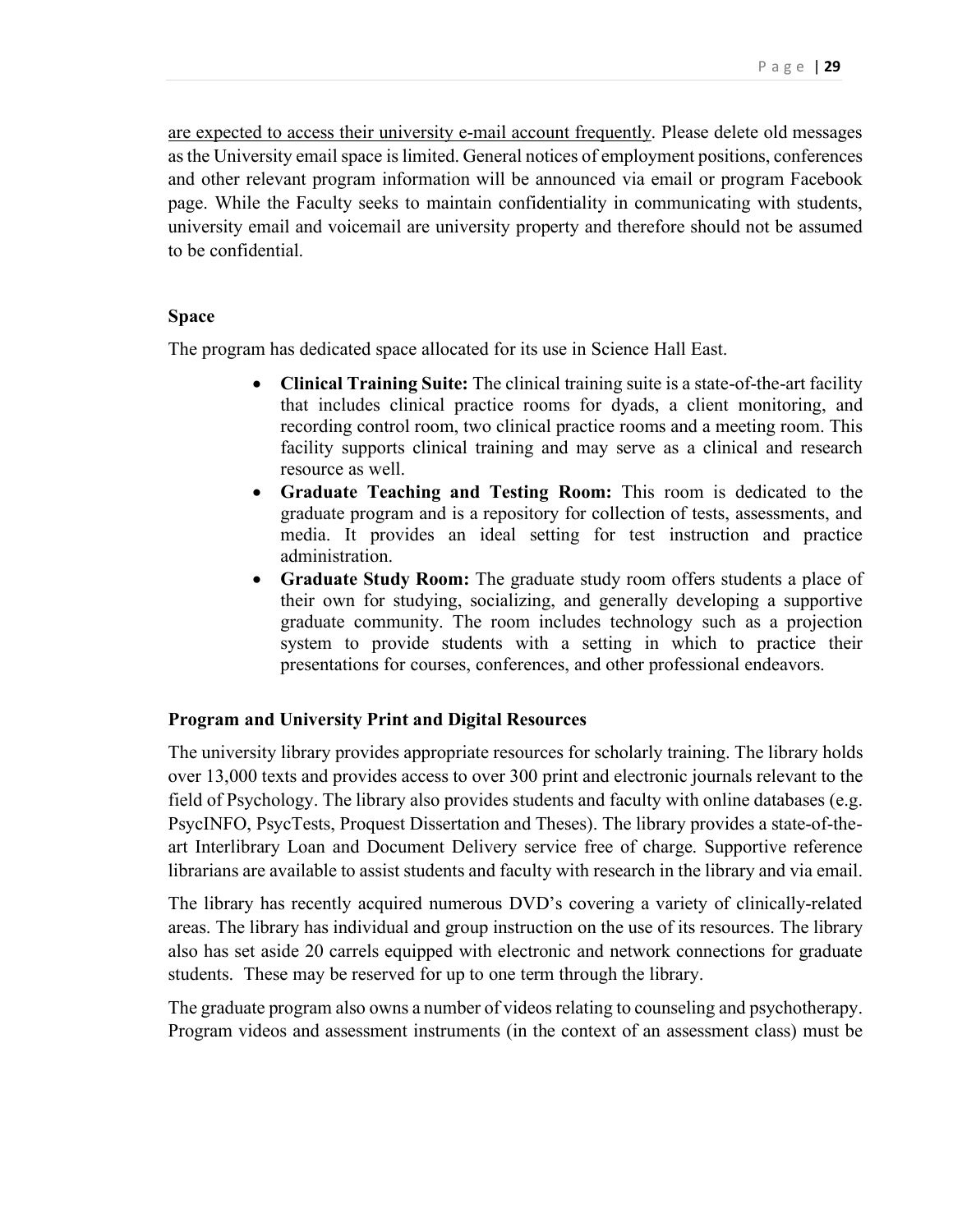are expected to access their university e-mail account frequently. Please delete old messages as the University email space is limited. General notices of employment positions, conferences and other relevant program information will be announced via email or program Facebook page. While the Faculty seeks to maintain confidentiality in communicating with students, university email and voicemail are university property and therefore should not be assumed to be confidential.

### Space

The program has dedicated space allocated for its use in Science Hall East.

- **Clinical Training Suite:** The clinical training suite is a state-of-the-art facility that includes clinical practice rooms for dyads, a client monitoring, and recording control room, two clinical practice rooms and a meeting room. This facility supports clinical training and may serve as a clinical and research resource as well.
- **Graduate Teaching and Testing Room:** This room is dedicated to the graduate program and is a repository for collection of tests, assessments, and media. It provides an ideal setting for test instruction and practice administration.
- **Graduate Study Room:** The graduate study room offers students a place of their own for studying, socializing, and generally developing a supportive graduate community. The room includes technology such as a projection system to provide students with a setting in which to practice their presentations for courses, conferences, and other professional endeavors.

### Program and University Print and Digital Resources

The university library provides appropriate resources for scholarly training. The library holds over 13,000 texts and provides access to over 300 print and electronic journals relevant to the field of Psychology. The library also provides students and faculty with online databases (e.g. PsycINFO, PsycTests, Proquest Dissertation and Theses). The library provides a state-of-the-art Interlibrary Loan and Document Delivery service free of charge. Supportive reference librarians are available to assist students and faculty with research in the library and via email.

The library has recently acquired numerous DVD's covering a variety of clinically-related areas. The library has individual and group instruction on the use of its resources. The library also has set aside 20 carrels equipped with electronic and network connections for graduate students. These may be reserved for up to one term through the library.

The graduate program also owns a number of videos relating to counseling and psychotherapy. Program videos and assessment instruments (in the context of an assessment class) must be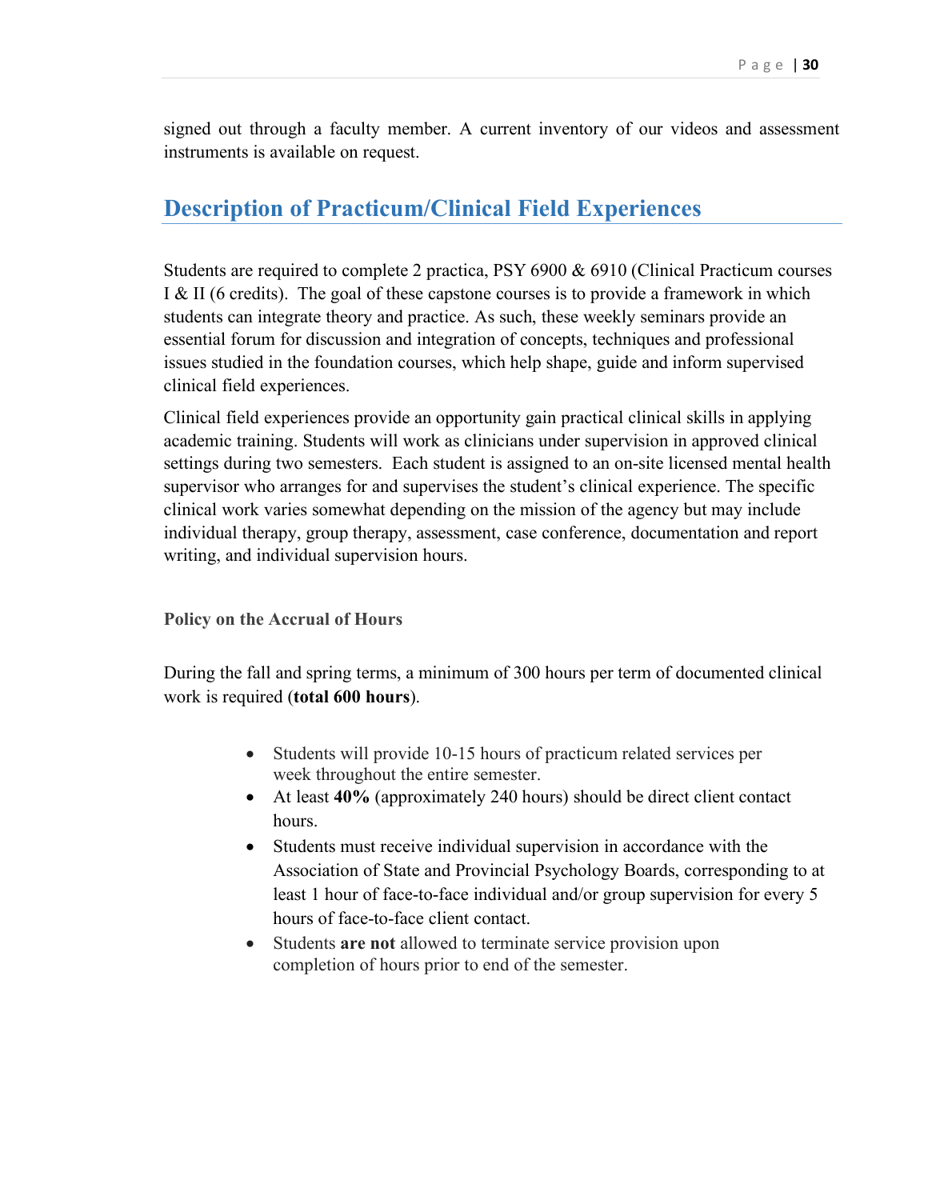signed out through a faculty member. A current inventory of our videos and assessment instruments is available on request.

## Description of Practicum/Clinical Field Experiences

Students are required to complete 2 practica, PSY 6900 & 6910 (Clinical Practicum courses I & II (6 credits). The goal of these capstone courses is to provide a framework in which students can integrate theory and practice. As such, these weekly seminars provide an essential forum for discussion and integration of concepts, techniques and professional issues studied in the foundation courses, which help shape, guide and inform supervised clinical field experiences.

Clinical field experiences provide an opportunity gain practical clinical skills in applying academic training. Students will work as clinicians under supervision in approved clinical settings during two semesters. Each student is assigned to an on-site licensed mental health supervisor who arranges for and supervises the student's clinical experience. The specific clinical work varies somewhat depending on the mission of the agency but may include individual therapy, group therapy, assessment, case conference, documentation and report writing, and individual supervision hours.

### Policy on the Accrual of Hours

During the fall and spring terms, a minimum of 300 hours per term of documented clinical work is required (**total 600 hours**).

- Students will provide 10-15 hours of practicum related services per week throughout the entire semester.
- At least **40%** (approximately 240 hours) should be direct client contact hours.
- Students must receive individual supervision in accordance with the Association of State and Provincial Psychology Boards, corresponding to at least 1 hour of face-to-face individual and/or group supervision for every 5 hours of face-to-face client contact.
- Students **are not** allowed to terminate service provision upon completion of hours prior to end of the semester.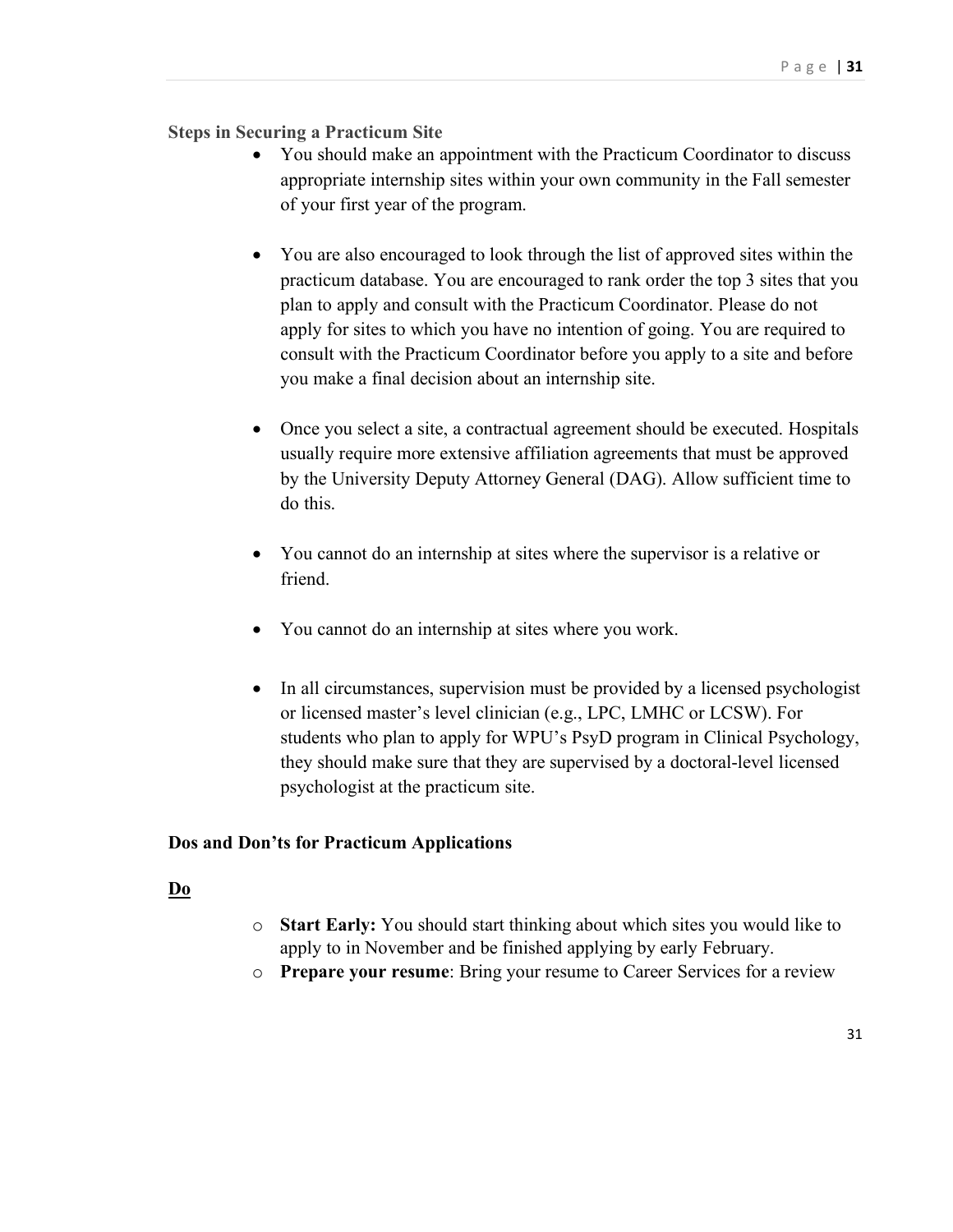### Steps in Securing a Practicum Site

- You should make an appointment with the Practicum Coordinator to discuss appropriate internship sites within your own community in the Fall semester of your first year of the program.

- You are also encouraged to look through the list of approved sites within the practicum database. You are encouraged to rank order the top 3 sites that you plan to apply and consult with the Practicum Coordinator. Please do not apply for sites to which you have no intention of going. You are required to consult with the Practicum Coordinator before you apply to a site and before you make a final decision about an internship site.

- Once you select a site, a contractual agreement should be executed. Hospitals usually require more extensive affiliation agreements that must be approved by the University Deputy Attorney General (DAG). Allow sufficient time to do this.

- You cannot do an internship at sites where the supervisor is a relative or friend.

- You cannot do an internship at sites where you work.

- In all circumstances, supervision must be provided by a licensed psychologist or licensed master's level clinician (e.g., LPC, LMHC or LCSW). For students who plan to apply for WPU's PsyD program in Clinical Psychology, they should make sure that they are supervised by a doctoral-level licensed psychologist at the practicum site.

### Dos and Don'ts for Practicum Applications

<u>**Do**</u>

- **Start Early:** You should start thinking about which sites you would like to apply to in November and be finished applying by early February.
- **Prepare your resume**: Bring your resume to Career Services for a review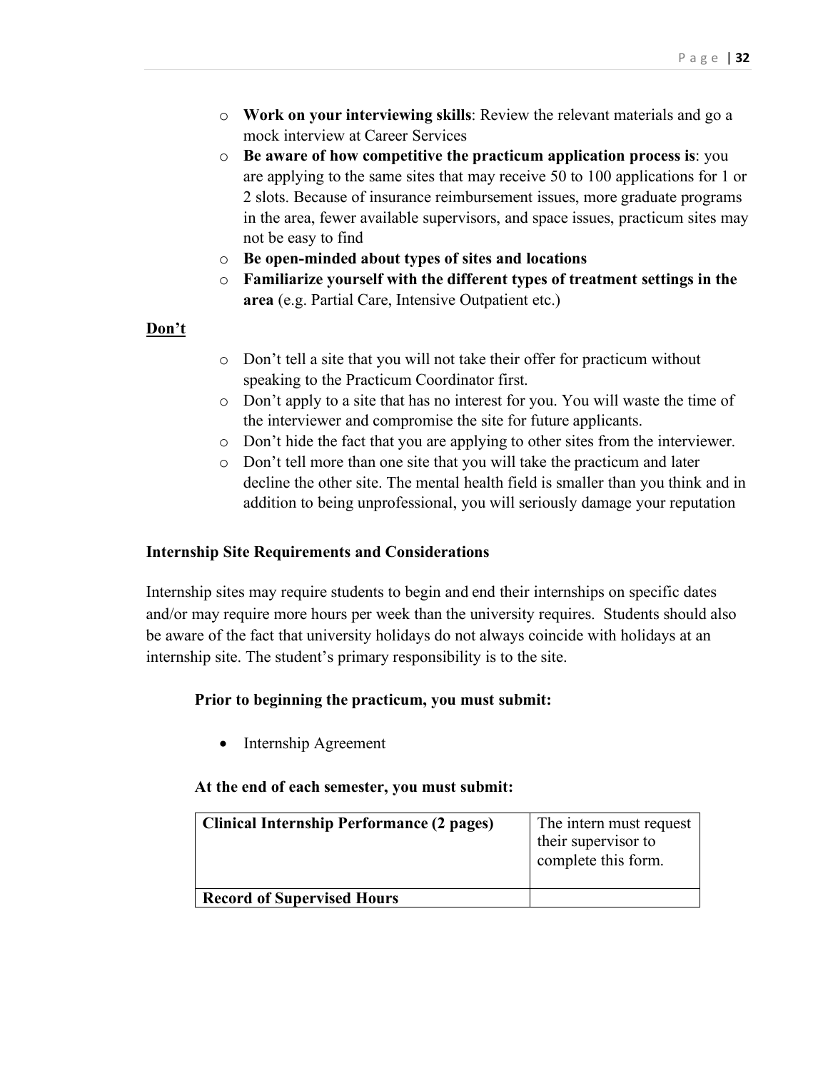- **Work on your interviewing skills**: Review the relevant materials and go a mock interview at Career Services
- **Be aware of how competitive the practicum application process is**: you are applying to the same sites that may receive 50 to 100 applications for 1 or 2 slots. Because of insurance reimbursement issues, more graduate programs in the area, fewer available supervisors, and space issues, practicum sites may not be easy to find
- **Be open-minded about types of sites and locations**
- **Familiarize yourself with the different types of treatment settings in the area** (e.g. Partial Care, Intensive Outpatient etc.)

**<u>Don't</u>**

- Don't tell a site that you will not take their offer for practicum without speaking to the Practicum Coordinator first.
- Don't apply to a site that has no interest for you. You will waste the time of the interviewer and compromise the site for future applicants.
- Don't hide the fact that you are applying to other sites from the interviewer.
- Don't tell more than one site that you will take the practicum and later decline the other site. The mental health field is smaller than you think and in addition to being unprofessional, you will seriously damage your reputation

### Internship Site Requirements and Considerations

Internship sites may require students to begin and end their internships on specific dates and/or may require more hours per week than the university requires. Students should also be aware of the fact that university holidays do not always coincide with holidays at an internship site. The student's primary responsibility is to the site.

**Prior to beginning the practicum, you must submit:**

- Internship Agreement

**At the end of each semester, you must submit:**

| **Clinical Internship Performance (2 pages)** | The intern must request their supervisor to complete this form. |
|---|---|
| **Record of Supervised Hours** | |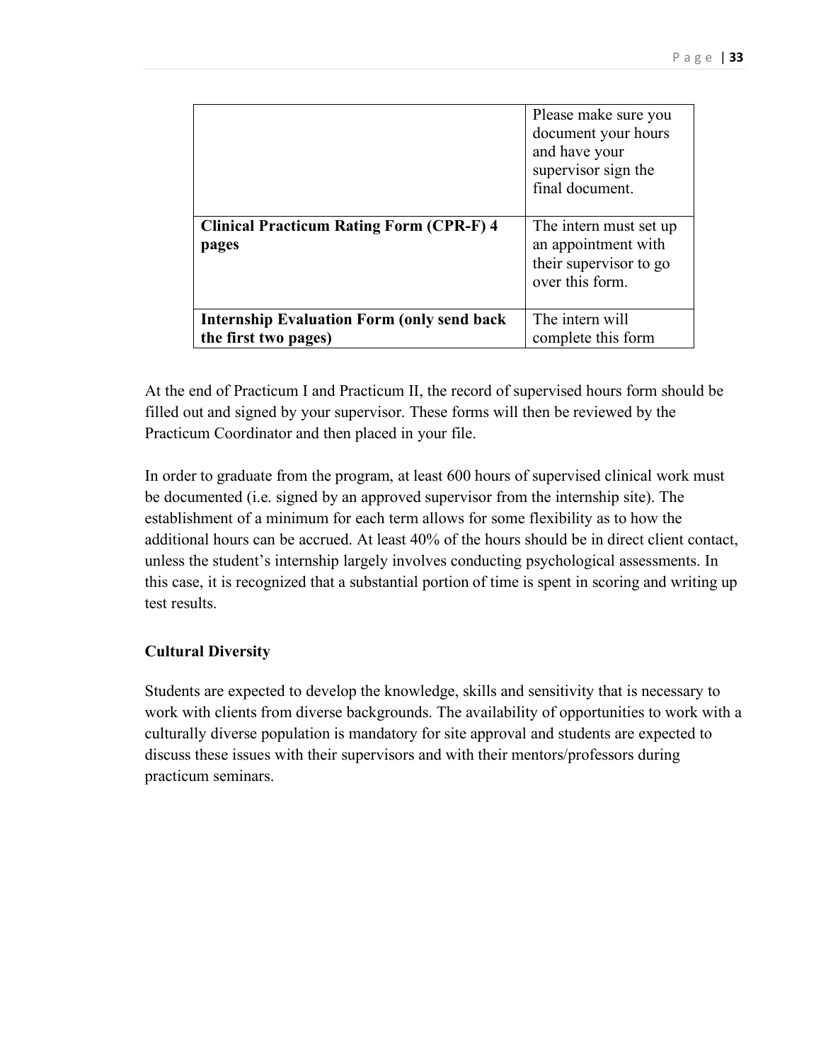| | |
|---|---|
| | Please make sure you document your hours and have your supervisor sign the final document. |
| **Clinical Practicum Rating Form (CPR-F) 4 pages** | The intern must set up an appointment with their supervisor to go over this form. |
| **Internship Evaluation Form (only send back the first two pages)** | The intern will complete this form |

At the end of Practicum I and Practicum II, the record of supervised hours form should be filled out and signed by your supervisor. These forms will then be reviewed by the Practicum Coordinator and then placed in your file.

In order to graduate from the program, at least 600 hours of supervised clinical work must be documented (i.e. signed by an approved supervisor from the internship site). The establishment of a minimum for each term allows for some flexibility as to how the additional hours can be accrued. At least 40% of the hours should be in direct client contact, unless the student's internship largely involves conducting psychological assessments. In this case, it is recognized that a substantial portion of time is spent in scoring and writing up test results.

### Cultural Diversity

Students are expected to develop the knowledge, skills and sensitivity that is necessary to work with clients from diverse backgrounds. The availability of opportunities to work with a culturally diverse population is mandatory for site approval and students are expected to discuss these issues with their supervisors and with their mentors/professors during practicum seminars.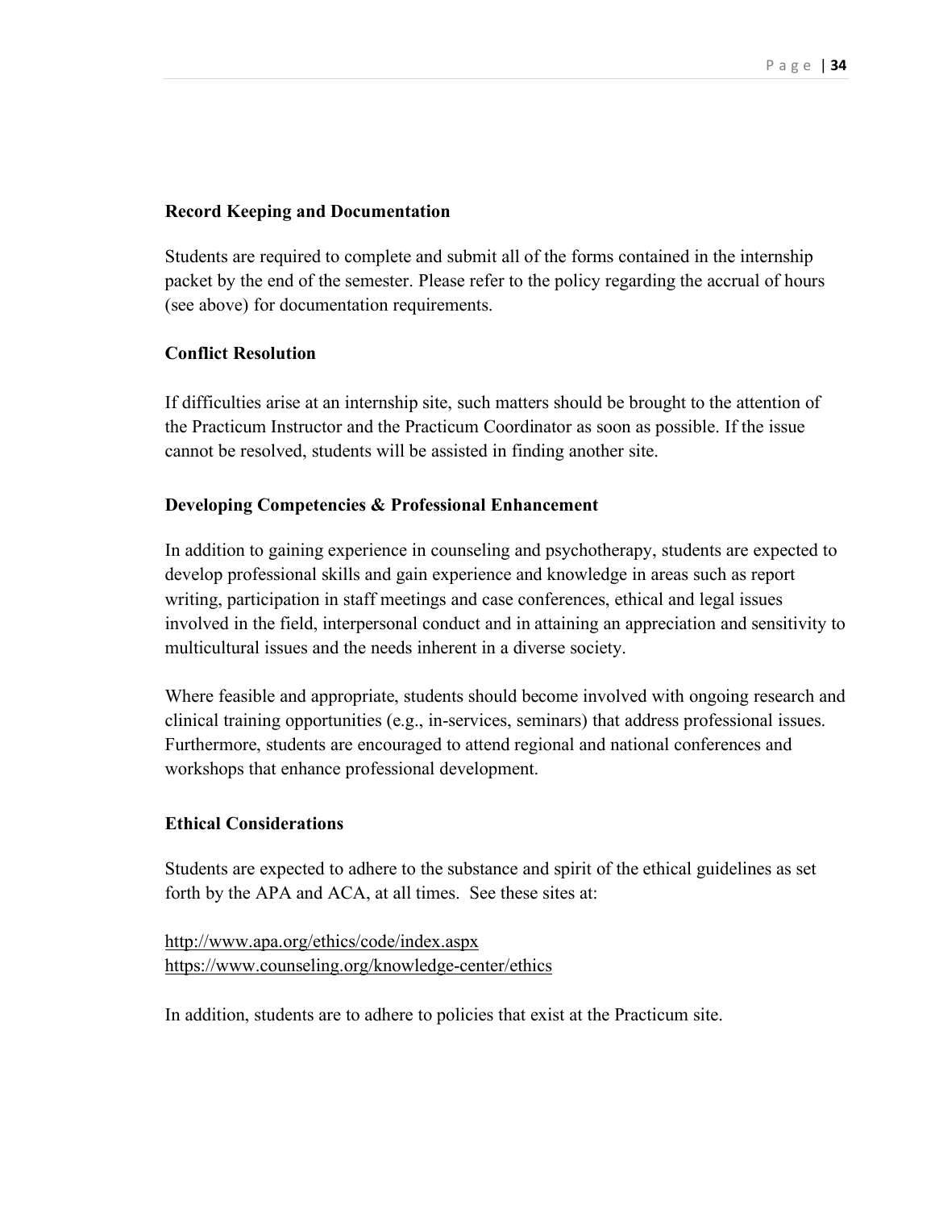**Record Keeping and Documentation**

Students are required to complete and submit all of the forms contained in the internship packet by the end of the semester. Please refer to the policy regarding the accrual of hours (see above) for documentation requirements.

**Conflict Resolution**

If difficulties arise at an internship site, such matters should be brought to the attention of the Practicum Instructor and the Practicum Coordinator as soon as possible. If the issue cannot be resolved, students will be assisted in finding another site.

**Developing Competencies & Professional Enhancement**

In addition to gaining experience in counseling and psychotherapy, students are expected to develop professional skills and gain experience and knowledge in areas such as report writing, participation in staff meetings and case conferences, ethical and legal issues involved in the field, interpersonal conduct and in attaining an appreciation and sensitivity to multicultural issues and the needs inherent in a diverse society.

Where feasible and appropriate, students should become involved with ongoing research and clinical training opportunities (e.g., in-services, seminars) that address professional issues. Furthermore, students are encouraged to attend regional and national conferences and workshops that enhance professional development.

**Ethical Considerations**

Students are expected to adhere to the substance and spirit of the ethical guidelines as set forth by the APA and ACA, at all times. See these sites at:

http://www.apa.org/ethics/code/index.aspx
https://www.counseling.org/knowledge-center/ethics

In addition, students are to adhere to policies that exist at the Practicum site.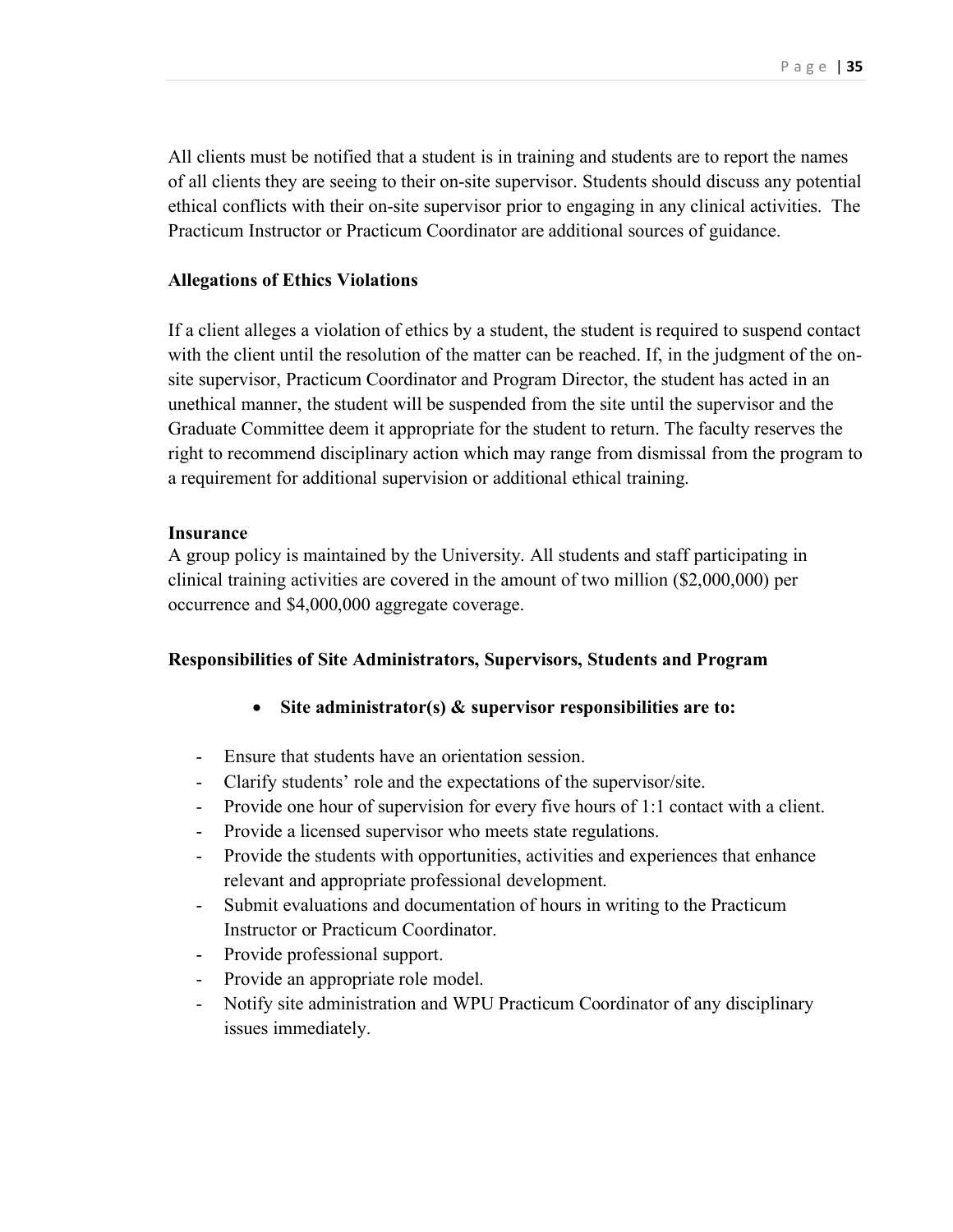All clients must be notified that a student is in training and students are to report the names of all clients they are seeing to their on-site supervisor. Students should discuss any potential ethical conflicts with their on-site supervisor prior to engaging in any clinical activities. The Practicum Instructor or Practicum Coordinator are additional sources of guidance.

**Allegations of Ethics Violations**

If a client alleges a violation of ethics by a student, the student is required to suspend contact with the client until the resolution of the matter can be reached. If, in the judgment of the on-site supervisor, Practicum Coordinator and Program Director, the student has acted in an unethical manner, the student will be suspended from the site until the supervisor and the Graduate Committee deem it appropriate for the student to return. The faculty reserves the right to recommend disciplinary action which may range from dismissal from the program to a requirement for additional supervision or additional ethical training.

**Insurance**

A group policy is maintained by the University. All students and staff participating in clinical training activities are covered in the amount of two million ($2,000,000) per occurrence and $4,000,000 aggregate coverage.

**Responsibilities of Site Administrators, Supervisors, Students and Program**

- **Site administrator(s) & supervisor responsibilities are to:**

  - Ensure that students have an orientation session.
  - Clarify students' role and the expectations of the supervisor/site.
  - Provide one hour of supervision for every five hours of 1:1 contact with a client.
  - Provide a licensed supervisor who meets state regulations.
  - Provide the students with opportunities, activities and experiences that enhance relevant and appropriate professional development.
  - Submit evaluations and documentation of hours in writing to the Practicum Instructor or Practicum Coordinator.
  - Provide professional support.
  - Provide an appropriate role model.
  - Notify site administration and WPU Practicum Coordinator of any disciplinary issues immediately.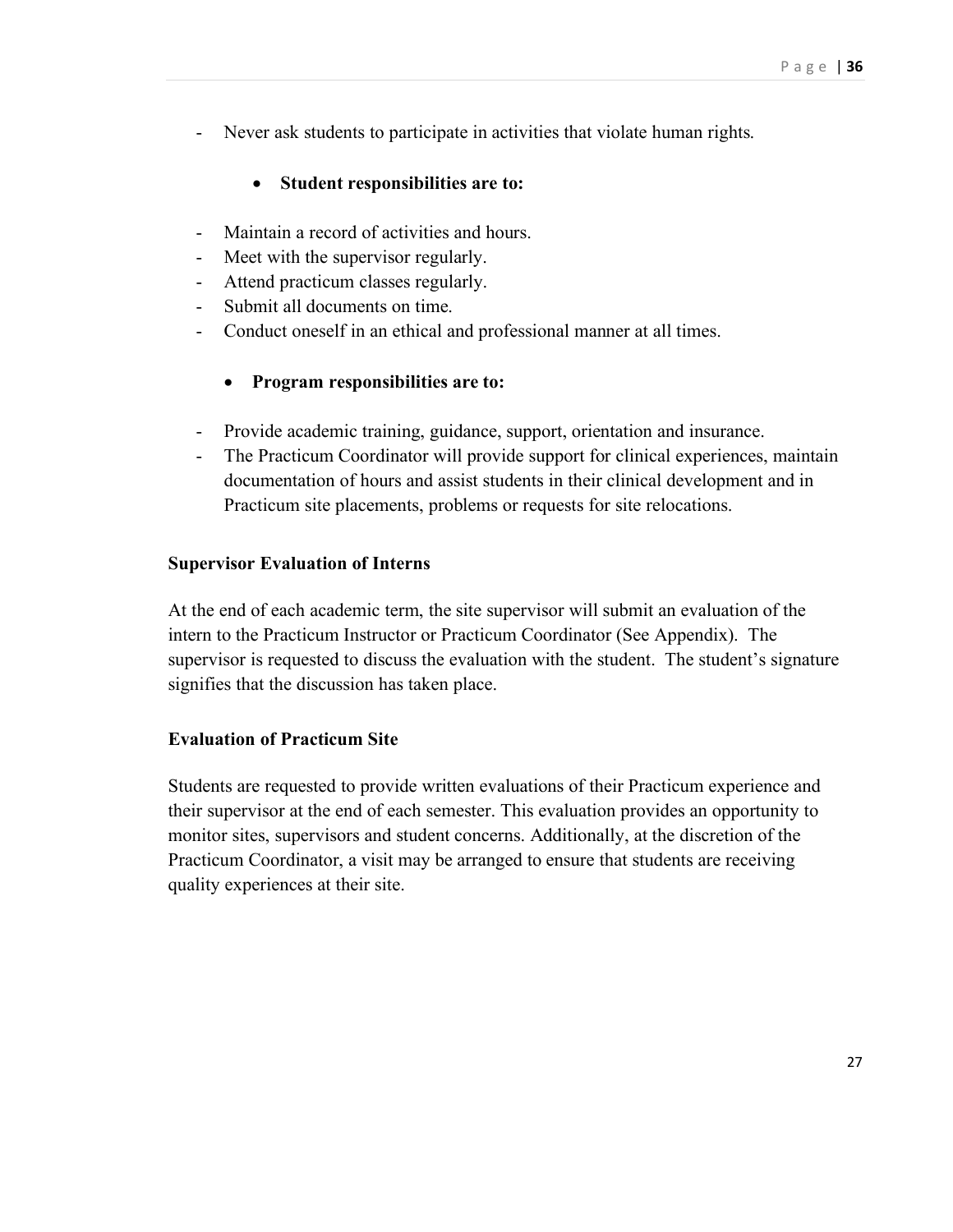- Never ask students to participate in activities that violate human rights.

- **Student responsibilities are to:**

- Maintain a record of activities and hours.
- Meet with the supervisor regularly.
- Attend practicum classes regularly.
- Submit all documents on time.
- Conduct oneself in an ethical and professional manner at all times.

- **Program responsibilities are to:**

- Provide academic training, guidance, support, orientation and insurance.
- The Practicum Coordinator will provide support for clinical experiences, maintain documentation of hours and assist students in their clinical development and in Practicum site placements, problems or requests for site relocations.

**Supervisor Evaluation of Interns**

At the end of each academic term, the site supervisor will submit an evaluation of the intern to the Practicum Instructor or Practicum Coordinator (See Appendix). The supervisor is requested to discuss the evaluation with the student. The student's signature signifies that the discussion has taken place.

**Evaluation of Practicum Site**

Students are requested to provide written evaluations of their Practicum experience and their supervisor at the end of each semester. This evaluation provides an opportunity to monitor sites, supervisors and student concerns. Additionally, at the discretion of the Practicum Coordinator, a visit may be arranged to ensure that students are receiving quality experiences at their site.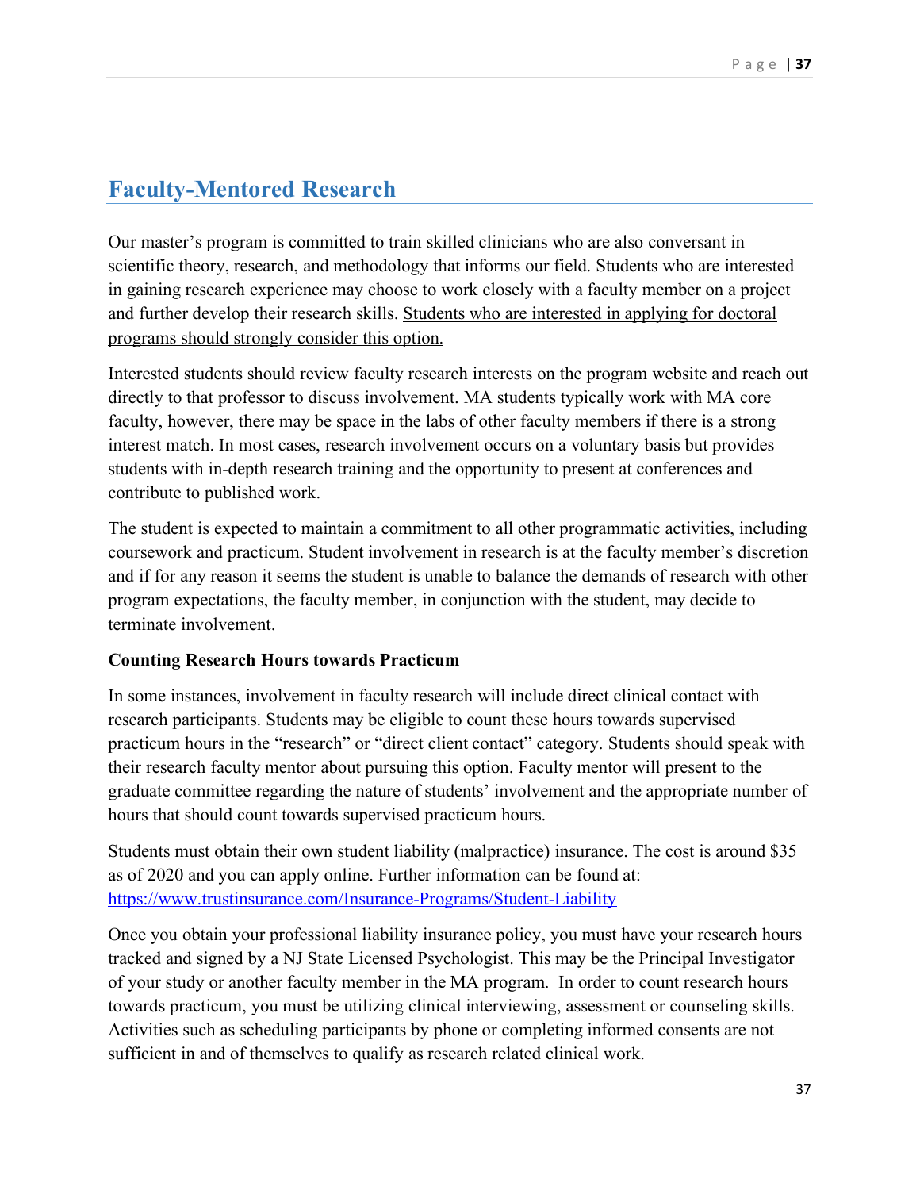# Faculty-Mentored Research

Our master's program is committed to train skilled clinicians who are also conversant in scientific theory, research, and methodology that informs our field. Students who are interested in gaining research experience may choose to work closely with a faculty member on a project and further develop their research skills. <u>Students who are interested in applying for doctoral programs should strongly consider this option.</u>

Interested students should review faculty research interests on the program website and reach out directly to that professor to discuss involvement. MA students typically work with MA core faculty, however, there may be space in the labs of other faculty members if there is a strong interest match. In most cases, research involvement occurs on a voluntary basis but provides students with in-depth research training and the opportunity to present at conferences and contribute to published work.

The student is expected to maintain a commitment to all other programmatic activities, including coursework and practicum. Student involvement in research is at the faculty member's discretion and if for any reason it seems the student is unable to balance the demands of research with other program expectations, the faculty member, in conjunction with the student, may decide to terminate involvement.

**Counting Research Hours towards Practicum**

In some instances, involvement in faculty research will include direct clinical contact with research participants. Students may be eligible to count these hours towards supervised practicum hours in the "research" or "direct client contact" category. Students should speak with their research faculty mentor about pursuing this option. Faculty mentor will present to the graduate committee regarding the nature of students' involvement and the appropriate number of hours that should count towards supervised practicum hours.

Students must obtain their own student liability (malpractice) insurance. The cost is around $35 as of 2020 and you can apply online. Further information can be found at: [https://www.trustinsurance.com/Insurance-Programs/Student-Liability](https://www.trustinsurance.com/Insurance-Programs/Student-Liability)

Once you obtain your professional liability insurance policy, you must have your research hours tracked and signed by a NJ State Licensed Psychologist. This may be the Principal Investigator of your study or another faculty member in the MA program. In order to count research hours towards practicum, you must be utilizing clinical interviewing, assessment or counseling skills. Activities such as scheduling participants by phone or completing informed consents are not sufficient in and of themselves to qualify as research related clinical work.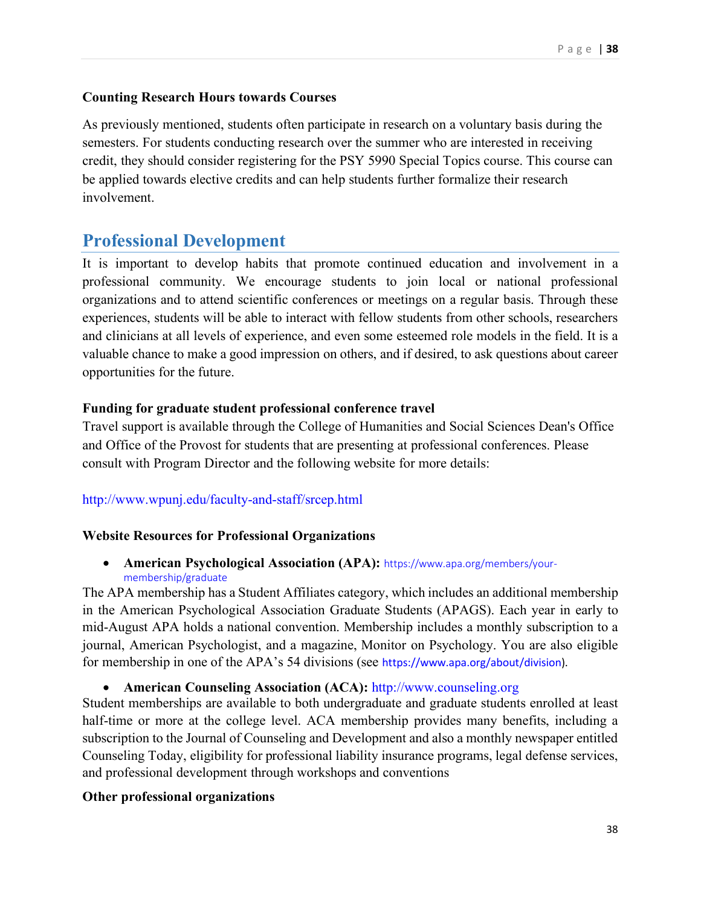**Counting Research Hours towards Courses**

As previously mentioned, students often participate in research on a voluntary basis during the semesters. For students conducting research over the summer who are interested in receiving credit, they should consider registering for the PSY 5990 Special Topics course. This course can be applied towards elective credits and can help students further formalize their research involvement.

## Professional Development

It is important to develop habits that promote continued education and involvement in a professional community. We encourage students to join local or national professional organizations and to attend scientific conferences or meetings on a regular basis. Through these experiences, students will be able to interact with fellow students from other schools, researchers and clinicians at all levels of experience, and even some esteemed role models in the field. It is a valuable chance to make a good impression on others, and if desired, to ask questions about career opportunities for the future.

**Funding for graduate student professional conference travel**

Travel support is available through the College of Humanities and Social Sciences Dean's Office and Office of the Provost for students that are presenting at professional conferences. Please consult with Program Director and the following website for more details:

http://www.wpunj.edu/faculty-and-staff/srcep.html

**Website Resources for Professional Organizations**

- **American Psychological Association (APA):** https://www.apa.org/members/your-membership/graduate

The APA membership has a Student Affiliates category, which includes an additional membership in the American Psychological Association Graduate Students (APAGS). Each year in early to mid-August APA holds a national convention. Membership includes a monthly subscription to a journal, American Psychologist, and a magazine, Monitor on Psychology. You are also eligible for membership in one of the APA's 54 divisions (see https://www.apa.org/about/division).

- **American Counseling Association (ACA):** http://www.counseling.org

Student memberships are available to both undergraduate and graduate students enrolled at least half-time or more at the college level. ACA membership provides many benefits, including a subscription to the Journal of Counseling and Development and also a monthly newspaper entitled Counseling Today, eligibility for professional liability insurance programs, legal defense services, and professional development through workshops and conventions

**Other professional organizations**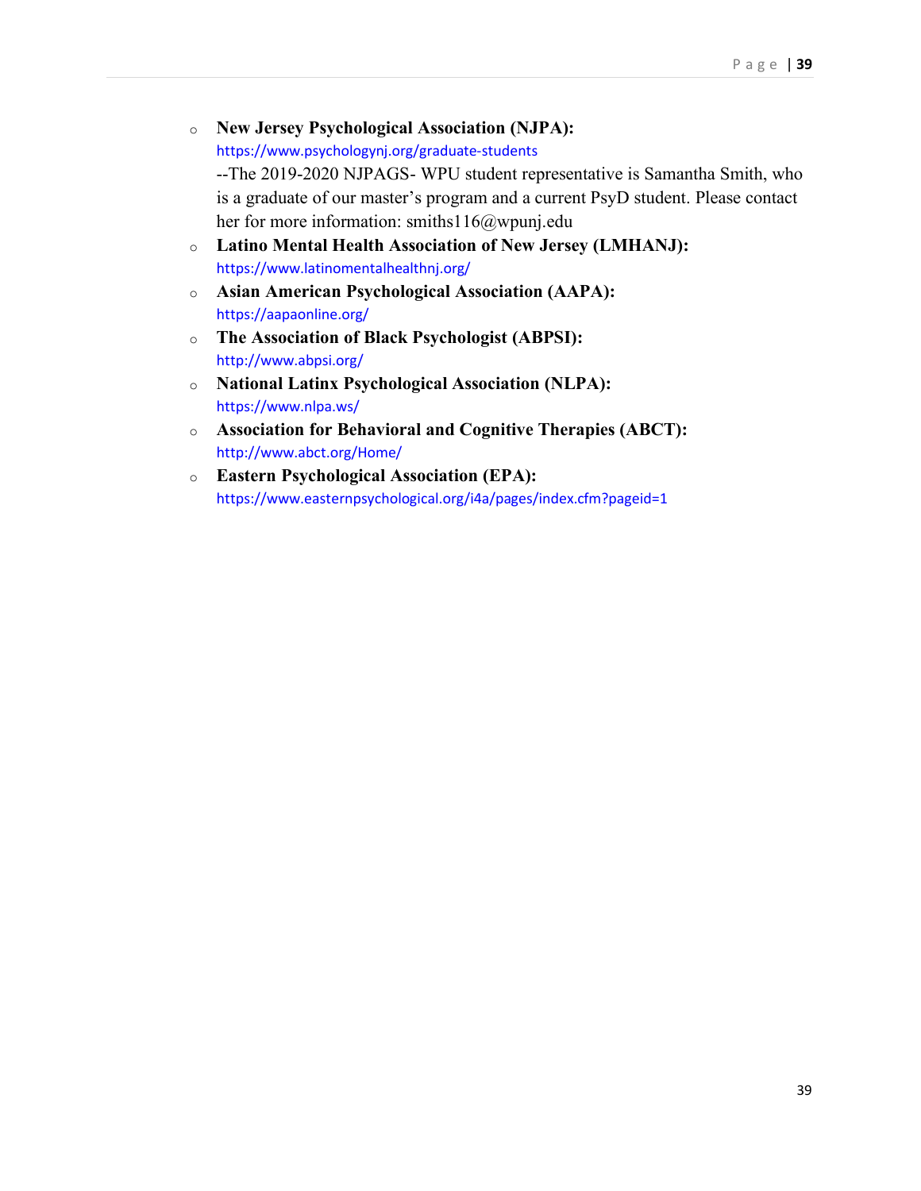- **New Jersey Psychological Association (NJPA):**
  https://www.psychologynj.org/graduate-students
  --The 2019-2020 NJPAGS- WPU student representative is Samantha Smith, who is a graduate of our master's program and a current PsyD student. Please contact her for more information: smiths116@wpunj.edu
- **Latino Mental Health Association of New Jersey (LMHANJ):**
  https://www.latinomentalhealthnj.org/
- **Asian American Psychological Association (AAPA):**
  https://aapaonline.org/
- **The Association of Black Psychologist (ABPSI):**
  http://www.abpsi.org/
- **National Latinx Psychological Association (NLPA):**
  https://www.nlpa.ws/
- **Association for Behavioral and Cognitive Therapies (ABCT):**
  http://www.abct.org/Home/
- **Eastern Psychological Association (EPA):**
  https://www.easternpsychological.org/i4a/pages/index.cfm?pageid=1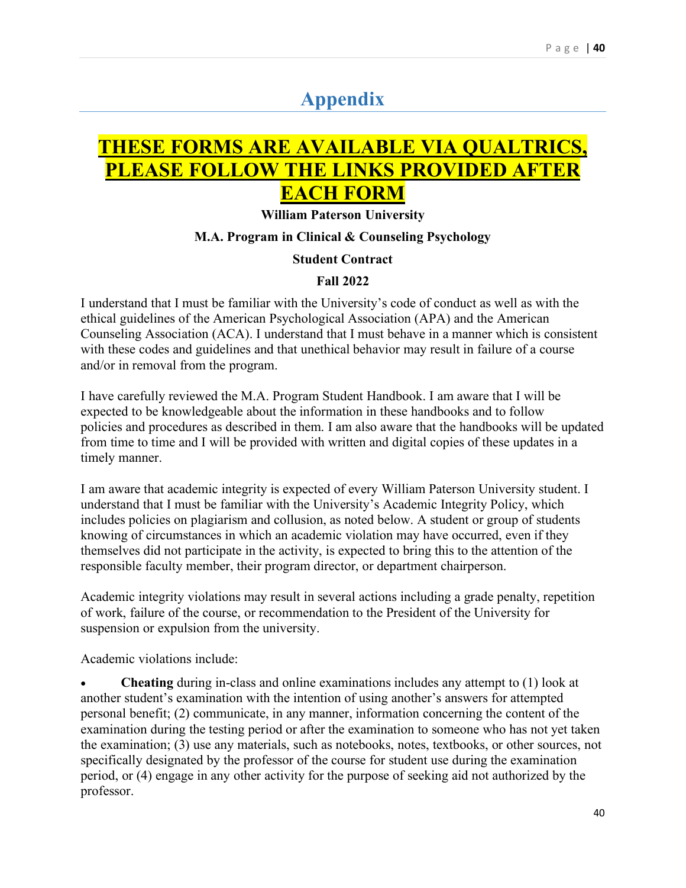# Appendix

## THESE FORMS ARE AVAILABLE VIA QUALTRICS, PLEASE FOLLOW THE LINKS PROVIDED AFTER EACH FORM

**William Paterson University**

**M.A. Program in Clinical & Counseling Psychology**

**Student Contract**

**Fall 2022**

I understand that I must be familiar with the University's code of conduct as well as with the ethical guidelines of the American Psychological Association (APA) and the American Counseling Association (ACA). I understand that I must behave in a manner which is consistent with these codes and guidelines and that unethical behavior may result in failure of a course and/or in removal from the program.

I have carefully reviewed the M.A. Program Student Handbook. I am aware that I will be expected to be knowledgeable about the information in these handbooks and to follow policies and procedures as described in them. I am also aware that the handbooks will be updated from time to time and I will be provided with written and digital copies of these updates in a timely manner.

I am aware that academic integrity is expected of every William Paterson University student. I understand that I must be familiar with the University's Academic Integrity Policy, which includes policies on plagiarism and collusion, as noted below. A student or group of students knowing of circumstances in which an academic violation may have occurred, even if they themselves did not participate in the activity, is expected to bring this to the attention of the responsible faculty member, their program director, or department chairperson.

Academic integrity violations may result in several actions including a grade penalty, repetition of work, failure of the course, or recommendation to the President of the University for suspension or expulsion from the university.

Academic violations include:

- **Cheating** during in-class and online examinations includes any attempt to (1) look at another student's examination with the intention of using another's answers for attempted personal benefit; (2) communicate, in any manner, information concerning the content of the examination during the testing period or after the examination to someone who has not yet taken the examination; (3) use any materials, such as notebooks, notes, textbooks, or other sources, not specifically designated by the professor of the course for student use during the examination period, or (4) engage in any other activity for the purpose of seeking aid not authorized by the professor.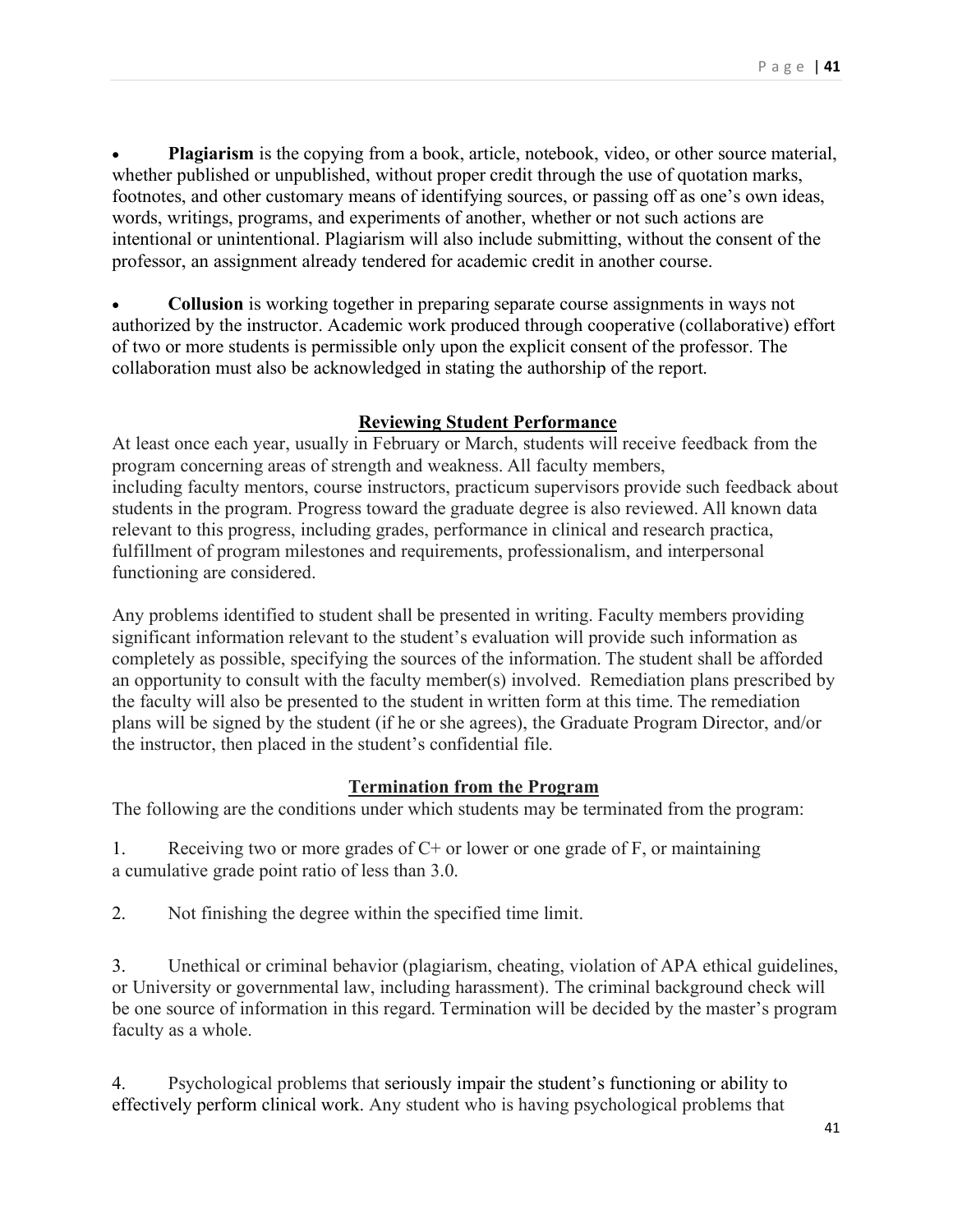- **Plagiarism** is the copying from a book, article, notebook, video, or other source material, whether published or unpublished, without proper credit through the use of quotation marks, footnotes, and other customary means of identifying sources, or passing off as one's own ideas, words, writings, programs, and experiments of another, whether or not such actions are intentional or unintentional. Plagiarism will also include submitting, without the consent of the professor, an assignment already tendered for academic credit in another course.

- **Collusion** is working together in preparing separate course assignments in ways not authorized by the instructor. Academic work produced through cooperative (collaborative) effort of two or more students is permissible only upon the explicit consent of the professor. The collaboration must also be acknowledged in stating the authorship of the report.

## Reviewing Student Performance

At least once each year, usually in February or March, students will receive feedback from the program concerning areas of strength and weakness. All faculty members, including faculty mentors, course instructors, practicum supervisors provide such feedback about students in the program. Progress toward the graduate degree is also reviewed. All known data relevant to this progress, including grades, performance in clinical and research practica, fulfillment of program milestones and requirements, professionalism, and interpersonal functioning are considered.

Any problems identified to student shall be presented in writing. Faculty members providing significant information relevant to the student's evaluation will provide such information as completely as possible, specifying the sources of the information. The student shall be afforded an opportunity to consult with the faculty member(s) involved. Remediation plans prescribed by the faculty will also be presented to the student in written form at this time. The remediation plans will be signed by the student (if he or she agrees), the Graduate Program Director, and/or the instructor, then placed in the student's confidential file.

## Termination from the Program

The following are the conditions under which students may be terminated from the program:

1. Receiving two or more grades of C+ or lower or one grade of F, or maintaining a cumulative grade point ratio of less than 3.0.

2. Not finishing the degree within the specified time limit.

3. Unethical or criminal behavior (plagiarism, cheating, violation of APA ethical guidelines, or University or governmental law, including harassment). The criminal background check will be one source of information in this regard. Termination will be decided by the master's program faculty as a whole.

4. Psychological problems that seriously impair the student's functioning or ability to effectively perform clinical work. Any student who is having psychological problems that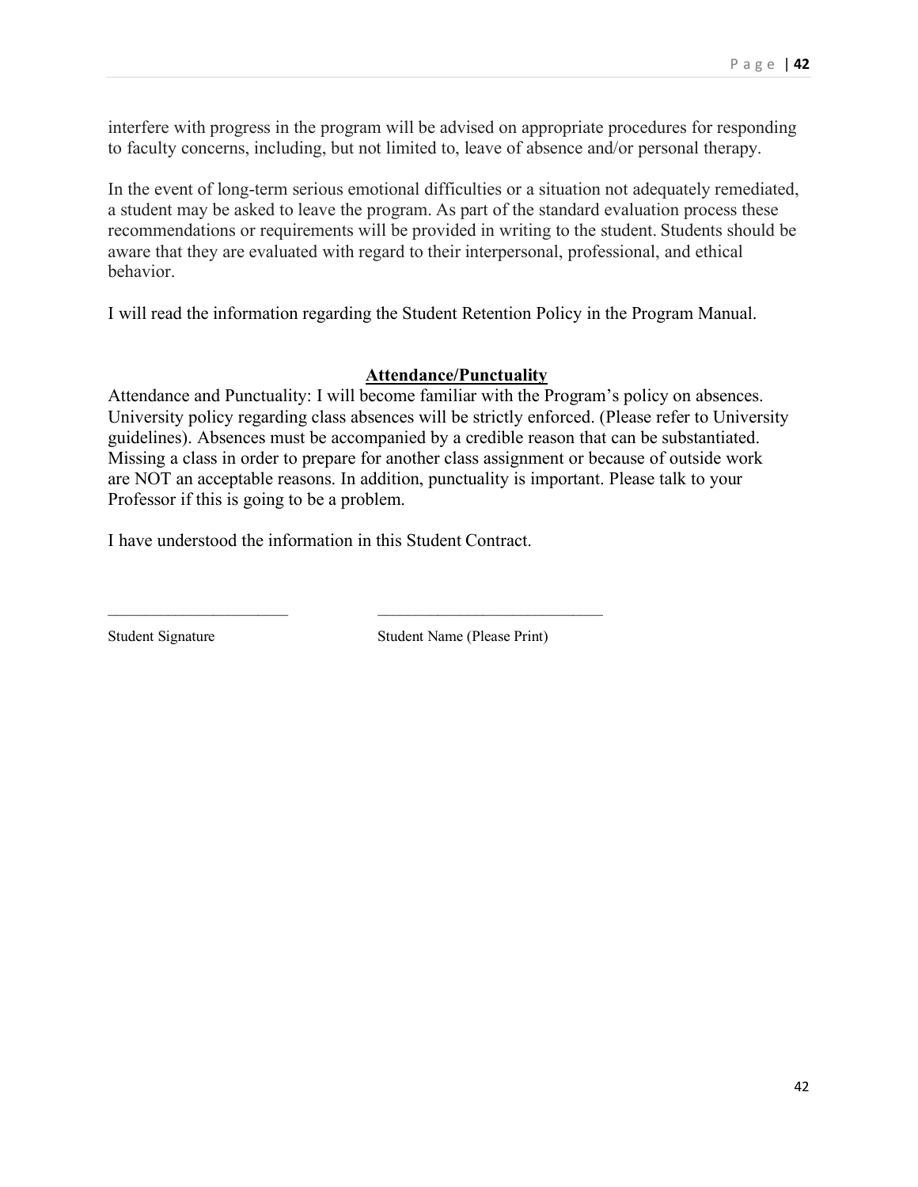interfere with progress in the program will be advised on appropriate procedures for responding to faculty concerns, including, but not limited to, leave of absence and/or personal therapy.

In the event of long-term serious emotional difficulties or a situation not adequately remediated, a student may be asked to leave the program. As part of the standard evaluation process these recommendations or requirements will be provided in writing to the student. Students should be aware that they are evaluated with regard to their interpersonal, professional, and ethical behavior.

I will read the information regarding the Student Retention Policy in the Program Manual.

## **Attendance/Punctuality**

Attendance and Punctuality: I will become familiar with the Program's policy on absences. University policy regarding class absences will be strictly enforced. (Please refer to University guidelines). Absences must be accompanied by a credible reason that can be substantiated. Missing a class in order to prepare for another class assignment or because of outside work are NOT an acceptable reasons. In addition, punctuality is important. Please talk to your Professor if this is going to be a problem.

I have understood the information in this Student Contract.

______________________ ____________________________

Student Signature Student Name (Please Print)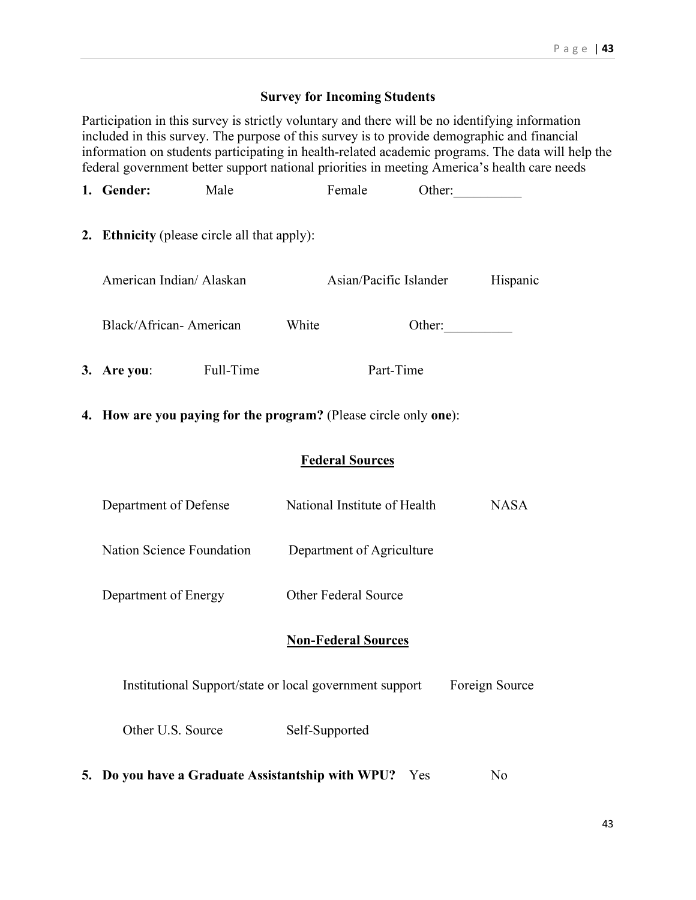## Survey for Incoming Students

Participation in this survey is strictly voluntary and there will be no identifying information included in this survey. The purpose of this survey is to provide demographic and financial information on students participating in health-related academic programs. The data will help the federal government better support national priorities in meeting America's health care needs

1. **Gender:** Male Female Other:__________

2. **Ethnicity** (please circle all that apply):

   American Indian/ Alaskan Asian/Pacific Islander Hispanic

   Black/African- American White Other:__________

3. **Are you**: Full-Time Part-Time

4. **How are you paying for the program?** (Please circle only **one**):

   **<u>Federal Sources</u>**

   Department of Defense National Institute of Health NASA

   Nation Science Foundation Department of Agriculture

   Department of Energy Other Federal Source

   **<u>Non-Federal Sources</u>**

   Institutional Support/state or local government support Foreign Source

   Other U.S. Source Self-Supported

5. **Do you have a Graduate Assistantship with WPU?** Yes No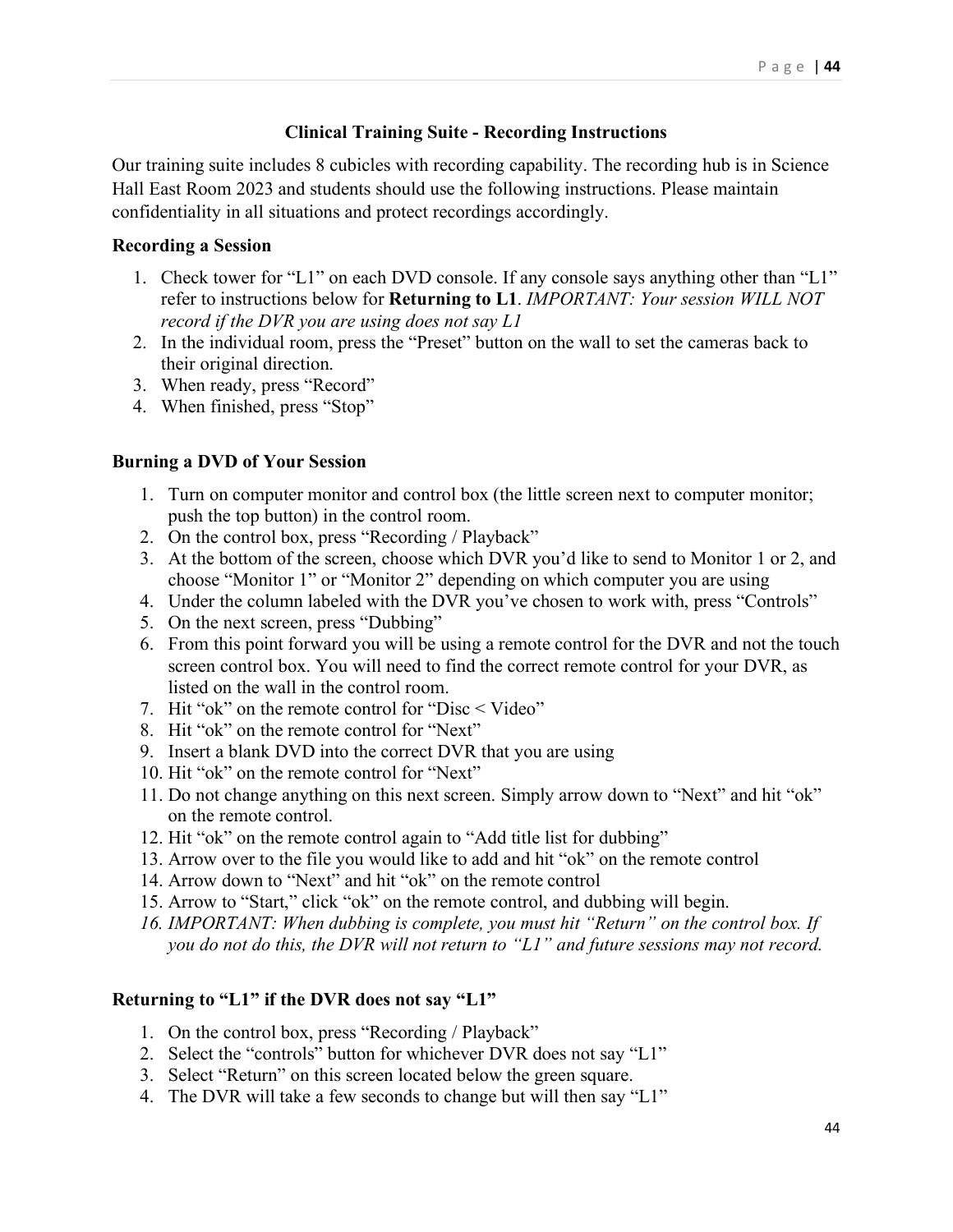## Clinical Training Suite - Recording Instructions

Our training suite includes 8 cubicles with recording capability. The recording hub is in Science Hall East Room 2023 and students should use the following instructions. Please maintain confidentiality in all situations and protect recordings accordingly.

### Recording a Session

1. Check tower for "L1" on each DVD console. If any console says anything other than "L1" refer to instructions below for **Returning to L1**. *IMPORTANT: Your session WILL NOT record if the DVR you are using does not say L1*
2. In the individual room, press the "Preset" button on the wall to set the cameras back to their original direction.
3. When ready, press "Record"
4. When finished, press "Stop"

### Burning a DVD of Your Session

1. Turn on computer monitor and control box (the little screen next to computer monitor; push the top button) in the control room.
2. On the control box, press "Recording / Playback"
3. At the bottom of the screen, choose which DVR you'd like to send to Monitor 1 or 2, and choose "Monitor 1" or "Monitor 2" depending on which computer you are using
4. Under the column labeled with the DVR you've chosen to work with, press "Controls"
5. On the next screen, press "Dubbing"
6. From this point forward you will be using a remote control for the DVR and not the touch screen control box. You will need to find the correct remote control for your DVR, as listed on the wall in the control room.
7. Hit "ok" on the remote control for "Disc < Video"
8. Hit "ok" on the remote control for "Next"
9. Insert a blank DVD into the correct DVR that you are using
10. Hit "ok" on the remote control for "Next"
11. Do not change anything on this next screen. Simply arrow down to "Next" and hit "ok" on the remote control.
12. Hit "ok" on the remote control again to "Add title list for dubbing"
13. Arrow over to the file you would like to add and hit "ok" on the remote control
14. Arrow down to "Next" and hit "ok" on the remote control
15. Arrow to "Start," click "ok" on the remote control, and dubbing will begin.
16. *IMPORTANT: When dubbing is complete, you must hit "Return" on the control box. If you do not do this, the DVR will not return to "L1" and future sessions may not record.*

### Returning to "L1" if the DVR does not say "L1"

1. On the control box, press "Recording / Playback"
2. Select the "controls" button for whichever DVR does not say "L1"
3. Select "Return" on this screen located below the green square.
4. The DVR will take a few seconds to change but will then say "L1"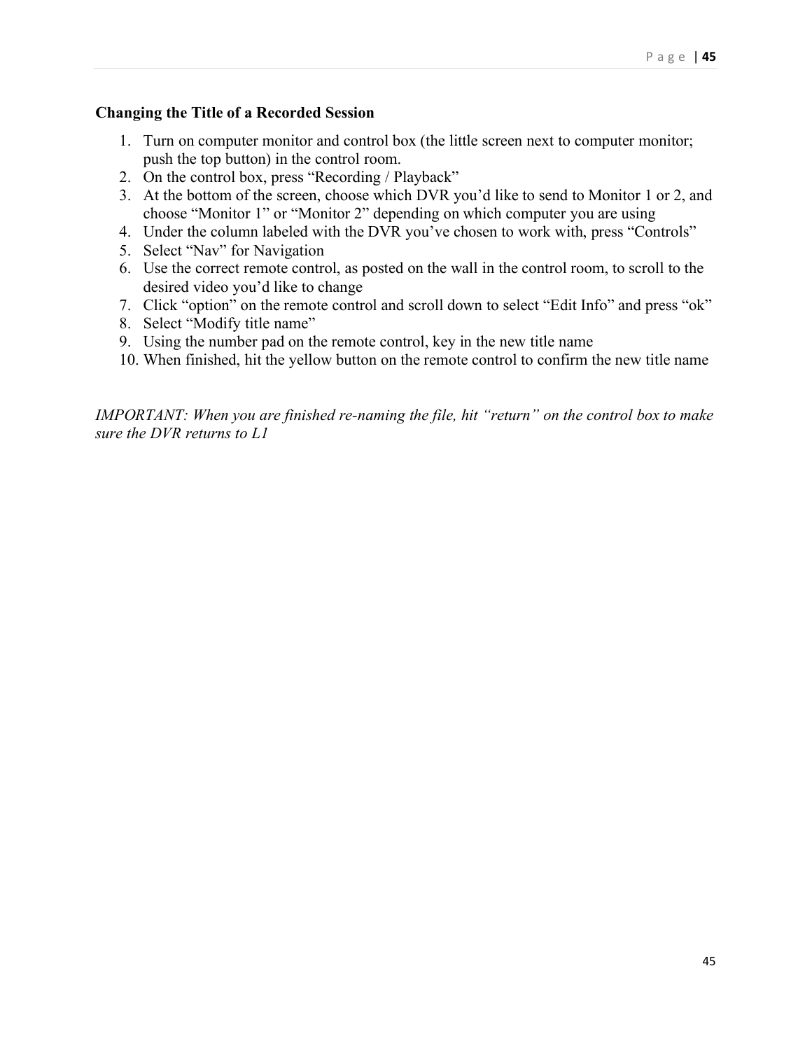**Changing the Title of a Recorded Session**

1. Turn on computer monitor and control box (the little screen next to computer monitor; push the top button) in the control room.
2. On the control box, press “Recording / Playback”
3. At the bottom of the screen, choose which DVR you’d like to send to Monitor 1 or 2, and choose “Monitor 1” or “Monitor 2” depending on which computer you are using
4. Under the column labeled with the DVR you’ve chosen to work with, press “Controls”
5. Select “Nav” for Navigation
6. Use the correct remote control, as posted on the wall in the control room, to scroll to the desired video you’d like to change
7. Click “option” on the remote control and scroll down to select “Edit Info” and press “ok”
8. Select “Modify title name”
9. Using the number pad on the remote control, key in the new title name
10. When finished, hit the yellow button on the remote control to confirm the new title name

*IMPORTANT: When you are finished re-naming the file, hit “return” on the control box to make sure the DVR returns to L1*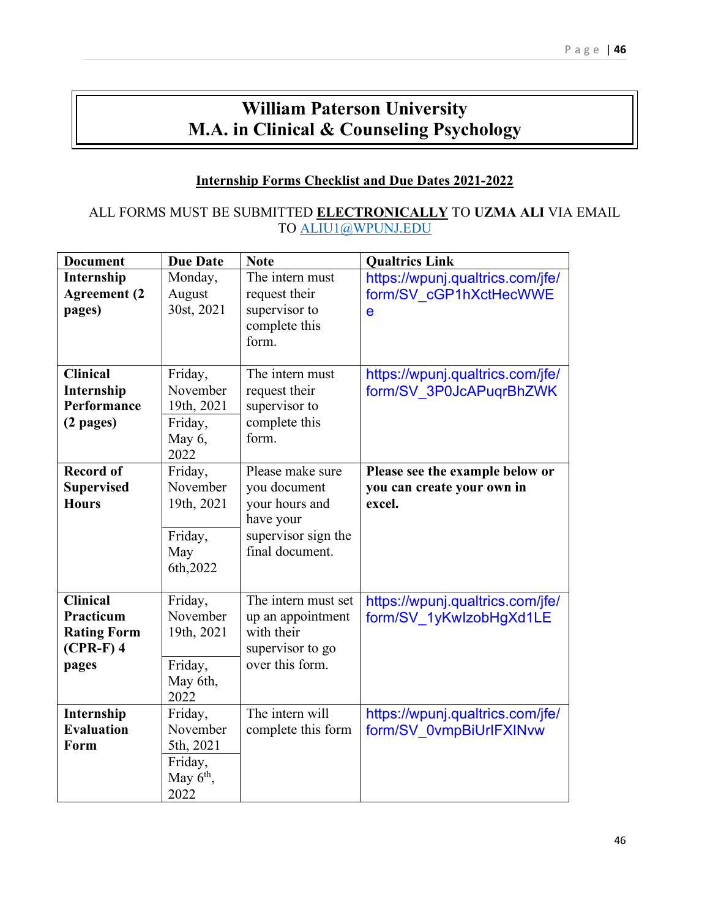# William Paterson University
# M.A. in Clinical & Counseling Psychology

**Internship Forms Checklist and Due Dates 2021-2022**

ALL FORMS MUST BE SUBMITTED **ELECTRONICALLY** TO **UZMA ALI** VIA EMAIL TO ALIU1@WPUNJ.EDU

| Document | Due Date | Note | Qualtrics Link |
|---|---|---|---|
| **Internship Agreement (2 pages)** | Monday, August 30st, 2021 | The intern must request their supervisor to complete this form. | https://wpunj.qualtrics.com/jfe/form/SV_cGP1hXctHecWWEe |
| **Clinical Internship Performance (2 pages)** | Friday, November 19th, 2021<br>Friday, May 6, 2022 | The intern must request their supervisor to complete this form. | https://wpunj.qualtrics.com/jfe/form/SV_3P0JcAPuqrBhZWK |
| **Record of Supervised Hours** | Friday, November 19th, 2021<br>Friday, May 6th,2022 | Please make sure you document your hours and have your supervisor sign the final document. | **Please see the example below or you can create your own in excel.** |
| **Clinical Practicum Rating Form (CPR-F) 4 pages** | Friday, November 19th, 2021<br>Friday, May 6th, 2022 | The intern must set up an appointment with their supervisor to go over this form. | https://wpunj.qualtrics.com/jfe/form/SV_1yKwIzobHgXd1LE |
| **Internship Evaluation Form** | Friday, November 5th, 2021<br>Friday, May 6th, 2022 | The intern will complete this form | https://wpunj.qualtrics.com/jfe/form/SV_0vmpBiUrlFXINvw |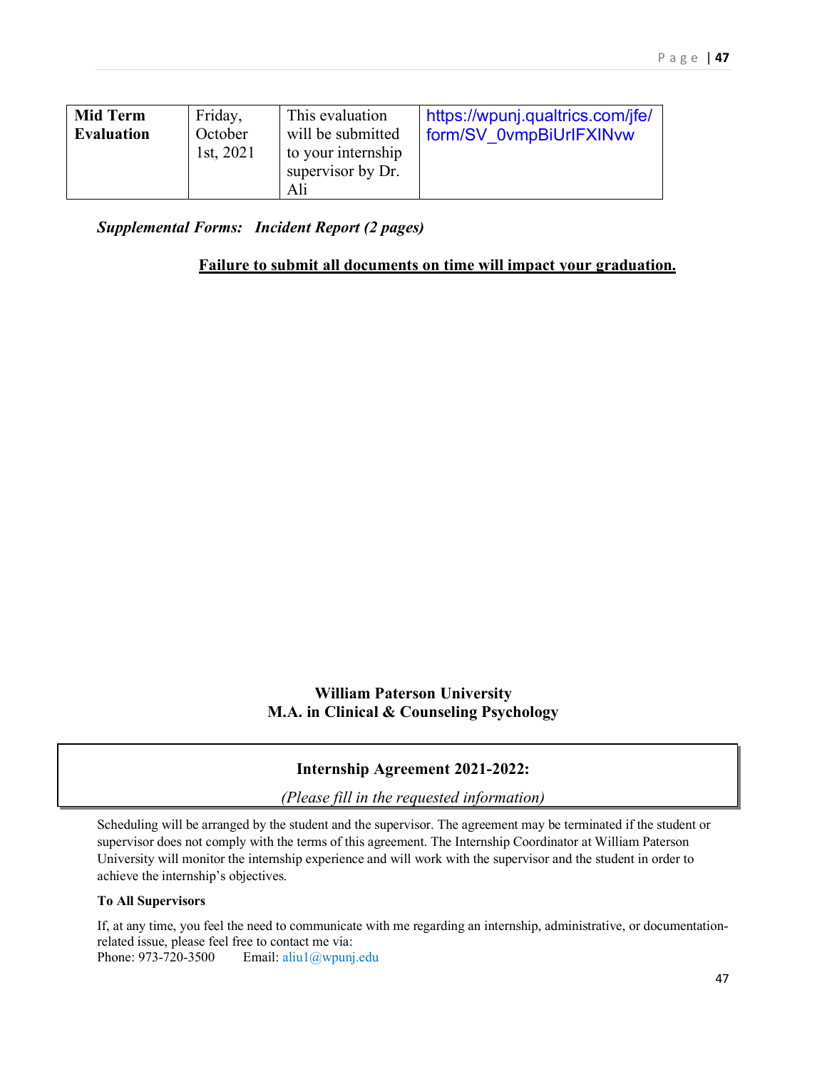| **Mid Term Evaluation** | Friday, October 1st, 2021 | This evaluation will be submitted to your internship supervisor by Dr. Ali | https://wpunj.qualtrics.com/jfe/form/SV_0vmpBiUrlFXINvw |
|---|---|---|---|

***Supplemental Forms:   Incident Report (2 pages)***

**Failure to submit all documents on time will impact your graduation.**

**William Paterson University**
**M.A. in Clinical & Counseling Psychology**

## Internship Agreement 2021-2022:

*(Please fill in the requested information)*

Scheduling will be arranged by the student and the supervisor. The agreement may be terminated if the student or supervisor does not comply with the terms of this agreement. The Internship Coordinator at William Paterson University will monitor the internship experience and will work with the supervisor and the student in order to achieve the internship's objectives.

**To All Supervisors**

If, at any time, you feel the need to communicate with me regarding an internship, administrative, or documentation-related issue, please feel free to contact me via:
Phone: 973-720-3500        Email: aliu1@wpunj.edu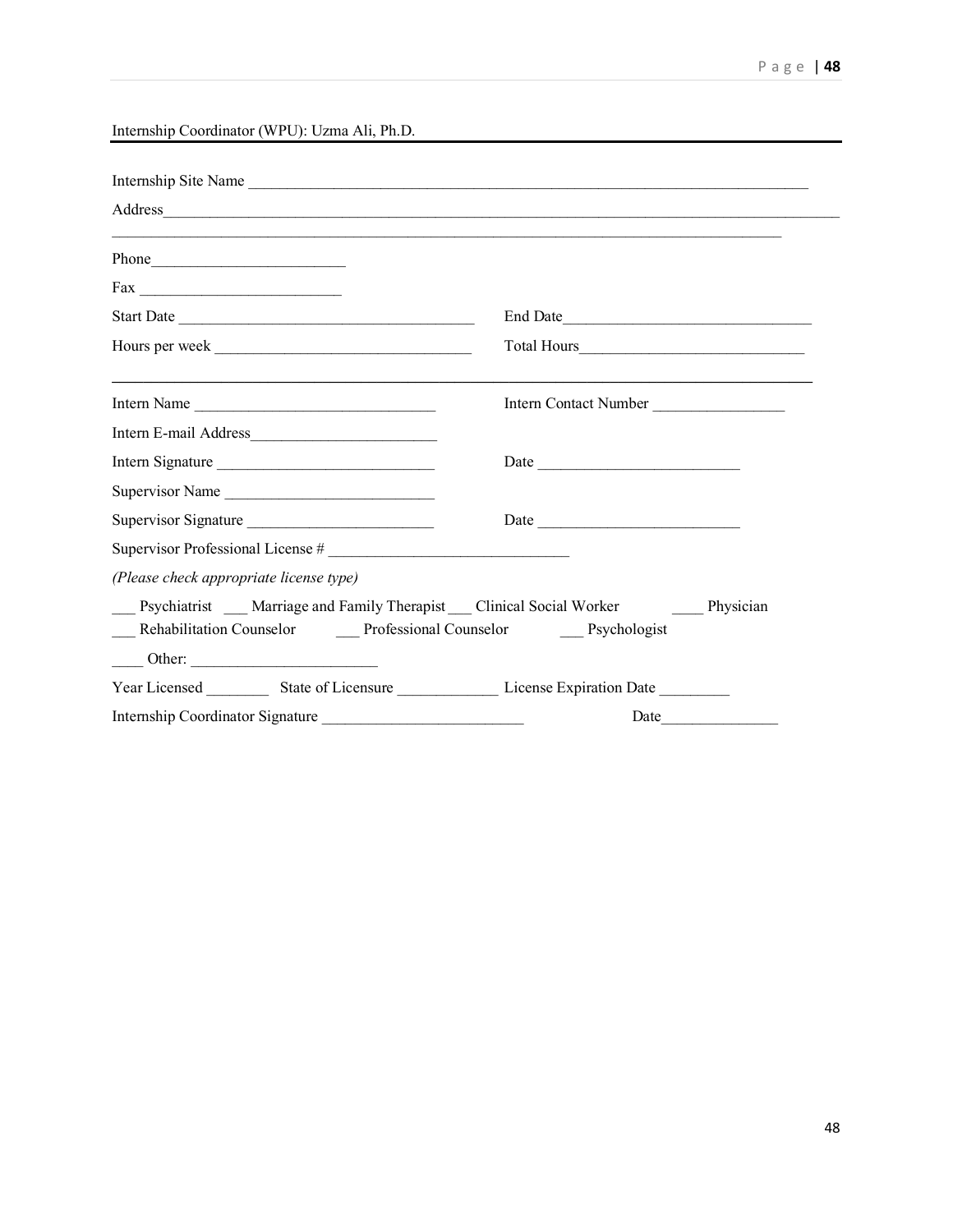Internship Coordinator (WPU): Uzma Ali, Ph.D.

---

Internship Site Name ___________________________________________________________________________

Address___________________________________________________________________________________________

_________________________________________________________________________________________

Phone_________________________

Fax __________________________

Start Date ______________________________________ End Date________________________________

Hours per week _________________________________ Total Hours____________________________

---

Intern Name ______________________________ Intern Contact Number _________________

Intern E-mail Address________________________

Intern Signature ___________________________ Date _________________________

Supervisor Name ___________________________

Supervisor Signature ________________________ Date _________________________

Supervisor Professional License # ______________________________

*(Please check appropriate license type)*

___ Psychiatrist ___ Marriage and Family Therapist ___ Clinical Social Worker ____ Physician

___ Rehabilitation Counselor ___ Professional Counselor ___ Psychologist

____ Other: ________________________

Year Licensed ________ State of Licensure _____________ License Expiration Date _________

Internship Coordinator Signature _________________________ Date_______________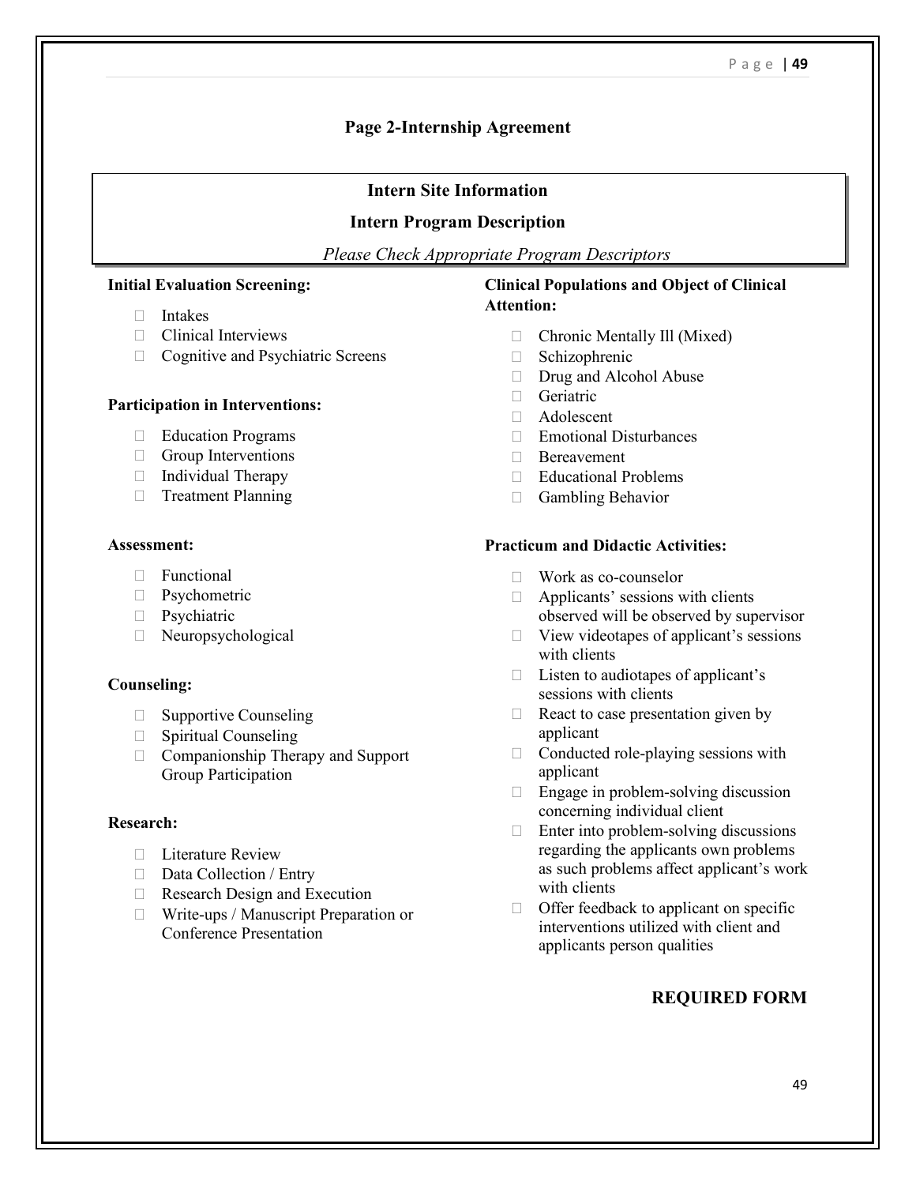## Page 2-Internship Agreement

### Intern Site Information

### Intern Program Description

*Please Check Appropriate Program Descriptors*

**Initial Evaluation Screening:**

- Intakes
- Clinical Interviews
- Cognitive and Psychiatric Screens

**Participation in Interventions:**

- Education Programs
- Group Interventions
- Individual Therapy
- Treatment Planning

**Assessment:**

- Functional
- Psychometric
- Psychiatric
- Neuropsychological

**Counseling:**

- Supportive Counseling
- Spiritual Counseling
- Companionship Therapy and Support Group Participation

**Research:**

- Literature Review
- Data Collection / Entry
- Research Design and Execution
- Write-ups / Manuscript Preparation or Conference Presentation

**Clinical Populations and Object of Clinical Attention:**

- Chronic Mentally Ill (Mixed)
- Schizophrenic
- Drug and Alcohol Abuse
- Geriatric
- Adolescent
- Emotional Disturbances
- Bereavement
- Educational Problems
- Gambling Behavior

**Practicum and Didactic Activities:**

- Work as co-counselor
- Applicants' sessions with clients observed will be observed by supervisor
- View videotapes of applicant's sessions with clients
- Listen to audiotapes of applicant's sessions with clients
- React to case presentation given by applicant
- Conducted role-playing sessions with applicant
- Engage in problem-solving discussion concerning individual client
- Enter into problem-solving discussions regarding the applicants own problems as such problems affect applicant's work with clients
- Offer feedback to applicant on specific interventions utilized with client and applicants person qualities

**REQUIRED FORM**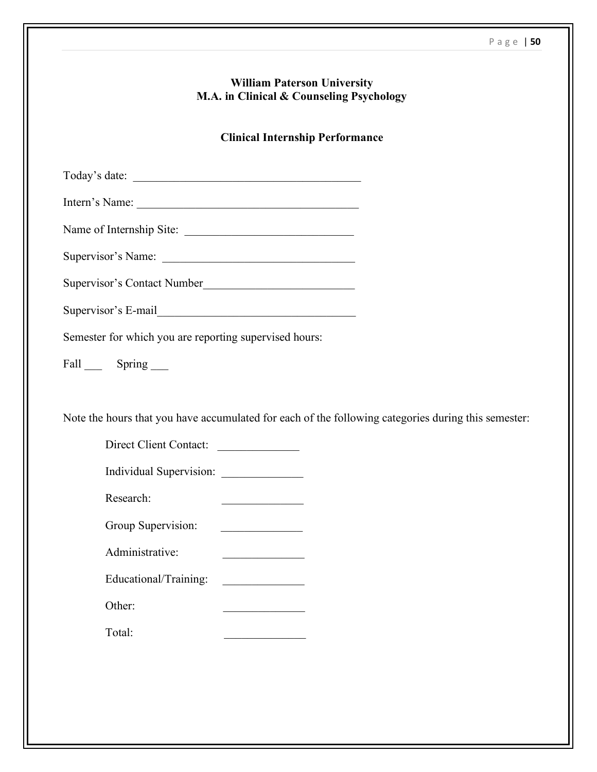**William Paterson University**
**M.A. in Clinical & Counseling Psychology**

**Clinical Internship Performance**

Today's date: ______________________________________

Intern's Name: ______________________________________

Name of Internship Site: ____________________________

Supervisor's Name: ________________________________

Supervisor's Contact Number_________________________

Supervisor's E-mail__________________________________

Semester for which you are reporting supervised hours:

Fall ___ Spring ___

Note the hours that you have accumulated for each of the following categories during this semester:

Direct Client Contact: ______________

Individual Supervision: ______________

Research: ______________

Group Supervision: ______________

Administrative: ______________

Educational/Training: ______________

Other: ______________

Total: ______________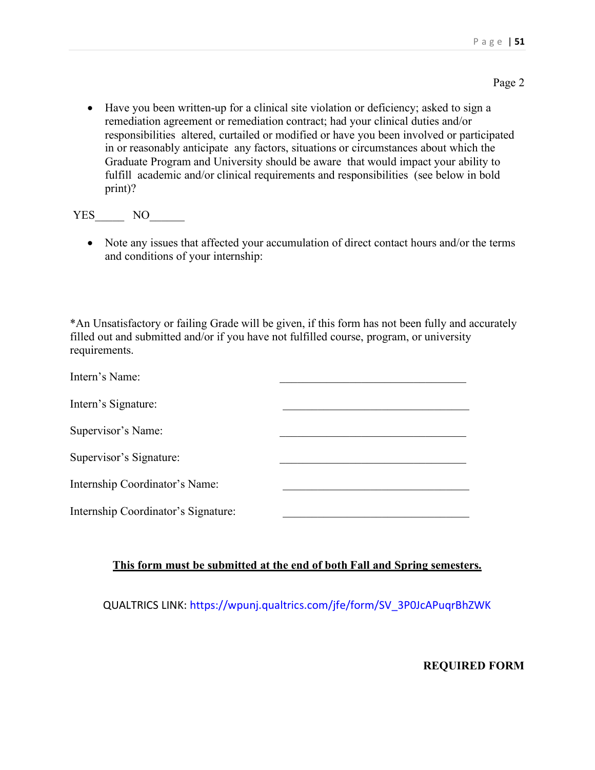Page 2

- Have you been written-up for a clinical site violation or deficiency; asked to sign a remediation agreement or remediation contract; had your clinical duties and/or responsibilities altered, curtailed or modified or have you been involved or participated in or reasonably anticipate any factors, situations or circumstances about which the Graduate Program and University should be aware that would impact your ability to fulfill academic and/or clinical requirements and responsibilities (see below in bold print)?

YES_____ NO______

- Note any issues that affected your accumulation of direct contact hours and/or the terms and conditions of your internship:

*An Unsatisfactory or failing Grade will be given, if this form has not been fully and accurately filled out and submitted and/or if you have not fulfilled course, program, or university requirements.

Intern's Name: ________________________________

Intern's Signature: ________________________________

Supervisor's Name: ________________________________

Supervisor's Signature: ________________________________

Internship Coordinator's Name: ________________________________

Internship Coordinator's Signature: ________________________________

**<u>This form must be submitted at the end of both Fall and Spring semesters.</u>**

QUALTRICS LINK: https://wpunj.qualtrics.com/jfe/form/SV_3P0JcAPuqrBhZWK

**REQUIRED FORM**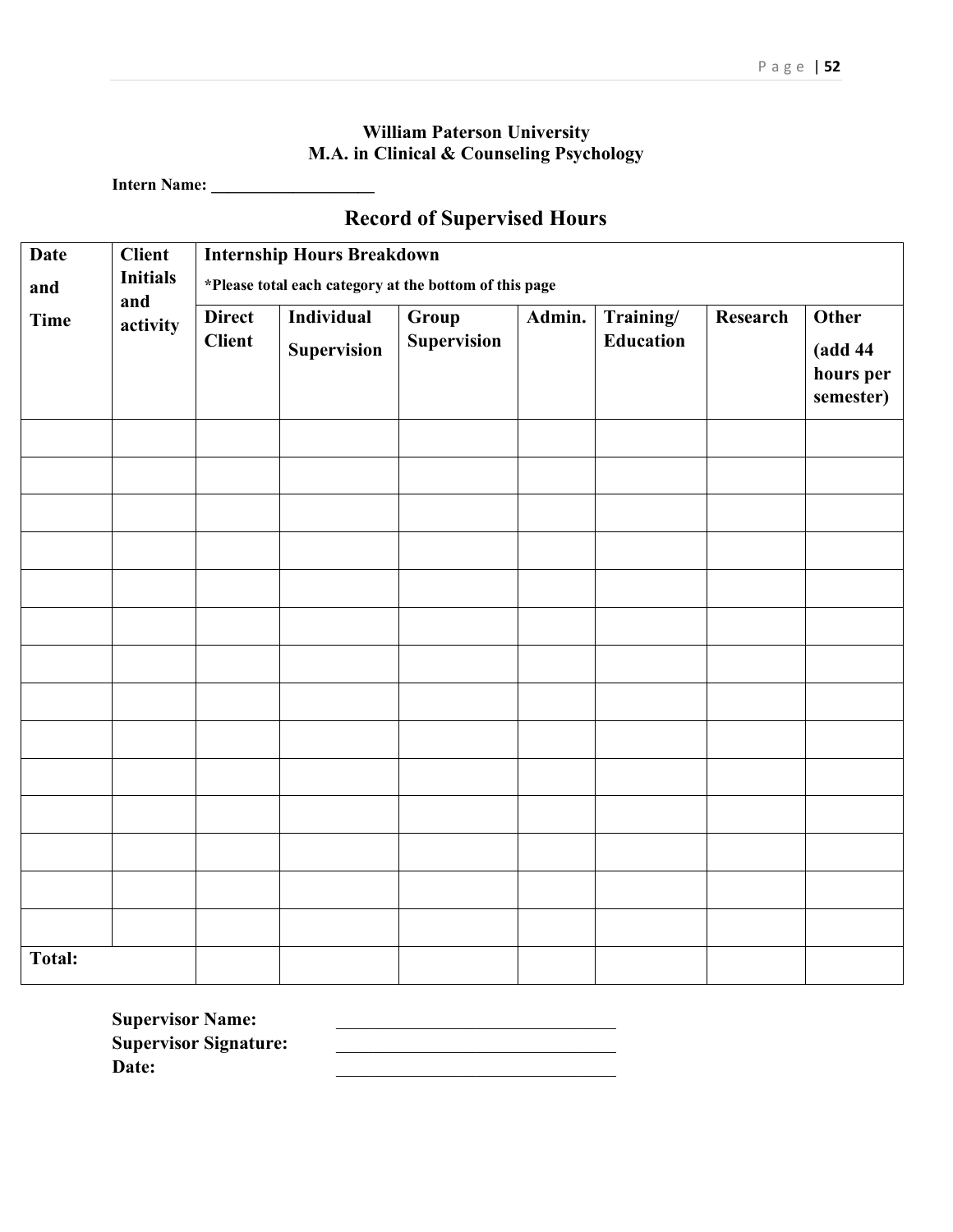**William Paterson University**
**M.A. in Clinical & Counseling Psychology**

**Intern Name: ___________________**

## Record of Supervised Hours

| Date and Time | Client Initials and activity | Internship Hours Breakdown *Please total each category at the bottom of this page | | | | | | |
|---|---|---|---|---|---|---|---|---|
| | | Direct Client | Individual Supervision | Group Supervision | Admin. | Training/ Education | Research | Other (add 44 hours per semester) |
| | | | | | | | | |
| | | | | | | | | |
| | | | | | | | | |
| | | | | | | | | |
| | | | | | | | | |
| | | | | | | | | |
| | | | | | | | | |
| | | | | | | | | |
| | | | | | | | | |
| | | | | | | | | |
| | | | | | | | | |
| | | | | | | | | |
| | | | | | | | | |
| | | | | | | | | |
| **Total:** | | | | | | | | |

**Supervisor Name:** ______________________________
**Supervisor Signature:** ______________________________
**Date:** ______________________________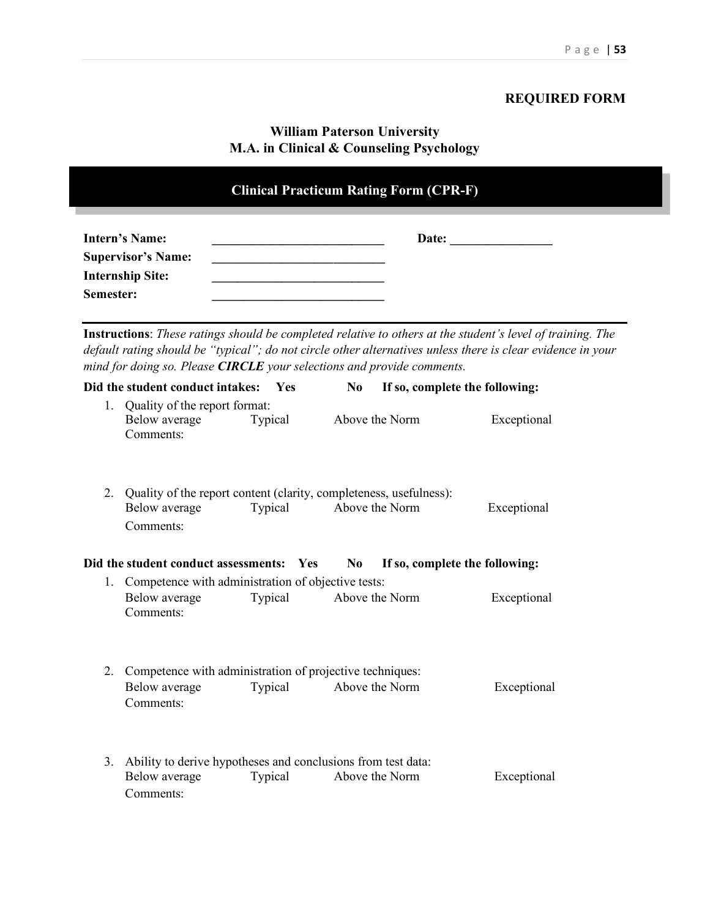**REQUIRED FORM**

## William Paterson University
## M.A. in Clinical & Counseling Psychology

# Clinical Practicum Rating Form (CPR-F)

**Intern's Name:** ___________________________ **Date:** ________________

**Supervisor's Name:** ___________________________

**Internship Site:** ___________________________

**Semester:** ___________________________

---

**Instructions**: *These ratings should be completed relative to others at the student's level of training. The default rating should be "typical"; do not circle other alternatives unless there is clear evidence in your mind for doing so. Please* ***CIRCLE*** *your selections and provide comments.*

**Did the student conduct intakes: Yes No If so, complete the following:**

1. Quality of the report format:
   Below average Typical Above the Norm Exceptional
   Comments:

2. Quality of the report content (clarity, completeness, usefulness):
   Below average Typical Above the Norm Exceptional
   Comments:

**Did the student conduct assessments: Yes No If so, complete the following:**

1. Competence with administration of objective tests:
   Below average Typical Above the Norm Exceptional
   Comments:

2. Competence with administration of projective techniques:
   Below average Typical Above the Norm Exceptional
   Comments:

3. Ability to derive hypotheses and conclusions from test data:
   Below average Typical Above the Norm Exceptional
   Comments: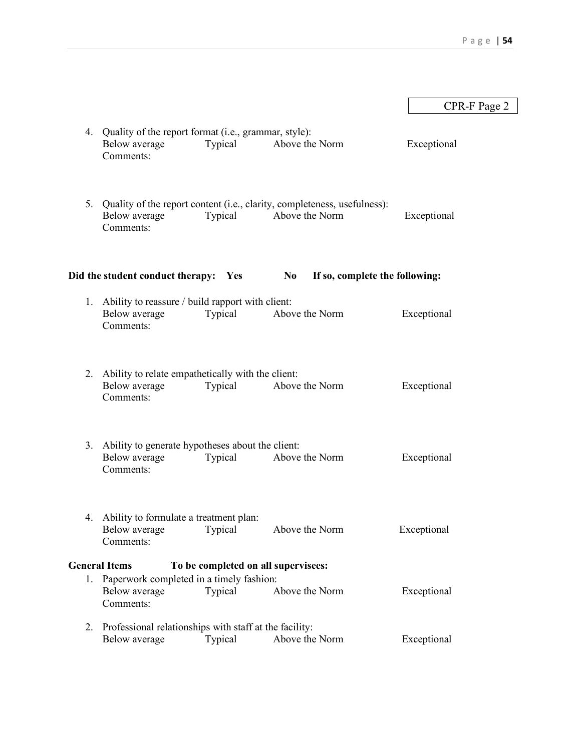CPR-F Page 2

4. Quality of the report format (i.e., grammar, style):
   Below average    Typical    Above the Norm    Exceptional
   Comments:

5. Quality of the report content (i.e., clarity, completeness, usefulness):
   Below average    Typical    Above the Norm    Exceptional
   Comments:

**Did the student conduct therapy:    Yes    No    If so, complete the following:**

1. Ability to reassure / build rapport with client:
   Below average    Typical    Above the Norm    Exceptional
   Comments:

2. Ability to relate empathetically with the client:
   Below average    Typical    Above the Norm    Exceptional
   Comments:

3. Ability to generate hypotheses about the client:
   Below average    Typical    Above the Norm    Exceptional
   Comments:

4. Ability to formulate a treatment plan:
   Below average    Typical    Above the Norm    Exceptional
   Comments:

**General Items    To be completed on all supervisees:**

1. Paperwork completed in a timely fashion:
   Below average    Typical    Above the Norm    Exceptional
   Comments:

2. Professional relationships with staff at the facility:
   Below average    Typical    Above the Norm    Exceptional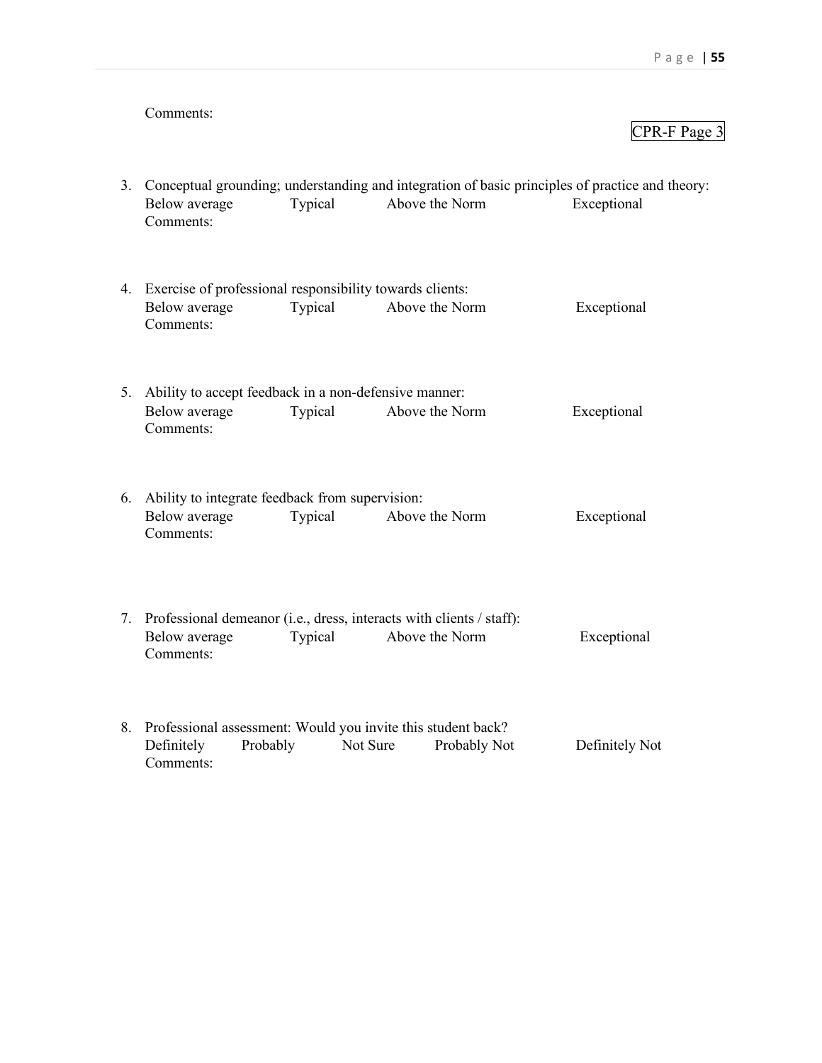Comments:

CPR-F Page 3

3. Conceptual grounding; understanding and integration of basic principles of practice and theory:
   Below average    Typical    Above the Norm    Exceptional
   Comments:

4. Exercise of professional responsibility towards clients:
   Below average    Typical    Above the Norm    Exceptional
   Comments:

5. Ability to accept feedback in a non-defensive manner:
   Below average    Typical    Above the Norm    Exceptional
   Comments:

6. Ability to integrate feedback from supervision:
   Below average    Typical    Above the Norm    Exceptional
   Comments:

7. Professional demeanor (i.e., dress, interacts with clients / staff):
   Below average    Typical    Above the Norm    Exceptional
   Comments:

8. Professional assessment: Would you invite this student back?
   Definitely    Probably    Not Sure    Probably Not    Definitely Not
   Comments: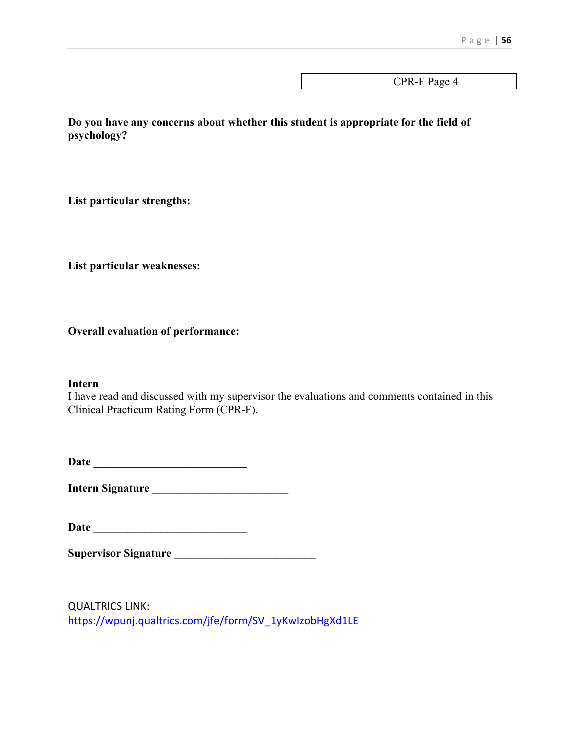CPR-F Page 4

**Do you have any concerns about whether this student is appropriate for the field of psychology?**

**List particular strengths:**

**List particular weaknesses:**

**Overall evaluation of performance:**

**Intern**
I have read and discussed with my supervisor the evaluations and comments contained in this Clinical Practicum Rating Form (CPR-F).

**Date** ____________________________

**Intern Signature** ________________________

**Date** ____________________________

**Supervisor Signature** _________________________

QUALTRICS LINK:
https://wpunj.qualtrics.com/jfe/form/SV_1yKwIzobHgXd1LE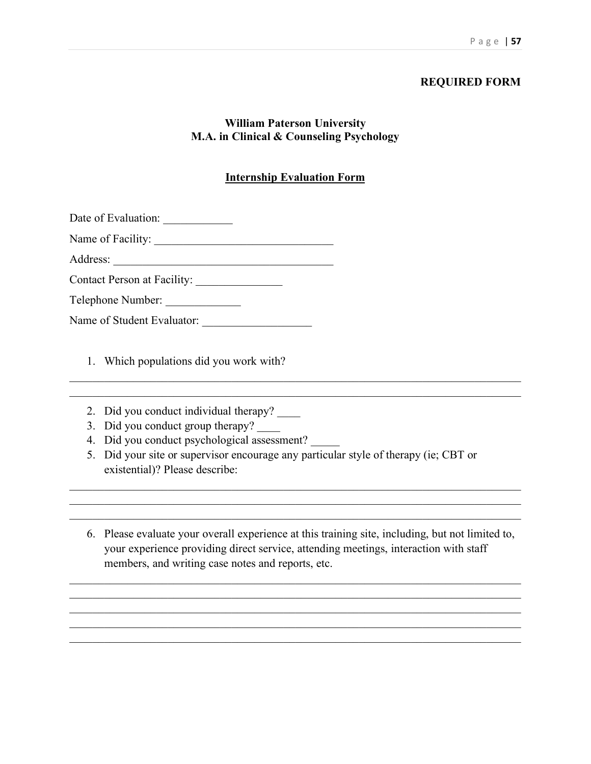**REQUIRED FORM**

**William Paterson University**
**M.A. in Clinical & Counseling Psychology**

**Internship Evaluation Form**

Date of Evaluation: ____________

Name of Facility: _______________________________

Address: ______________________________________

Contact Person at Facility: _______________

Telephone Number: _____________

Name of Student Evaluator: ___________________

1. Which populations did you work with?

_______________________________________________________________________________
_______________________________________________________________________________

2. Did you conduct individual therapy? ____
3. Did you conduct group therapy? ____
4. Did you conduct psychological assessment? _____
5. Did your site or supervisor encourage any particular style of therapy (ie; CBT or existential)? Please describe:

_______________________________________________________________________________
_______________________________________________________________________________
_______________________________________________________________________________

6. Please evaluate your overall experience at this training site, including, but not limited to, your experience providing direct service, attending meetings, interaction with staff members, and writing case notes and reports, etc.

_______________________________________________________________________________
_______________________________________________________________________________
_______________________________________________________________________________
_______________________________________________________________________________
_______________________________________________________________________________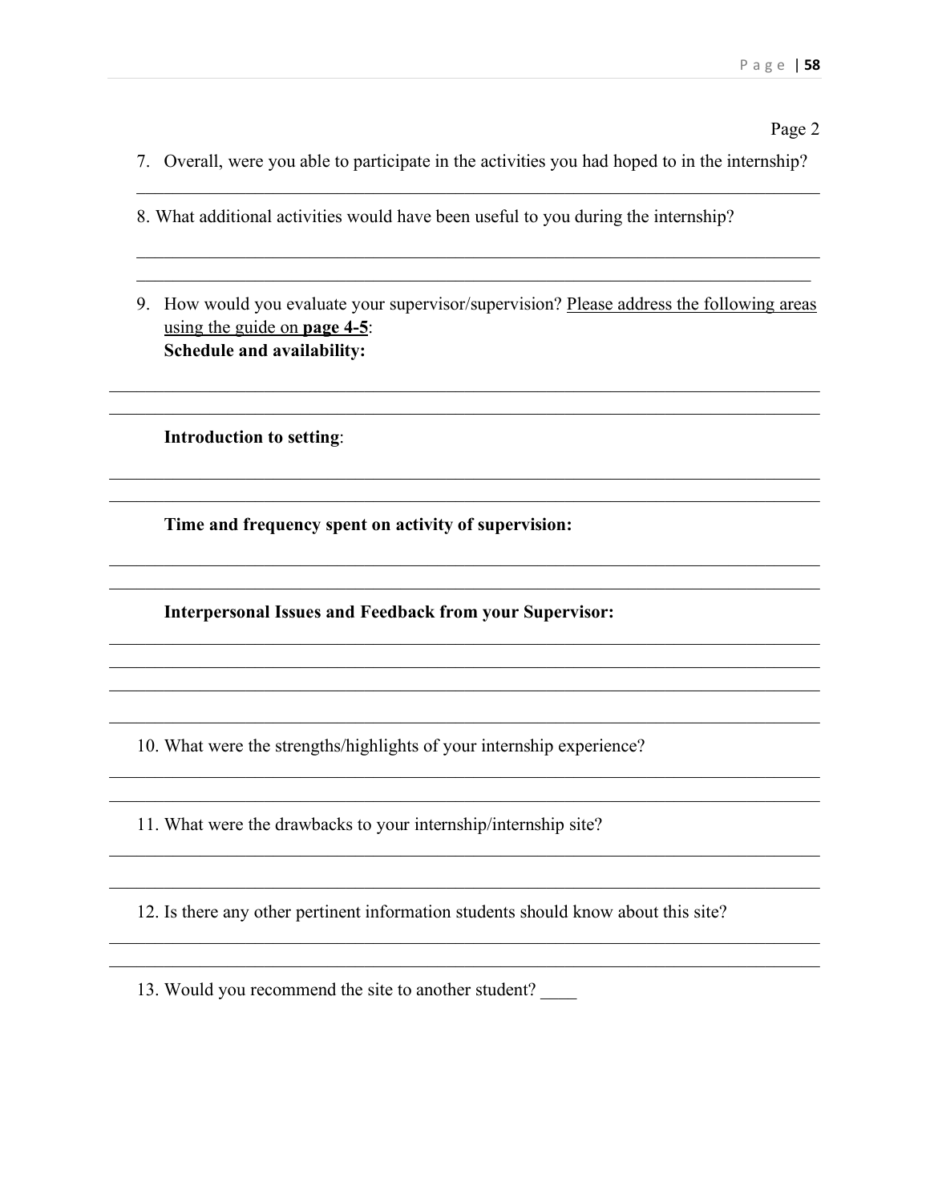Page 2

7. Overall, were you able to participate in the activities you had hoped to in the internship?

______________________________________________________________________________

8. What additional activities would have been useful to you during the internship?

______________________________________________________________________________

______________________________________________________________________________

9. How would you evaluate your supervisor/supervision? <u>Please address the following areas using the guide on **page 4-5**</u>:

   **Schedule and availability:**

______________________________________________________________________________

______________________________________________________________________________

   **Introduction to setting**:

______________________________________________________________________________

______________________________________________________________________________

   **Time and frequency spent on activity of supervision:**

______________________________________________________________________________

______________________________________________________________________________

   **Interpersonal Issues and Feedback from your Supervisor:**

______________________________________________________________________________

______________________________________________________________________________

______________________________________________________________________________

______________________________________________________________________________

10. What were the strengths/highlights of your internship experience?

______________________________________________________________________________

______________________________________________________________________________

11. What were the drawbacks to your internship/internship site?

______________________________________________________________________________

______________________________________________________________________________

12. Is there any other pertinent information students should know about this site?

______________________________________________________________________________

______________________________________________________________________________

13. Would you recommend the site to another student? ____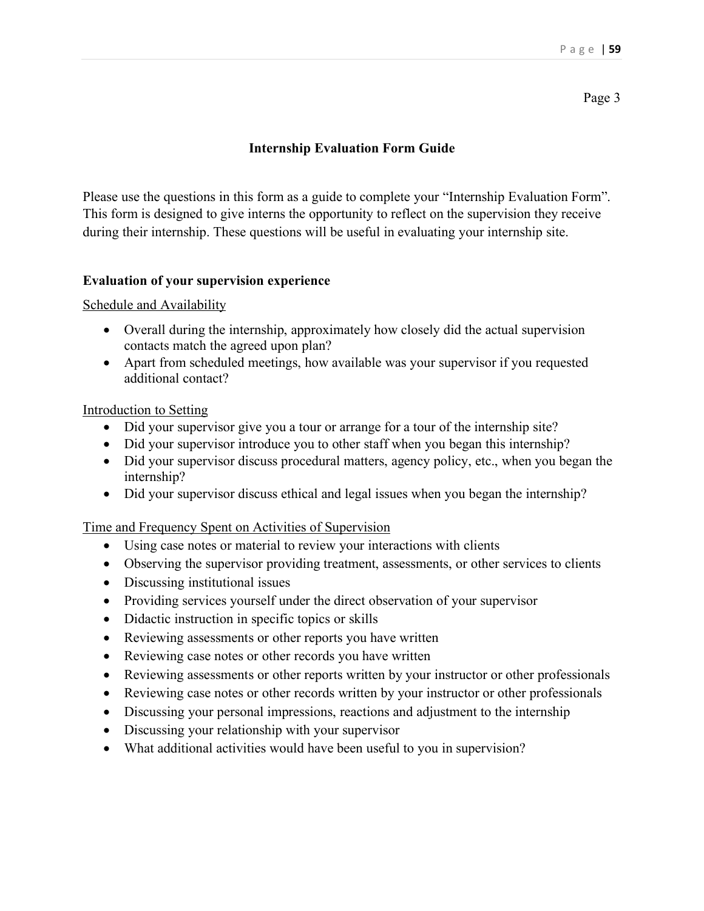Page 3

## Internship Evaluation Form Guide

Please use the questions in this form as a guide to complete your "Internship Evaluation Form". This form is designed to give interns the opportunity to reflect on the supervision they receive during their internship. These questions will be useful in evaluating your internship site.

### Evaluation of your supervision experience

Schedule and Availability

- Overall during the internship, approximately how closely did the actual supervision contacts match the agreed upon plan?
- Apart from scheduled meetings, how available was your supervisor if you requested additional contact?

Introduction to Setting

- Did your supervisor give you a tour or arrange for a tour of the internship site?
- Did your supervisor introduce you to other staff when you began this internship?
- Did your supervisor discuss procedural matters, agency policy, etc., when you began the internship?
- Did your supervisor discuss ethical and legal issues when you began the internship?

Time and Frequency Spent on Activities of Supervision

- Using case notes or material to review your interactions with clients
- Observing the supervisor providing treatment, assessments, or other services to clients
- Discussing institutional issues
- Providing services yourself under the direct observation of your supervisor
- Didactic instruction in specific topics or skills
- Reviewing assessments or other reports you have written
- Reviewing case notes or other records you have written
- Reviewing assessments or other reports written by your instructor or other professionals
- Reviewing case notes or other records written by your instructor or other professionals
- Discussing your personal impressions, reactions and adjustment to the internship
- Discussing your relationship with your supervisor
- What additional activities would have been useful to you in supervision?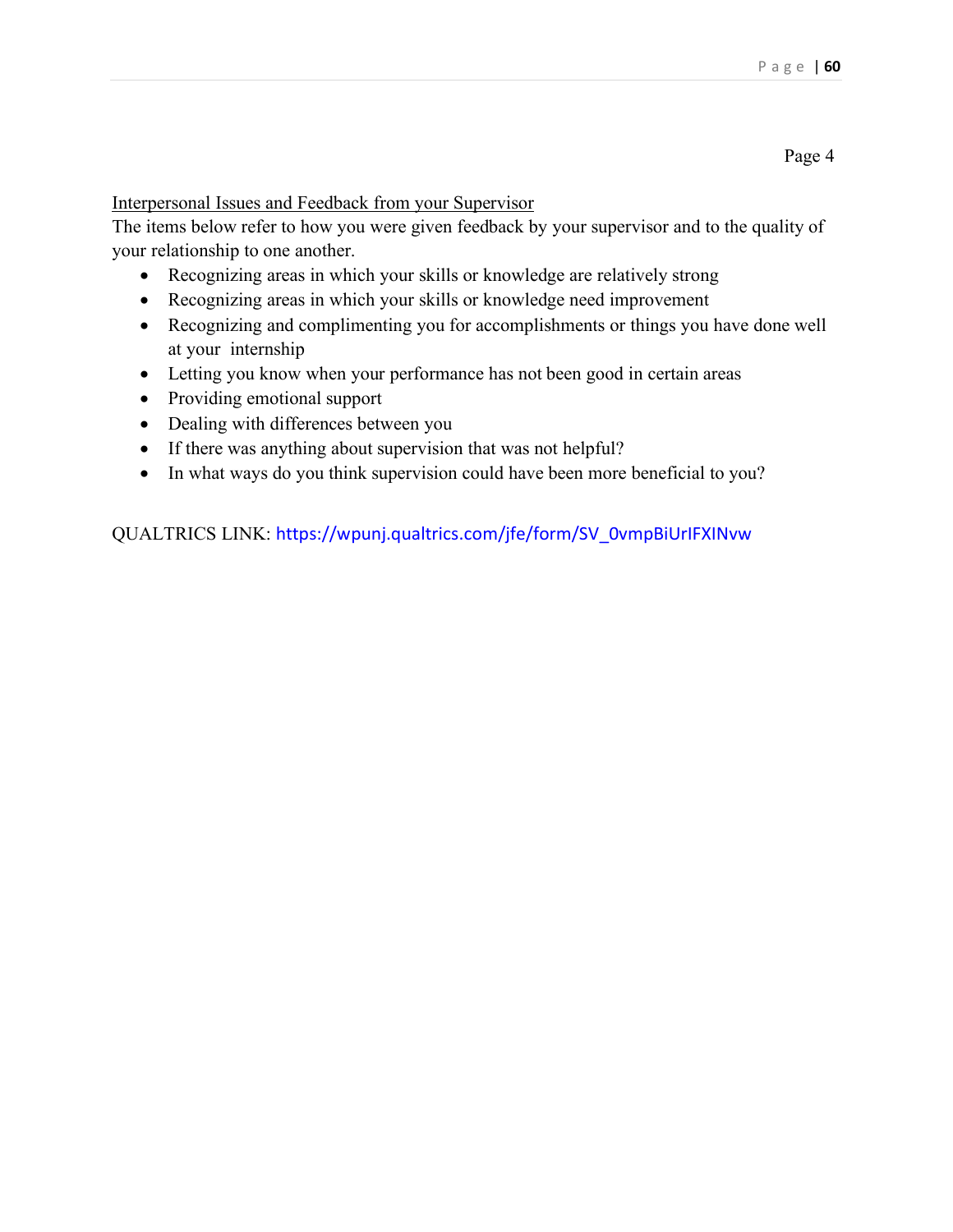Page 4

Interpersonal Issues and Feedback from your Supervisor

The items below refer to how you were given feedback by your supervisor and to the quality of your relationship to one another.

- Recognizing areas in which your skills or knowledge are relatively strong
- Recognizing areas in which your skills or knowledge need improvement
- Recognizing and complimenting you for accomplishments or things you have done well at your internship
- Letting you know when your performance has not been good in certain areas
- Providing emotional support
- Dealing with differences between you
- If there was anything about supervision that was not helpful?
- In what ways do you think supervision could have been more beneficial to you?

QUALTRICS LINK: https://wpunj.qualtrics.com/jfe/form/SV_0vmpBiUrIFXINvw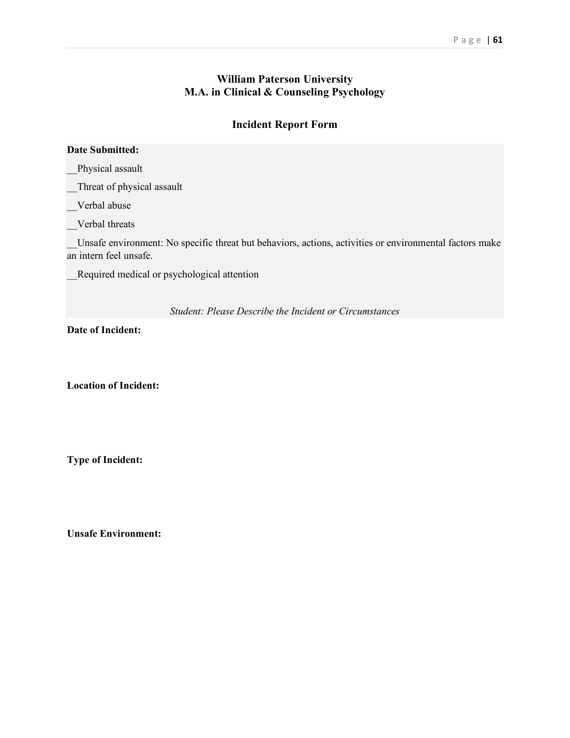**William Paterson University**
**M.A. in Clinical & Counseling Psychology**

## Incident Report Form

**Date Submitted:**

__Physical assault

__Threat of physical assault

__Verbal abuse

__Verbal threats

__Unsafe environment: No specific threat but behaviors, actions, activities or environmental factors make an intern feel unsafe.

__Required medical or psychological attention

*Student: Please Describe the Incident or Circumstances*

**Date of Incident:**

**Location of Incident:**

**Type of Incident:**

**Unsafe Environment:**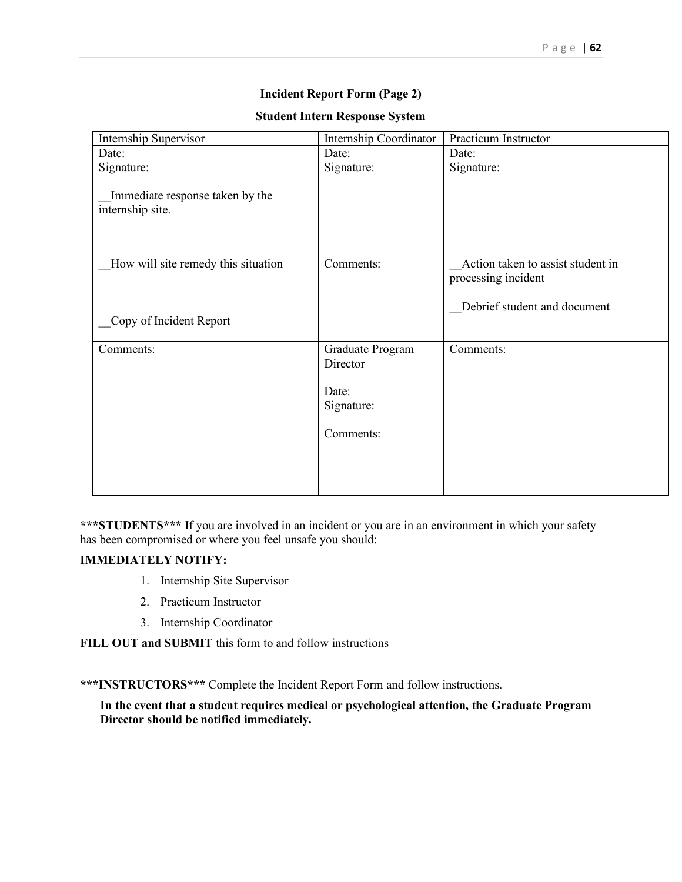**Incident Report Form (Page 2)**

**Student Intern Response System**

| Internship Supervisor | Internship Coordinator | Practicum Instructor |
|---|---|---|
| Date:<br>Signature:<br><br>__Immediate response taken by the internship site. | Date:<br>Signature: | Date:<br>Signature: |
| __How will site remedy this situation | Comments: | __Action taken to assist student in processing incident |
| __Copy of Incident Report | | __Debrief student and document |
| Comments: | Graduate Program Director<br><br>Date:<br>Signature:<br><br>Comments: | Comments: |

*****STUDENTS***** If you are involved in an incident or you are in an environment in which your safety has been compromised or where you feel unsafe you should:

**IMMEDIATELY NOTIFY:**

1. Internship Site Supervisor
2. Practicum Instructor
3. Internship Coordinator

**FILL OUT and SUBMIT** this form to and follow instructions

*****INSTRUCTORS***** Complete the Incident Report Form and follow instructions.

**In the event that a student requires medical or psychological attention, the Graduate Program Director should be notified immediately.**